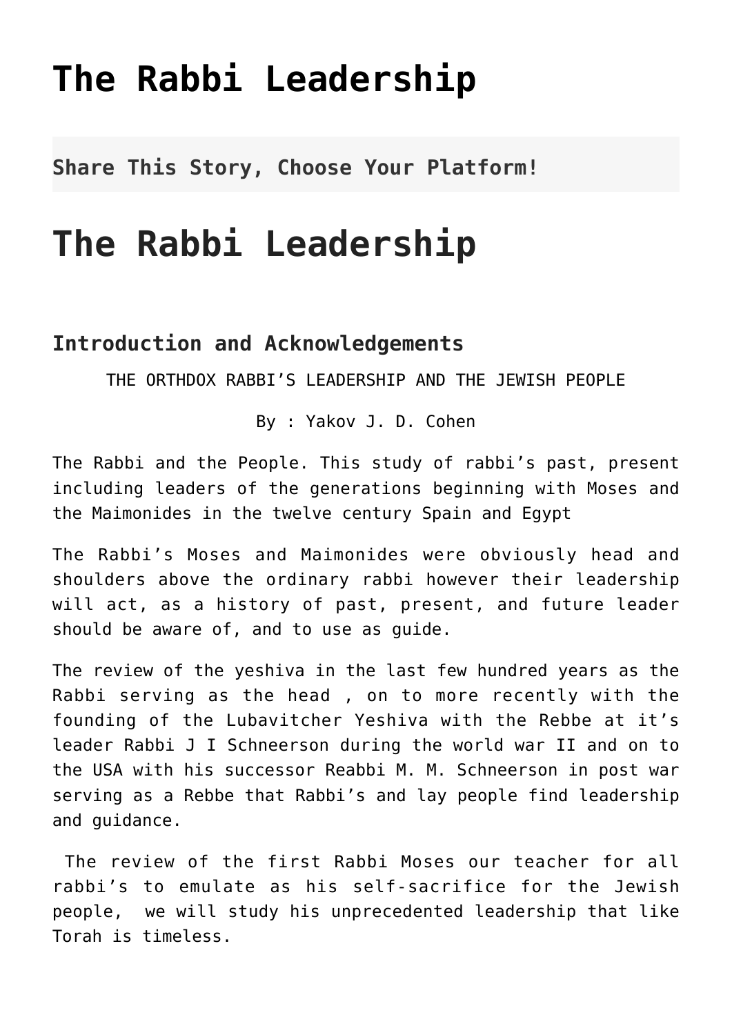# The Rabbi Leadership

**Share This Story, Choose Your Platform!**

# The Rabbi Leadership

### Introduction and Acknowledgements

THE ORTHDOX RABBI'S LEADERSHIP AND THE JEWISH PEOPLE

By : Yakov J. D. Cohen

The Rabbi and the People. This study of rabbi's past, present including leaders of the generations beginning with Moses and the Maimonides in the twelve century Spain and Egypt

The Rabbi's Moses and Maimonides were obviously head and shoulders above the ordinary rabbi however their leadership will act, as a history of past, present, and future leader should be aware of, and to use as guide.

The review of the yeshiva in the last few hundred years as the Rabbi serving as the head , on to more recently with the founding of the Lubavitcher Yeshiva with the Rebbe at it's leader Rabbi J I Schneerson during the world war II and on to the USA with his successor Reabbi M. M. Schneerson in post war serving as a Rebbe that Rabbi's and lay people find leadership and guidance.

The review of the first Rabbi Moses our teacher for all rabbi's to emulate as his self-sacrifice for the Jewish people, we will study his unprecedented leadership that like Torah is timeless.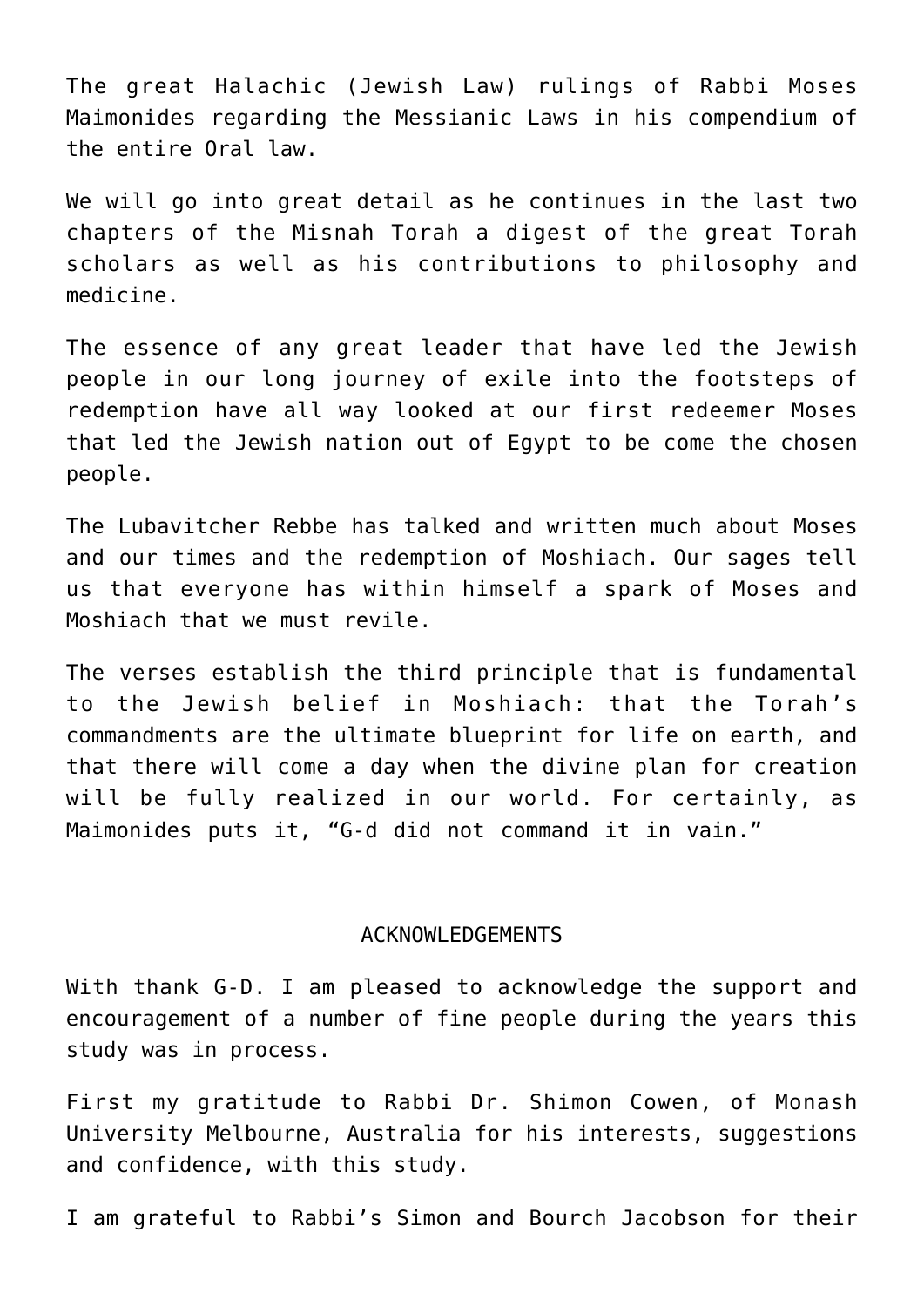The great Halachic (Jewish Law) rulings of Rabbi Moses Maimonides regarding the Messianic Laws in his compendium of the entire Oral law.

We will go into great detail as he continues in the last two chapters of the Misnah Torah a digest of the great Torah scholars as well as his contributions to philosophy and medicine.

The essence of any great leader that have led the Jewish people in our long journey of exile into the footsteps of redemption have all way looked at our first redeemer Moses that led the Jewish nation out of Egypt to be come the chosen people.

The Lubavitcher Rebbe has talked and written much about Moses and our times and the redemption of Moshiach. Our sages tell us that everyone has within himself a spark of Moses and Moshiach that we must revile.

The verses establish the third principle that is fundamental to the Jewish belief in Moshiach: that the Torah's commandments are the ultimate blueprint for life on earth, and that there will come a day when the divine plan for creation will be fully realized in our world. For certainly, as Maimonides puts it, "G-d did not command it in vain."

## ACKNOWLEDGEMENTS

With thank G-D. I am pleased to acknowledge the support and encouragement of a number of fine people during the years this study was in process.

First my gratitude to Rabbi Dr. Shimon Cowen, of Monash University Melbourne, Australia for his interests, suggestions and confidence, with this study.

I am grateful to Rabbi's Simon and Bourch Jacobson for their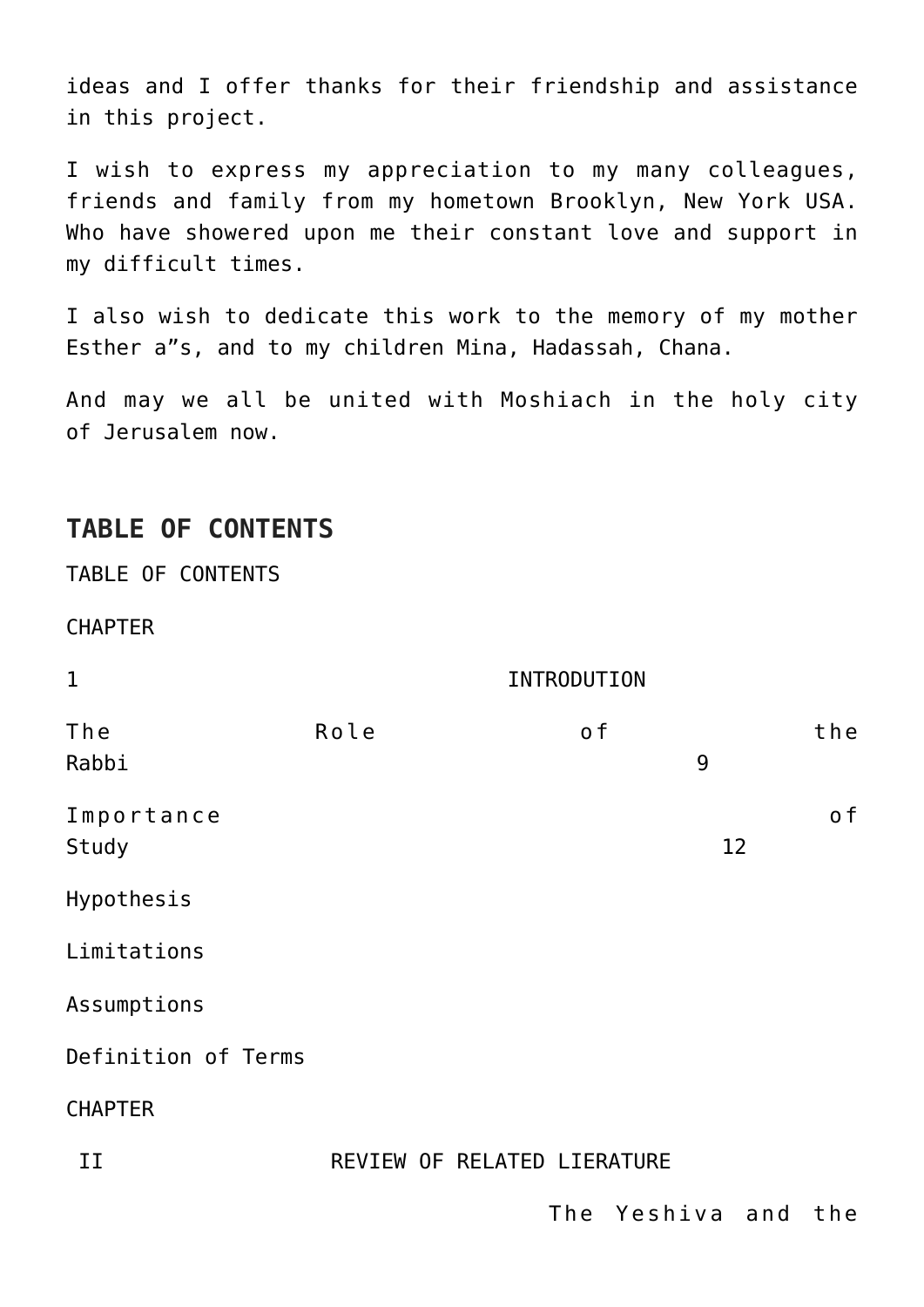ideas and I offer thanks for their friendship and assistance in this project.

I wish to express my appreciation to my many colleagues, friends and family from my hometown Brooklyn, New York USA. Who have showered upon me their constant love and support in my difficult times.

I also wish to dedicate this work to the memory of my mother Esther a"s, and to my children Mina, Hadassah, Chana.

And may we all be united with Moshiach in the holy city of Jerusalem now.

## TABLE OF CONTENTS

TABLE OF CONTENTS

CHAPTER

1 INTRODUTION

The Role of the Rabbi 9

Importance of Study 12

Hypothesis

Limitations

Assumptions

Definition of Terms

CHAPTER

II REVIEW OF RELATED LIERATURE

The Yeshiva and the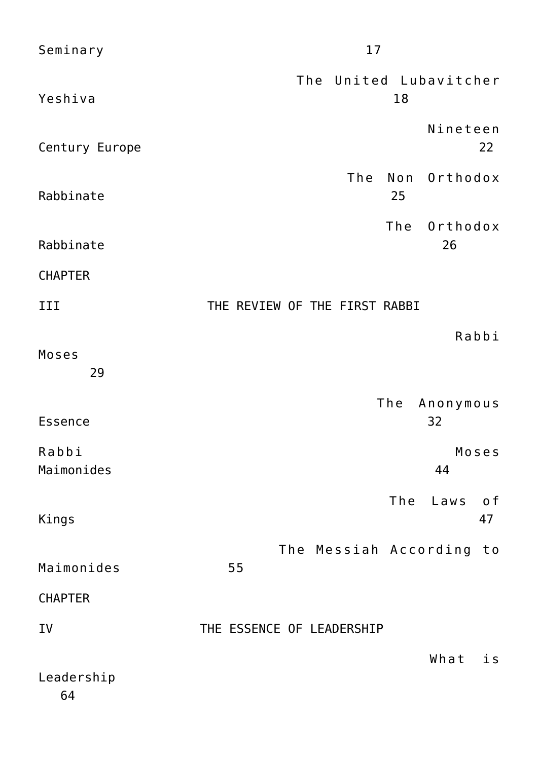Seminary 17

The United Lubavitcher Yeshiva 18

Nineteen Century Europe 22

The Non Orthodox Rabbinate 25

The Orthodox Rabbinate 26

CHAPTER

III THE REVIEW OF THE FIRST RABBI

Rabbi Moses 29

The Anonymous Essence 32

Rabbi Moses Maimonides 44

The Laws of Kings 47

The Messiah According to Maimonides 55

CHAPTER

IV THE ESSENCE OF LEADERSHIP

What is Leadership 64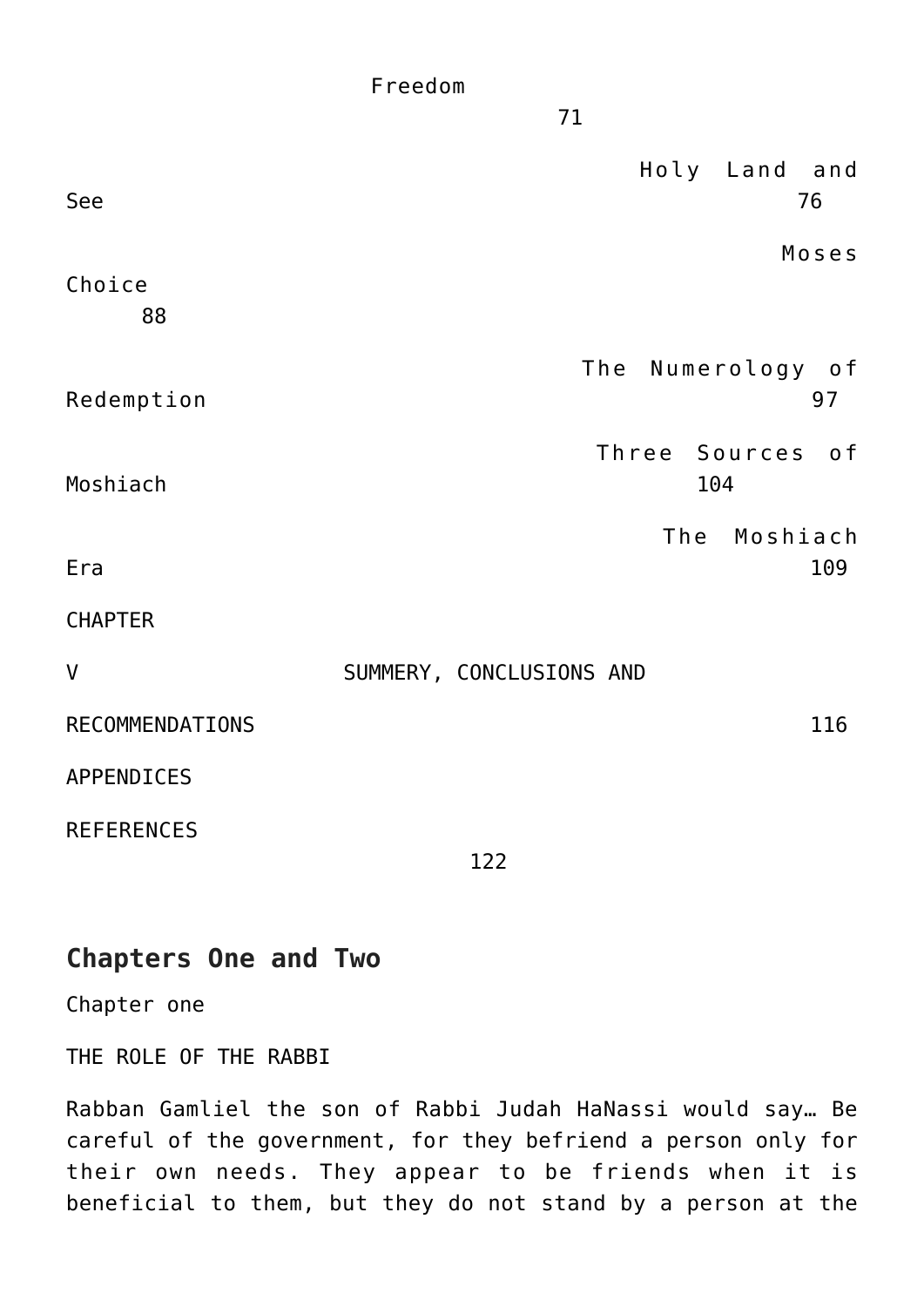Freedom 71

Holy Land and See 76

Moses Choice 88

The Numerology of Redemption 97

Three Sources of Moshiach 104

The Moshiach Era 109

CHAPTER

V SUMMERY, CONCLUSIONS AND

RECOMMENDATIONS 116

APPENDICES

REFERENCES 122

## Chapters One and Two

Chapter one

THE ROLE OF THE RABBI

Rabban Gamliel the son of Rabbi Judah HaNassi would say… Be careful of the government, for they befriend a person only for their own needs. They appear to be friends when it is beneficial to them, but they do not stand by a person at the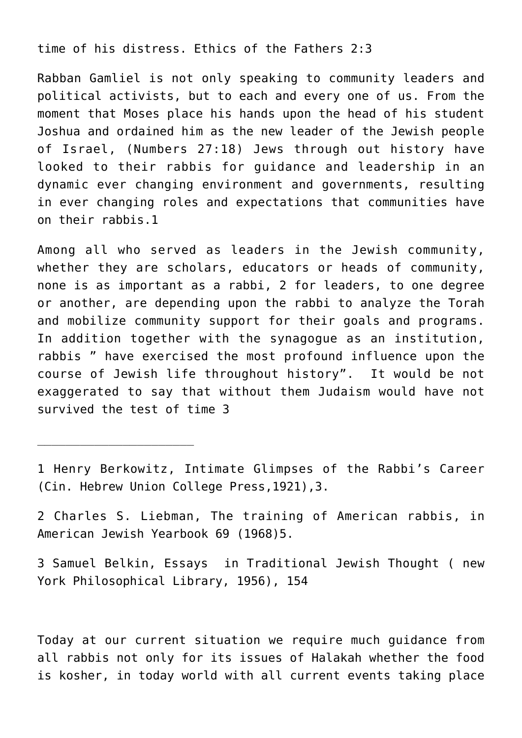time of his distress. Ethics of the Fathers 2:3

Rabban Gamliel is not only speaking to community leaders and political activists, but to each and every one of us. From the moment that Moses place his hands upon the head of his student Joshua and ordained him as the new leader of the Jewish people of Israel, (Numbers 27:18) Jews through out history have looked to their rabbis for guidance and leadership in an dynamic ever changing environment and governments, resulting in ever changing roles and expectations that communities have on their rabbis.[1]

Among all who served as leaders in the Jewish community, whether they are scholars, educators or heads of community, none is as important as a rabbi, [2] for leaders, to one degree or another, are depending upon the rabbi to analyze the Torah and mobilize community support for their goals and programs. In addition together with the synagogue as an institution, rabbis " have exercised the most profound influence upon the course of Jewish life throughout history". It would be not exaggerated to say that without them Judaism would have not survived the test of time [3]

---

1 Henry Berkowitz, Intimate Glimpses of the Rabbi's Career (Cin. Hebrew Union College Press,1921),3.

2 Charles S. Liebman, The training of American rabbis, in American Jewish Yearbook 69 (1968)5.

3 Samuel Belkin, Essays in Traditional Jewish Thought ( new York Philosophical Library, 1956), 154

Today at our current situation we require much guidance from all rabbis not only for its issues of Halakah whether the food is kosher, in today world with all current events taking place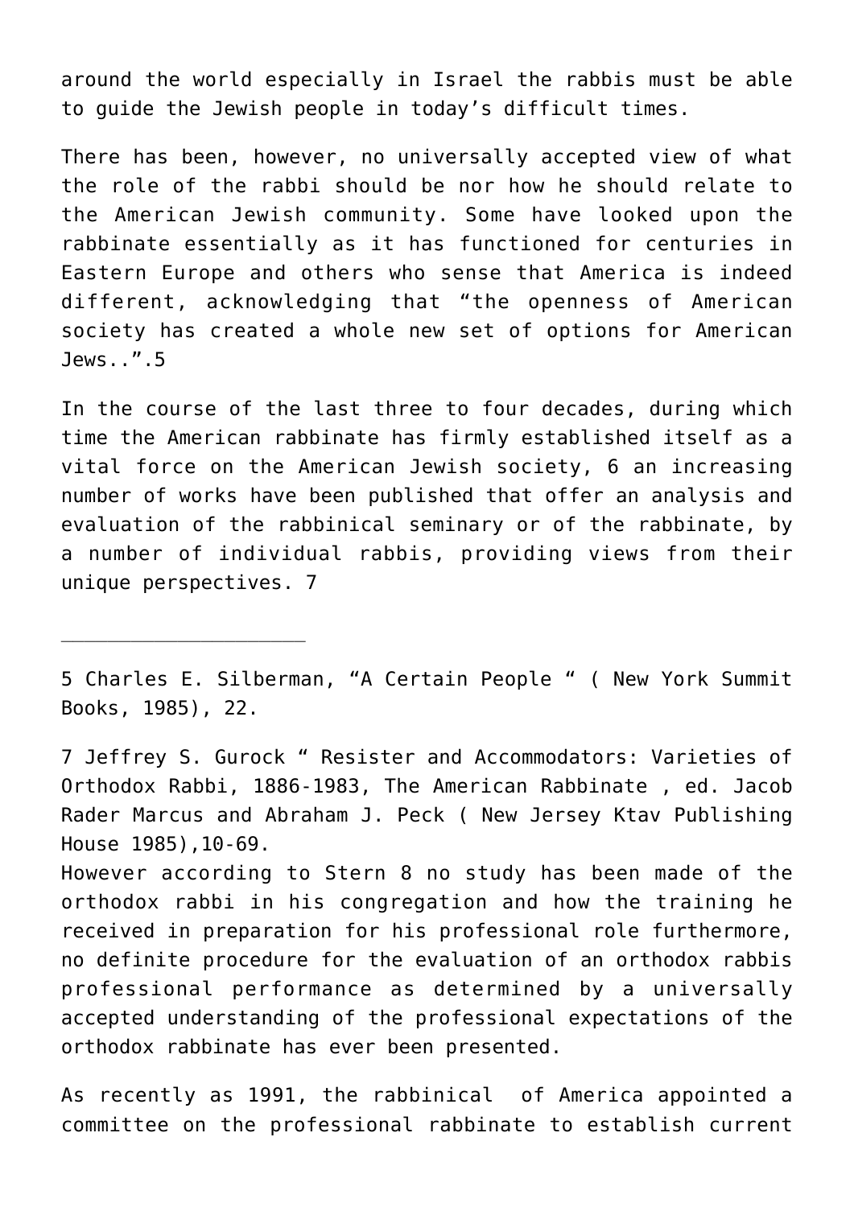around the world especially in Israel the rabbis must be able to guide the Jewish people in today's difficult times.

There has been, however, no universally accepted view of what the role of the rabbi should be nor how he should relate to the American Jewish community. Some have looked upon the rabbinate essentially as it has functioned for centuries in Eastern Europe and others who sense that America is indeed different, acknowledging that "the openness of American society has created a whole new set of options for American Jews..".5

In the course of the last three to four decades, during which time the American rabbinate has firmly established itself as a vital force on the American Jewish society, 6 an increasing number of works have been published that offer an analysis and evaluation of the rabbinical seminary or of the rabbinate, by a number of individual rabbis, providing views from their unique perspectives. 7

---

5 Charles E. Silberman, "A Certain People " ( New York Summit Books, 1985), 22.

7 Jeffrey S. Gurock " Resister and Accommodators: Varieties of Orthodox Rabbi, 1886-1983, The American Rabbinate , ed. Jacob Rader Marcus and Abraham J. Peck ( New Jersey Ktav Publishing House 1985),10-69.

However according to Stern 8 no study has been made of the orthodox rabbi in his congregation and how the training he received in preparation for his professional role furthermore, no definite procedure for the evaluation of an orthodox rabbis professional performance as determined by a universally accepted understanding of the professional expectations of the orthodox rabbinate has ever been presented.

As recently as 1991, the rabbinical  of America appointed a committee on the professional rabbinate to establish current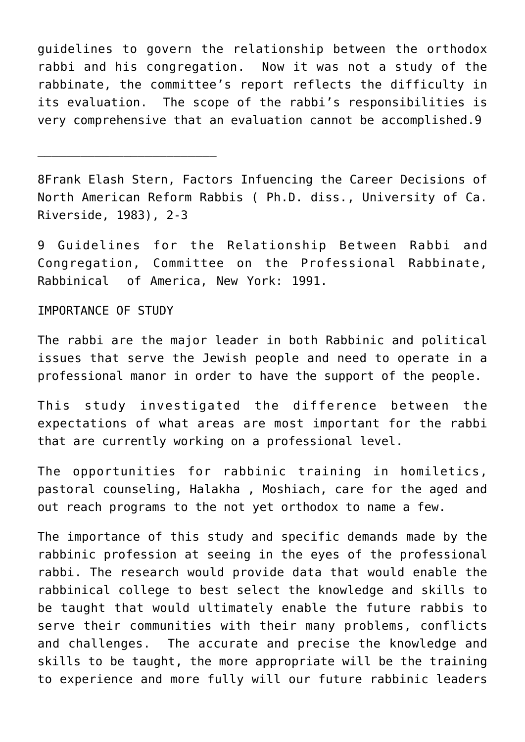guidelines to govern the relationship between the orthodox rabbi and his congregation. Now it was not a study of the rabbinate, the committee's report reflects the difficulty in its evaluation. The scope of the rabbi's responsibilities is very comprehensive that an evaluation cannot be accomplished.[9]

---

[8]Frank Elash Stern, Factors Infuencing the Career Decisions of North American Reform Rabbis ( Ph.D. diss., University of Ca. Riverside, 1983), 2-3

[9] Guidelines for the Relationship Between Rabbi and Congregation, Committee on the Professional Rabbinate, Rabbinical of America, New York: 1991.

IMPORTANCE OF STUDY

The rabbi are the major leader in both Rabbinic and political issues that serve the Jewish people and need to operate in a professional manor in order to have the support of the people.

This study investigated the difference between the expectations of what areas are most important for the rabbi that are currently working on a professional level.

The opportunities for rabbinic training in homiletics, pastoral counseling, Halakha , Moshiach, care for the aged and out reach programs to the not yet orthodox to name a few.

The importance of this study and specific demands made by the rabbinic profession at seeing in the eyes of the professional rabbi. The research would provide data that would enable the rabbinical college to best select the knowledge and skills to be taught that would ultimately enable the future rabbis to serve their communities with their many problems, conflicts and challenges. The accurate and precise the knowledge and skills to be taught, the more appropriate will be the training to experience and more fully will our future rabbinic leaders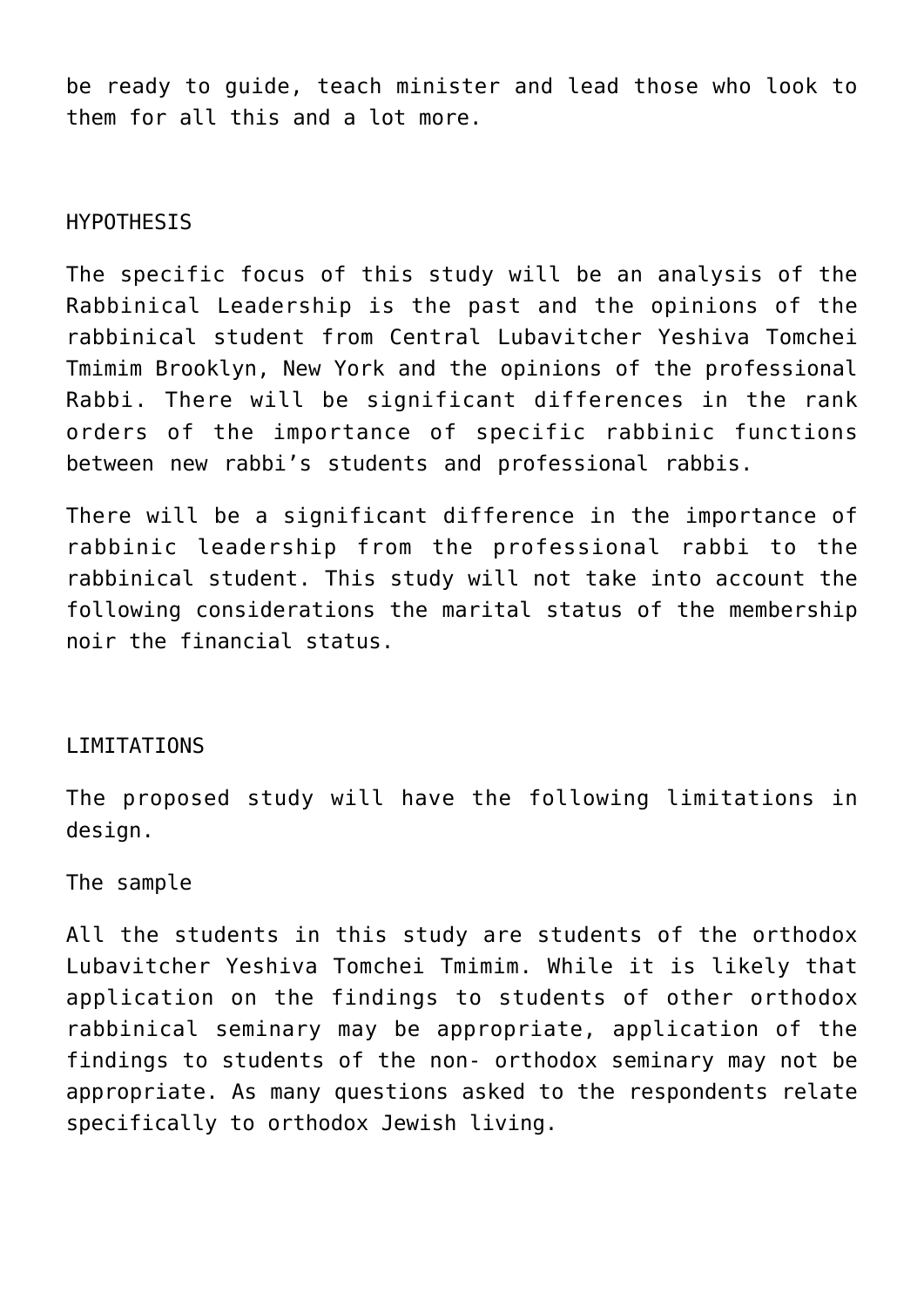be ready to guide, teach minister and lead those who look to them for all this and a lot more.

## HYPOTHESIS

The specific focus of this study will be an analysis of the Rabbinical Leadership is the past and the opinions of the rabbinical student from Central Lubavitcher Yeshiva Tomchei Tmimim Brooklyn, New York and the opinions of the professional Rabbi. There will be significant differences in the rank orders of the importance of specific rabbinic functions between new rabbi's students and professional rabbis.

There will be a significant difference in the importance of rabbinic leadership from the professional rabbi to the rabbinical student. This study will not take into account the following considerations the marital status of the membership noir the financial status.

## LIMITATIONS

The proposed study will have the following limitations in design.

### The sample

All the students in this study are students of the orthodox Lubavitcher Yeshiva Tomchei Tmimim. While it is likely that application on the findings to students of other orthodox rabbinical seminary may be appropriate, application of the findings to students of the non- orthodox seminary may not be appropriate. As many questions asked to the respondents relate specifically to orthodox Jewish living.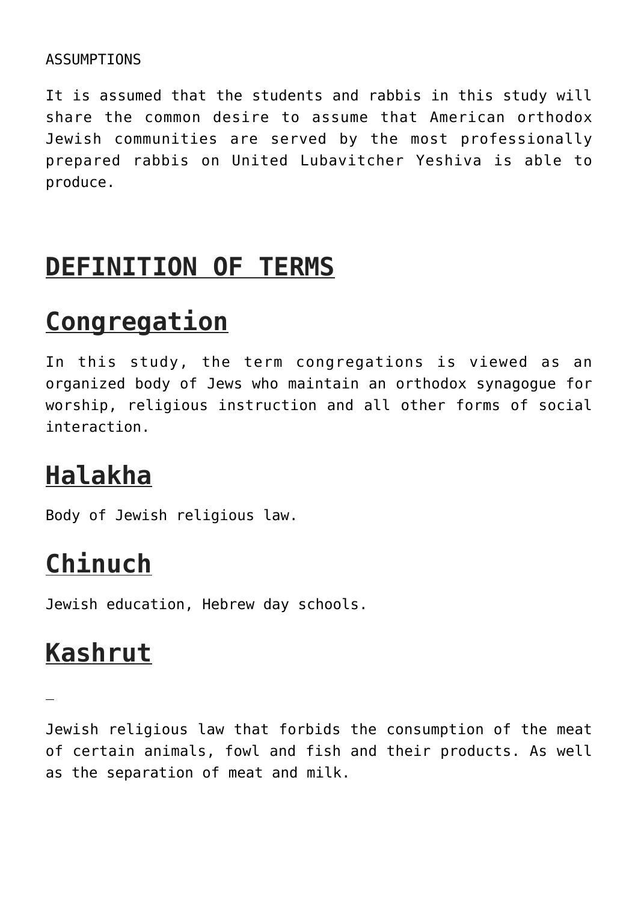ASSUMPTIONS

It is assumed that the students and rabbis in this study will share the common desire to assume that American orthodox Jewish communities are served by the most professionally prepared rabbis on United Lubavitcher Yeshiva is able to produce.

# DEFINITION OF TERMS

# Congregation

In this study, the term congregations is viewed as an organized body of Jews who maintain an orthodox synagogue for worship, religious instruction and all other forms of social interaction.

# Halakha

Body of Jewish religious law.

# Chinuch

Jewish education, Hebrew day schools.

# Kashrut

Jewish religious law that forbids the consumption of the meat of certain animals, fowl and fish and their products. As well as the separation of meat and milk.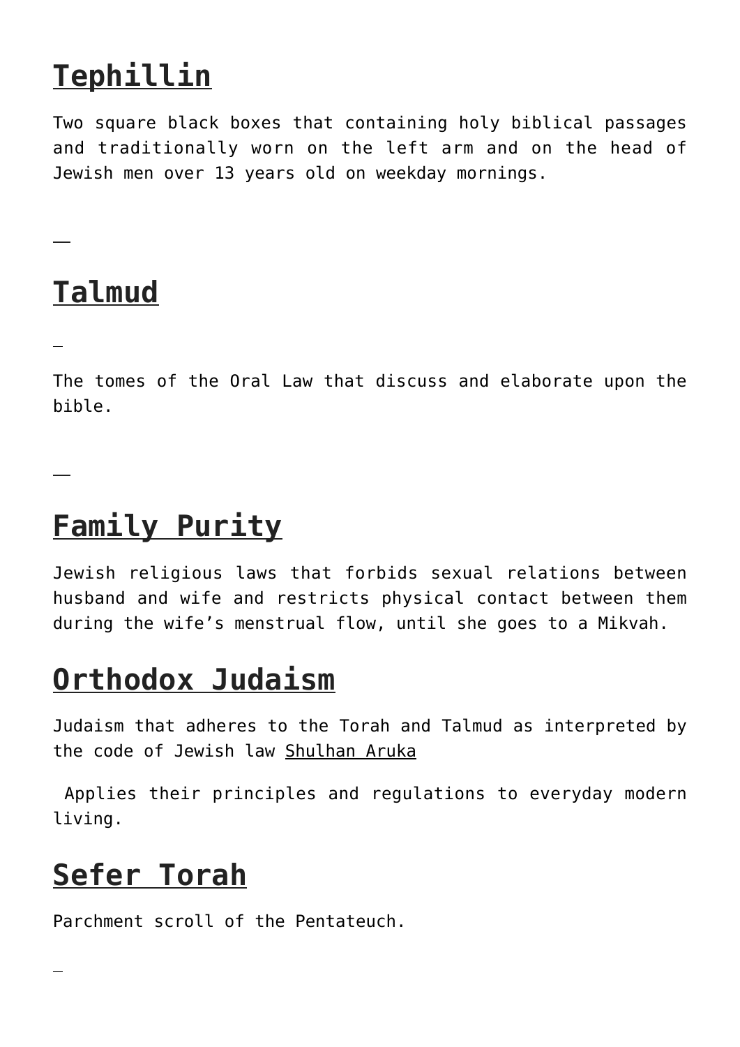## Tephillin

Two square black boxes that containing holy biblical passages and traditionally worn on the left arm and on the head of Jewish men over 13 years old on weekday mornings.

—

## Talmud

The tomes of the Oral Law that discuss and elaborate upon the bible.

—

## Family Purity

Jewish religious laws that forbids sexual relations between husband and wife and restricts physical contact between them during the wife's menstrual flow, until she goes to a Mikvah.

## Orthodox Judaism

Judaism that adheres to the Torah and Talmud as interpreted by the code of Jewish law Shulhan Aruka

Applies their principles and regulations to everyday modern living.

## Sefer Torah

Parchment scroll of the Pentateuch.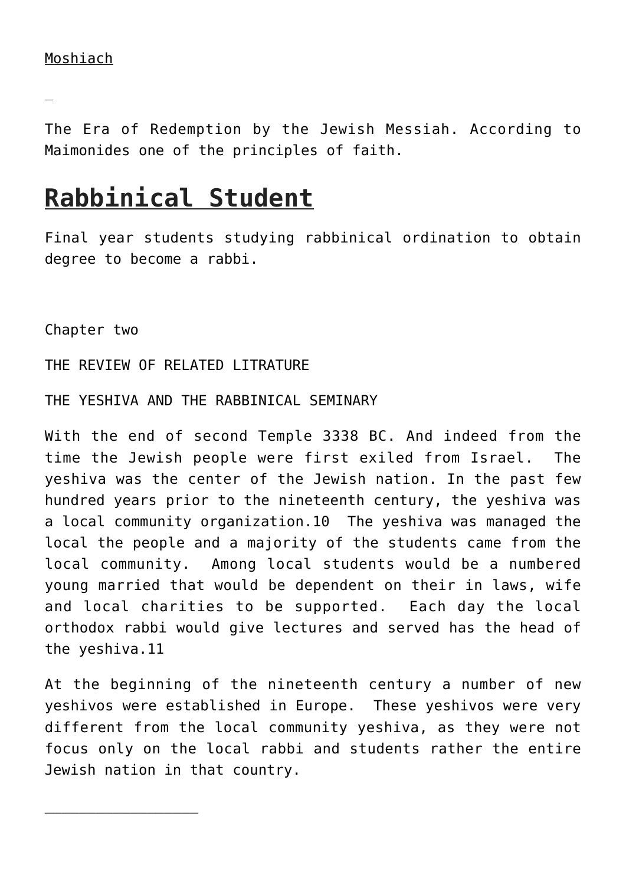Moshiach

The Era of Redemption by the Jewish Messiah. According to Maimonides one of the principles of faith.

## Rabbinical Student

Final year students studying rabbinical ordination to obtain degree to become a rabbi.

Chapter two

THE REVIEW OF RELATED LITRATURE

THE YESHIVA AND THE RABBINICAL SEMINARY

With the end of second Temple 3338 BC. And indeed from the time the Jewish people were first exiled from Israel. The yeshiva was the center of the Jewish nation. In the past few hundred years prior to the nineteenth century, the yeshiva was a local community organization.10 The yeshiva was managed the local the people and a majority of the students came from the local community. Among local students would be a numbered young married that would be dependent on their in laws, wife and local charities to be supported. Each day the local orthodox rabbi would give lectures and served has the head of the yeshiva.11

At the beginning of the nineteenth century a number of new yeshivos were established in Europe. These yeshivos were very different from the local community yeshiva, as they were not focus only on the local rabbi and students rather the entire Jewish nation in that country.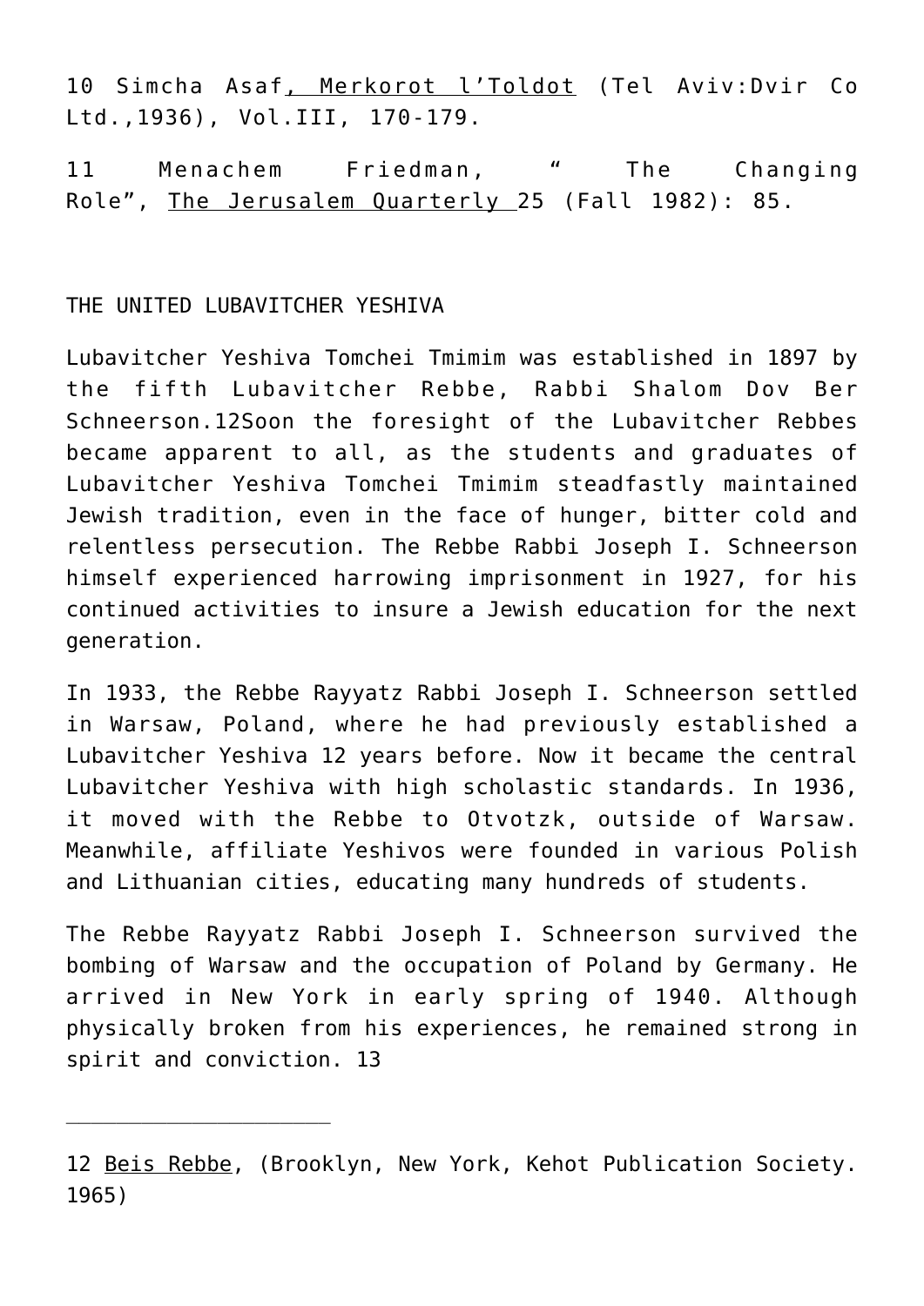10 Simcha Asaf, Merkorot l'Toldot (Tel Aviv:Dvir Co Ltd.,1936), Vol.III, 170-179.

11 Menachem Friedman, " The Changing Role", The Jerusalem Quarterly 25 (Fall 1982): 85.

## THE UNITED LUBAVITCHER YESHIVA

Lubavitcher Yeshiva Tomchei Tmimim was established in 1897 by the fifth Lubavitcher Rebbe, Rabbi Shalom Dov Ber Schneerson.[12] Soon the foresight of the Lubavitcher Rebbes became apparent to all, as the students and graduates of Lubavitcher Yeshiva Tomchei Tmimim steadfastly maintained Jewish tradition, even in the face of hunger, bitter cold and relentless persecution. The Rebbe Rabbi Joseph I. Schneerson himself experienced harrowing imprisonment in 1927, for his continued activities to insure a Jewish education for the next generation.

In 1933, the Rebbe Rayyatz Rabbi Joseph I. Schneerson settled in Warsaw, Poland, where he had previously established a Lubavitcher Yeshiva 12 years before. Now it became the central Lubavitcher Yeshiva with high scholastic standards. In 1936, it moved with the Rebbe to Otvotzk, outside of Warsaw. Meanwhile, affiliate Yeshivos were founded in various Polish and Lithuanian cities, educating many hundreds of students.

The Rebbe Rayyatz Rabbi Joseph I. Schneerson survived the bombing of Warsaw and the occupation of Poland by Germany. He arrived in New York in early spring of 1940. Although physically broken from his experiences, he remained strong in spirit and conviction. 13

---

12 Beis Rebbe, (Brooklyn, New York, Kehot Publication Society. 1965)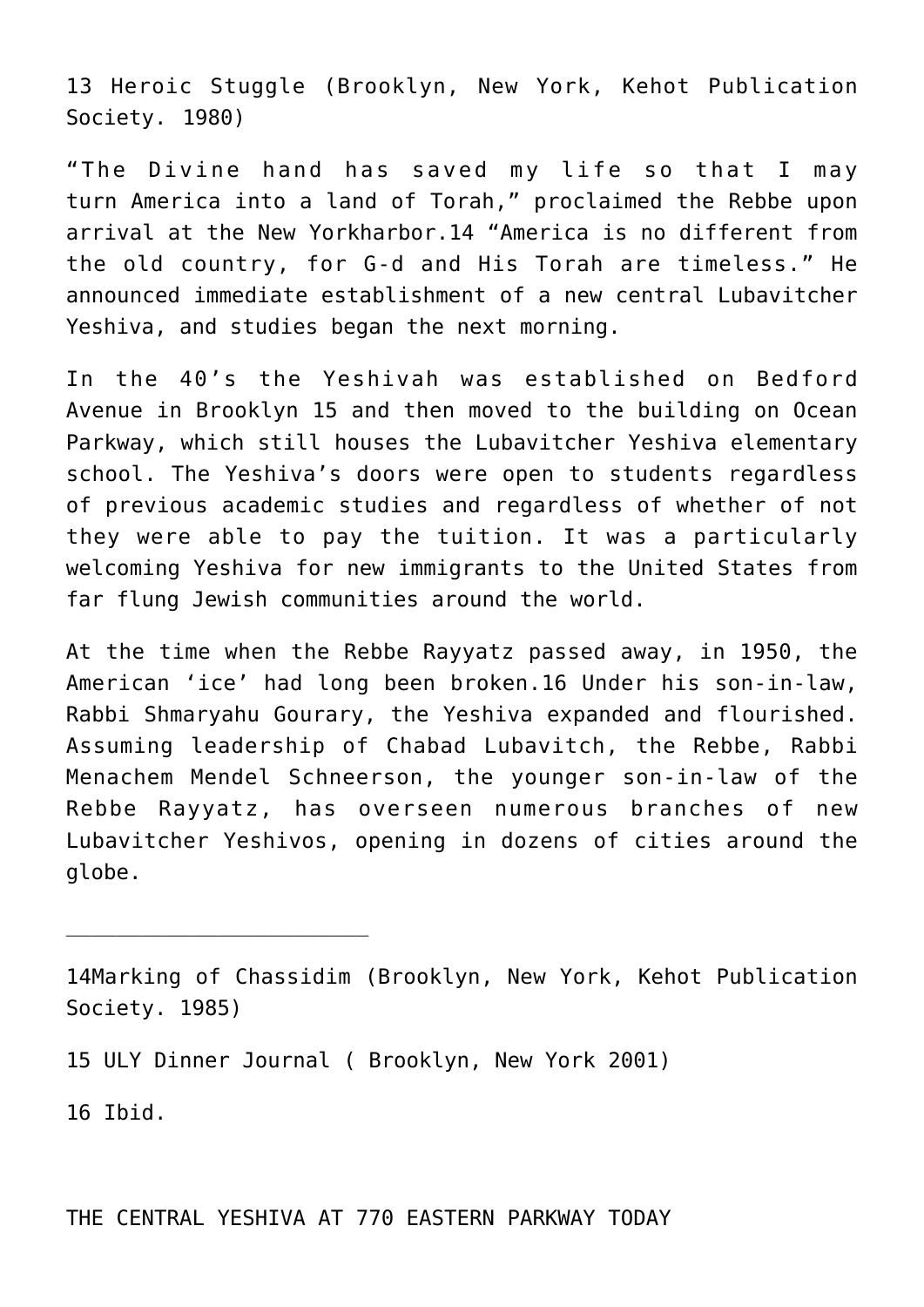13 Heroic Stuggle (Brooklyn, New York, Kehot Publication Society. 1980)

"The Divine hand has saved my life so that I may turn America into a land of Torah," proclaimed the Rebbe upon arrival at the New Yorkharbor.[14] "America is no different from the old country, for G-d and His Torah are timeless." He announced immediate establishment of a new central Lubavitcher Yeshiva, and studies began the next morning.

In the 40's the Yeshivah was established on Bedford Avenue in Brooklyn [15] and then moved to the building on Ocean Parkway, which still houses the Lubavitcher Yeshiva elementary school. The Yeshiva's doors were open to students regardless of previous academic studies and regardless of whether of not they were able to pay the tuition. It was a particularly welcoming Yeshiva for new immigrants to the United States from far flung Jewish communities around the world.

At the time when the Rebbe Rayyatz passed away, in 1950, the American 'ice' had long been broken.[16] Under his son-in-law, Rabbi Shmaryahu Gourary, the Yeshiva expanded and flourished. Assuming leadership of Chabad Lubavitch, the Rebbe, Rabbi Menachem Mendel Schneerson, the younger son-in-law of the Rebbe Rayyatz, has overseen numerous branches of new Lubavitcher Yeshivos, opening in dozens of cities around the globe.

---

14Marking of Chassidim (Brooklyn, New York, Kehot Publication Society. 1985)

15 ULY Dinner Journal ( Brooklyn, New York 2001)

16 Ibid.

THE CENTRAL YESHIVA AT 770 EASTERN PARKWAY TODAY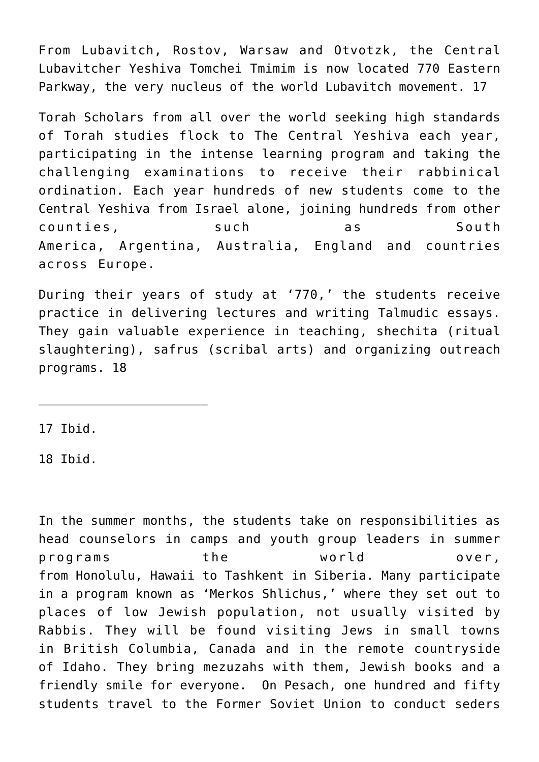From Lubavitch, Rostov, Warsaw and Otvotzk, the Central Lubavitcher Yeshiva Tomchei Tmimim is now located 770 Eastern Parkway, the very nucleus of the world Lubavitch movement. 17

Torah Scholars from all over the world seeking high standards of Torah studies flock to The Central Yeshiva each year, participating in the intense learning program and taking the challenging examinations to receive their rabbinical ordination. Each year hundreds of new students come to the Central Yeshiva from Israel alone, joining hundreds from other counties, such as South America, Argentina, Australia, England and countries across Europe.

During their years of study at '770,' the students receive practice in delivering lectures and writing Talmudic essays. They gain valuable experience in teaching, shechita (ritual slaughtering), safrus (scribal arts) and organizing outreach programs. 18

---

17 Ibid.

18 Ibid.

In the summer months, the students take on responsibilities as head counselors in camps and youth group leaders in summer programs the world over, from Honolulu, Hawaii to Tashkent in Siberia. Many participate in a program known as 'Merkos Shlichus,' where they set out to places of low Jewish population, not usually visited by Rabbis. They will be found visiting Jews in small towns in British Columbia, Canada and in the remote countryside of Idaho. They bring mezuzahs with them, Jewish books and a friendly smile for everyone. On Pesach, one hundred and fifty students travel to the Former Soviet Union to conduct seders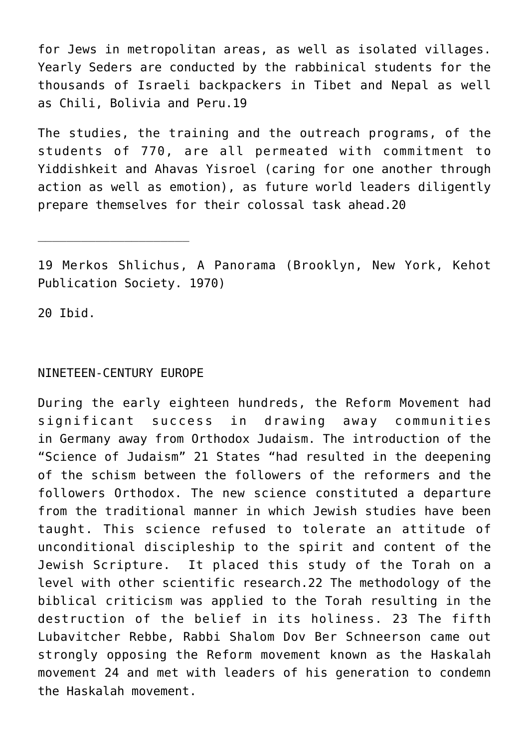for Jews in metropolitan areas, as well as isolated villages. Yearly Seders are conducted by the rabbinical students for the thousands of Israeli backpackers in Tibet and Nepal as well as Chili, Bolivia and Peru.[19]

The studies, the training and the outreach programs, of the students of 770, are all permeated with commitment to Yiddishkeit and Ahavas Yisroel (caring for one another through action as well as emotion), as future world leaders diligently prepare themselves for their colossal task ahead.[20]

---

19 Merkos Shlichus, A Panorama (Brooklyn, New York, Kehot Publication Society. 1970)

20 Ibid.

## NINETEEN-CENTURY EUROPE

During the early eighteen hundreds, the Reform Movement had significant success in drawing away communities in Germany away from Orthodox Judaism. The introduction of the "Science of Judaism" [21] States "had resulted in the deepening of the schism between the followers of the reformers and the followers Orthodox. The new science constituted a departure from the traditional manner in which Jewish studies have been taught. This science refused to tolerate an attitude of unconditional discipleship to the spirit and content of the Jewish Scripture. It placed this study of the Torah on a level with other scientific research.[22] The methodology of the biblical criticism was applied to the Torah resulting in the destruction of the belief in its holiness. [23] The fifth Lubavitcher Rebbe, Rabbi Shalom Dov Ber Schneerson came out strongly opposing the Reform movement known as the Haskalah movement [24] and met with leaders of his generation to condemn the Haskalah movement.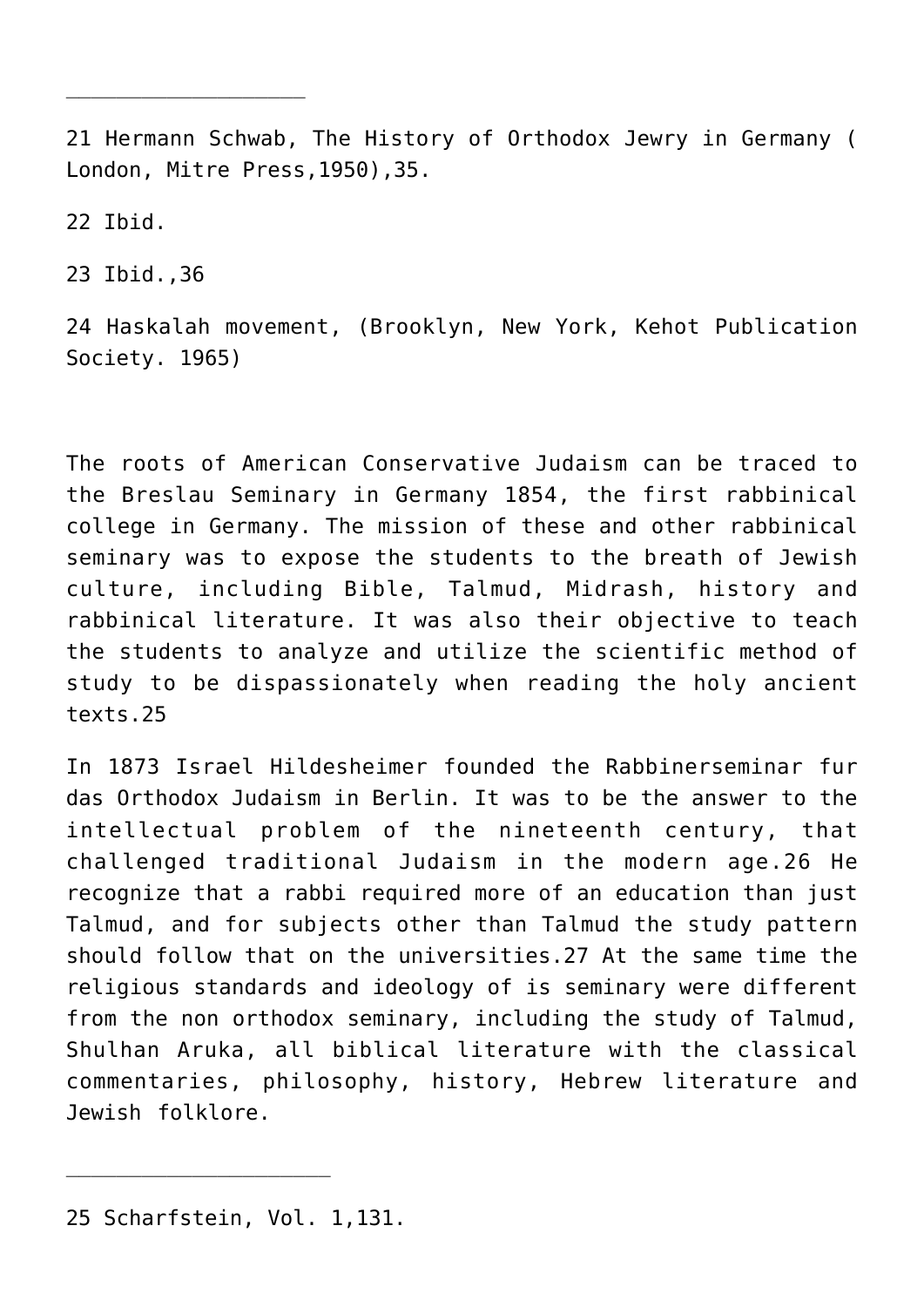---

21 Hermann Schwab, The History of Orthodox Jewry in Germany ( London, Mitre Press,1950),35.

22 Ibid.

23 Ibid.,36

24 Haskalah movement, (Brooklyn, New York, Kehot Publication Society. 1965)

The roots of American Conservative Judaism can be traced to the Breslau Seminary in Germany 1854, the first rabbinical college in Germany. The mission of these and other rabbinical seminary was to expose the students to the breath of Jewish culture, including Bible, Talmud, Midrash, history and rabbinical literature. It was also their objective to teach the students to analyze and utilize the scientific method of study to be dispassionately when reading the holy ancient texts.25

In 1873 Israel Hildesheimer founded the Rabbinerseminar fur das Orthodox Judaism in Berlin. It was to be the answer to the intellectual problem of the nineteenth century, that challenged traditional Judaism in the modern age.26 He recognize that a rabbi required more of an education than just Talmud, and for subjects other than Talmud the study pattern should follow that on the universities.27 At the same time the religious standards and ideology of is seminary were different from the non orthodox seminary, including the study of Talmud, Shulhan Aruka, all biblical literature with the classical commentaries, philosophy, history, Hebrew literature and Jewish folklore.

---

25 Scharfstein, Vol. 1,131.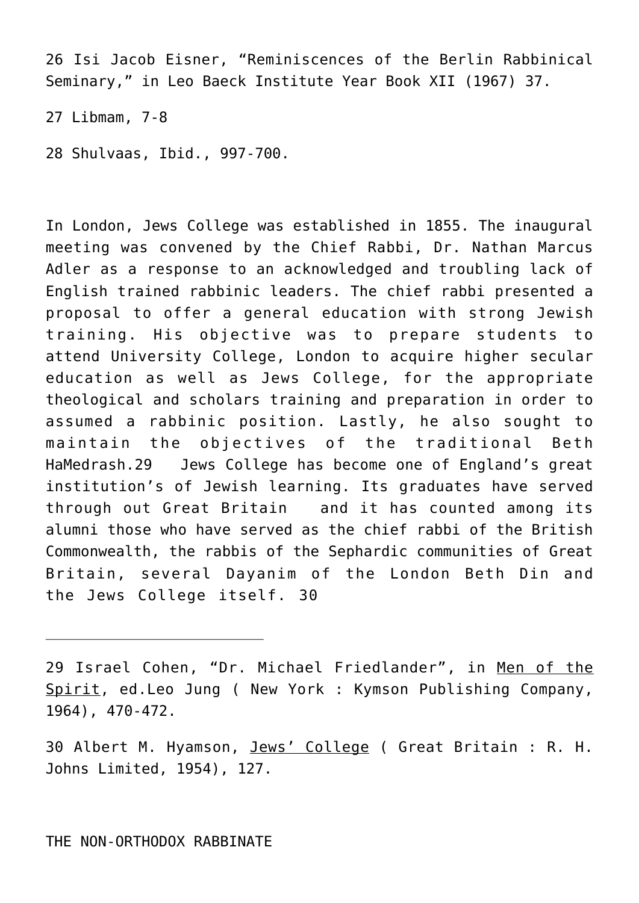26 Isi Jacob Eisner, "Reminiscences of the Berlin Rabbinical Seminary," in Leo Baeck Institute Year Book XII (1967) 37.

27 Libmam, 7-8

28 Shulvaas, Ibid., 997-700.

In London, Jews College was established in 1855. The inaugural meeting was convened by the Chief Rabbi, Dr. Nathan Marcus Adler as a response to an acknowledged and troubling lack of English trained rabbinic leaders. The chief rabbi presented a proposal to offer a general education with strong Jewish training. His objective was to prepare students to attend University College, London to acquire higher secular education as well as Jews College, for the appropriate theological and scholars training and preparation in order to assumed a rabbinic position. Lastly, he also sought to maintain the objectives of the traditional Beth HaMedrash.29 Jews College has become one of England's great institution's of Jewish learning. Its graduates have served through out Great Britain and it has counted among its alumni those who have served as the chief rabbi of the British Commonwealth, the rabbis of the Sephardic communities of Great Britain, several Dayanim of the London Beth Din and the Jews College itself. 30

---

29 Israel Cohen, "Dr. Michael Friedlander", in Men of the Spirit, ed.Leo Jung ( New York : Kymson Publishing Company, 1964), 470-472.

30 Albert M. Hyamson, Jews' College ( Great Britain : R. H. Johns Limited, 1954), 127.

## THE NON-ORTHODOX RABBINATE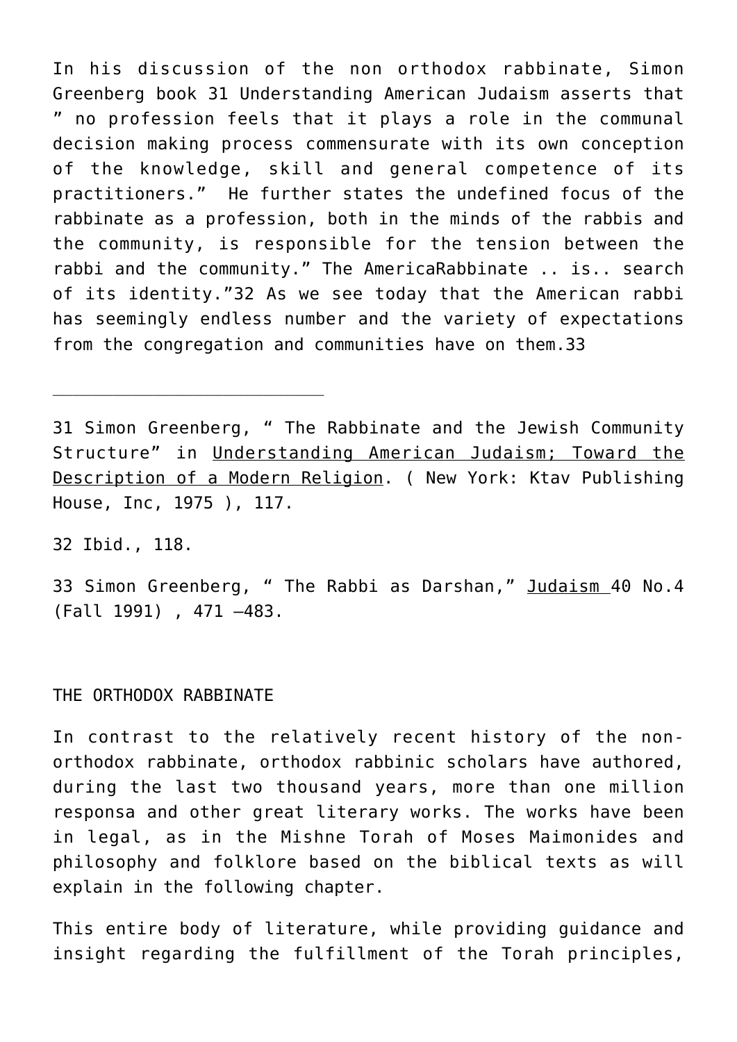In his discussion of the non orthodox rabbinate, Simon Greenberg book 31 Understanding American Judaism asserts that " no profession feels that it plays a role in the communal decision making process commensurate with its own conception of the knowledge, skill and general competence of its practitioners." He further states the undefined focus of the rabbinate as a profession, both in the minds of the rabbis and the community, is responsible for the tension between the rabbi and the community." The AmericaRabbinate .. is.. search of its identity."32 As we see today that the American rabbi has seemingly endless number and the variety of expectations from the congregation and communities have on them.33

---

31 Simon Greenberg, " The Rabbinate and the Jewish Community Structure" in Understanding American Judaism; Toward the Description of a Modern Religion. ( New York: Ktav Publishing House, Inc, 1975 ), 117.

32 Ibid., 118.

33 Simon Greenberg, " The Rabbi as Darshan," Judaism 40 No.4 (Fall 1991) , 471 –483.

## THE ORTHODOX RABBINATE

In contrast to the relatively recent history of the non-orthodox rabbinate, orthodox rabbinic scholars have authored, during the last two thousand years, more than one million responsa and other great literary works. The works have been in legal, as in the Mishne Torah of Moses Maimonides and philosophy and folklore based on the biblical texts as will explain in the following chapter.

This entire body of literature, while providing guidance and insight regarding the fulfillment of the Torah principles,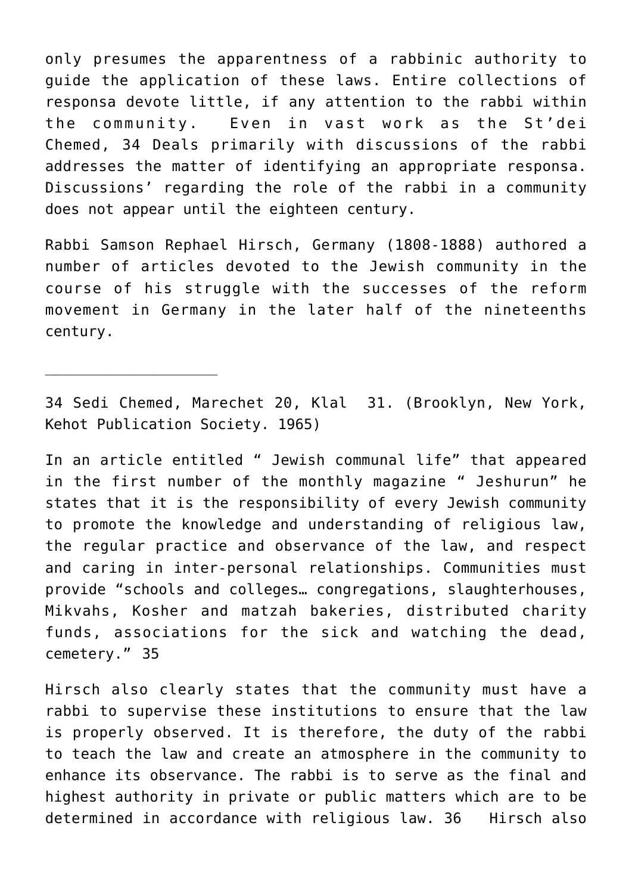only presumes the apparentness of a rabbinic authority to guide the application of these laws. Entire collections of responsa devote little, if any attention to the rabbi within the community. Even in vast work as the St'dei Chemed, 34 Deals primarily with discussions of the rabbi addresses the matter of identifying an appropriate responsa. Discussions' regarding the role of the rabbi in a community does not appear until the eighteen century.

Rabbi Samson Rephael Hirsch, Germany (1808-1888) authored a number of articles devoted to the Jewish community in the course of his struggle with the successes of the reform movement in Germany in the later half of the nineteenths century.

---

34 Sedi Chemed, Marechet 20, Klal 31. (Brooklyn, New York, Kehot Publication Society. 1965)

In an article entitled " Jewish communal life" that appeared in the first number of the monthly magazine " Jeshurun" he states that it is the responsibility of every Jewish community to promote the knowledge and understanding of religious law, the regular practice and observance of the law, and respect and caring in inter-personal relationships. Communities must provide "schools and colleges… congregations, slaughterhouses, Mikvahs, Kosher and matzah bakeries, distributed charity funds, associations for the sick and watching the dead, cemetery." 35

Hirsch also clearly states that the community must have a rabbi to supervise these institutions to ensure that the law is properly observed. It is therefore, the duty of the rabbi to teach the law and create an atmosphere in the community to enhance its observance. The rabbi is to serve as the final and highest authority in private or public matters which are to be determined in accordance with religious law. 36 Hirsch also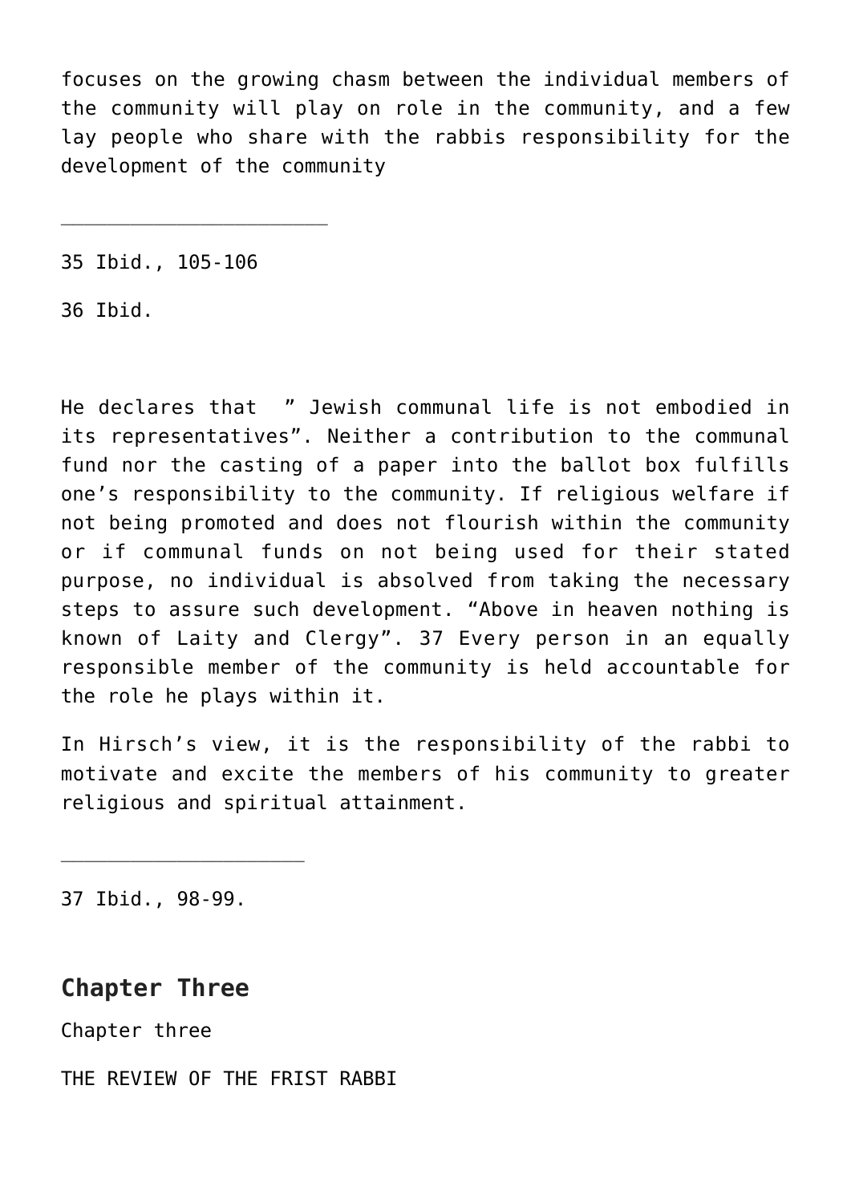focuses on the growing chasm between the individual members of the community will play on role in the community, and a few lay people who share with the rabbis responsibility for the development of the community

---

35 Ibid., 105-106

36 Ibid.

He declares that  " Jewish communal life is not embodied in its representatives". Neither a contribution to the communal fund nor the casting of a paper into the ballot box fulfills one's responsibility to the community. If religious welfare if not being promoted and does not flourish within the community or if communal funds on not being used for their stated purpose, no individual is absolved from taking the necessary steps to assure such development. "Above in heaven nothing is known of Laity and Clergy". 37 Every person in an equally responsible member of the community is held accountable for the role he plays within it.

In Hirsch's view, it is the responsibility of the rabbi to motivate and excite the members of his community to greater religious and spiritual attainment.

---

37 Ibid., 98-99.

## Chapter Three

Chapter three

THE REVIEW OF THE FRIST RABBI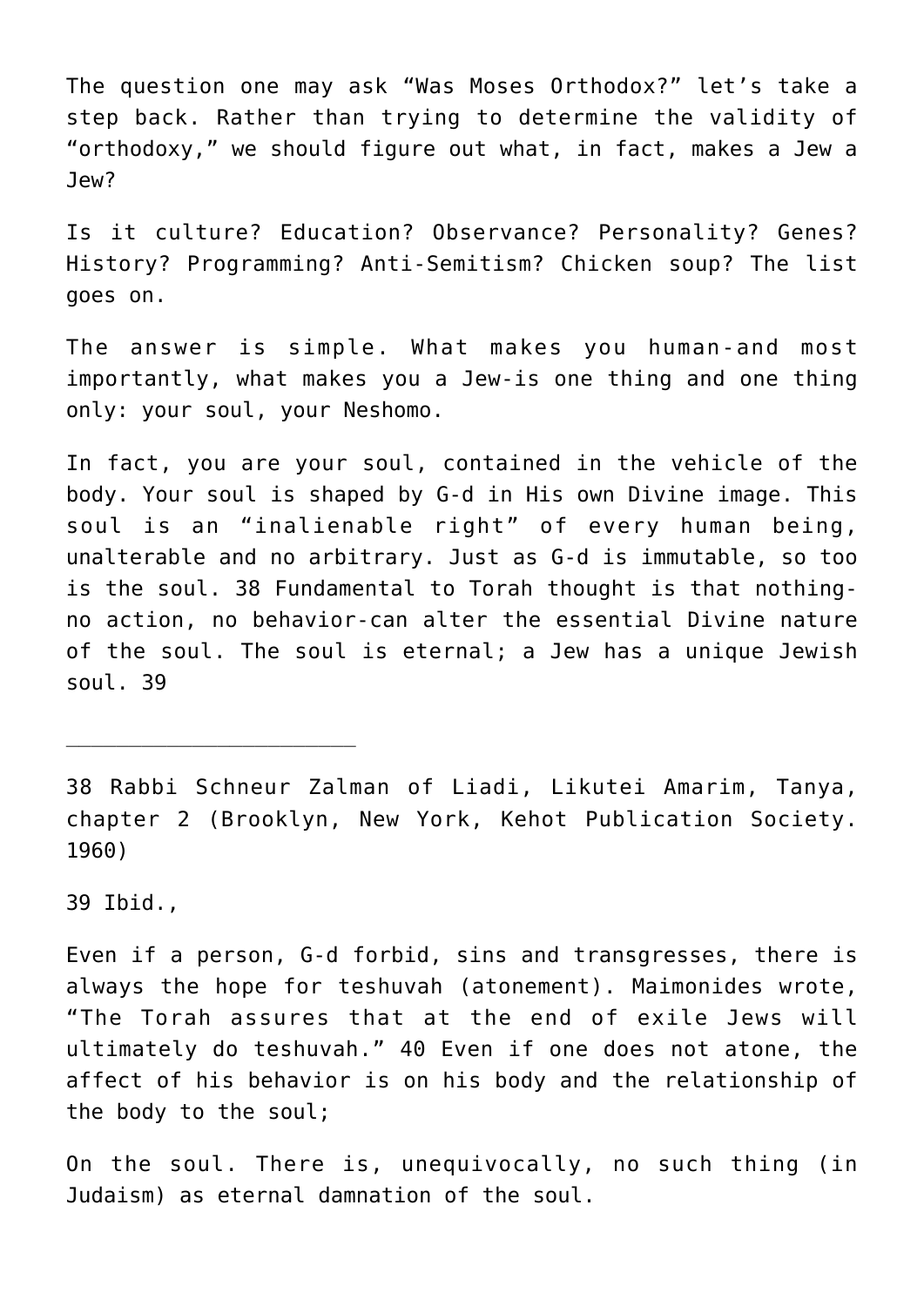The question one may ask "Was Moses Orthodox?" let's take a step back. Rather than trying to determine the validity of "orthodoxy," we should figure out what, in fact, makes a Jew a Jew?

Is it culture? Education? Observance? Personality? Genes? History? Programming? Anti-Semitism? Chicken soup? The list goes on.

The answer is simple. What makes you human-and most importantly, what makes you a Jew-is one thing and one thing only: your soul, your Neshomo.

In fact, you are your soul, contained in the vehicle of the body. Your soul is shaped by G-d in His own Divine image. This soul is an "inalienable right" of every human being, unalterable and no arbitrary. Just as G-d is immutable, so too is the soul. [38] Fundamental to Torah thought is that nothing-no action, no behavior-can alter the essential Divine nature of the soul. The soul is eternal; a Jew has a unique Jewish soul. [39]

---

38 Rabbi Schneur Zalman of Liadi, Likutei Amarim, Tanya, chapter 2 (Brooklyn, New York, Kehot Publication Society. 1960)

39 Ibid.,

Even if a person, G-d forbid, sins and transgresses, there is always the hope for teshuvah (atonement). Maimonides wrote, "The Torah assures that at the end of exile Jews will ultimately do teshuvah." [40] Even if one does not atone, the affect of his behavior is on his body and the relationship of the body to the soul;

On the soul. There is, unequivocally, no such thing (in Judaism) as eternal damnation of the soul.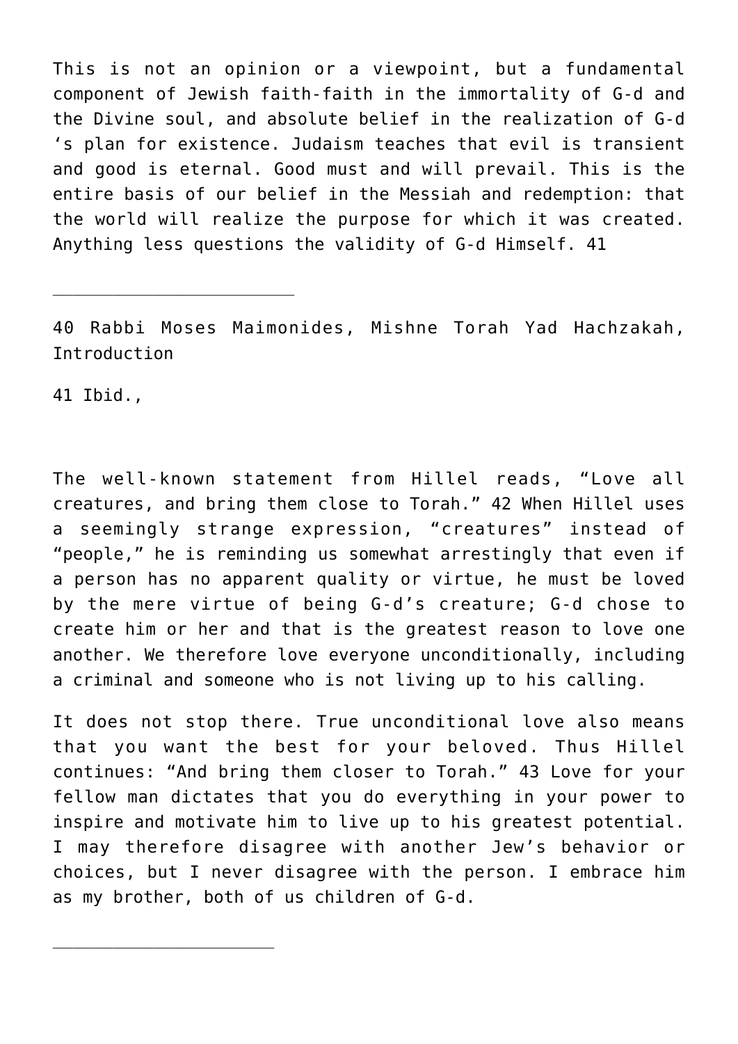This is not an opinion or a viewpoint, but a fundamental component of Jewish faith-faith in the immortality of G-d and the Divine soul, and absolute belief in the realization of G-d 's plan for existence. Judaism teaches that evil is transient and good is eternal. Good must and will prevail. This is the entire basis of our belief in the Messiah and redemption: that the world will realize the purpose for which it was created. Anything less questions the validity of G-d Himself. 41

---

40 Rabbi Moses Maimonides, Mishne Torah Yad Hachzakah, Introduction

41 Ibid.,

The well-known statement from Hillel reads, “Love all creatures, and bring them close to Torah.” 42 When Hillel uses a seemingly strange expression, “creatures” instead of “people,” he is reminding us somewhat arrestingly that even if a person has no apparent quality or virtue, he must be loved by the mere virtue of being G-d’s creature; G-d chose to create him or her and that is the greatest reason to love one another. We therefore love everyone unconditionally, including a criminal and someone who is not living up to his calling.

It does not stop there. True unconditional love also means that you want the best for your beloved. Thus Hillel continues: “And bring them closer to Torah.” 43 Love for your fellow man dictates that you do everything in your power to inspire and motivate him to live up to his greatest potential. I may therefore disagree with another Jew’s behavior or choices, but I never disagree with the person. I embrace him as my brother, both of us children of G-d.

---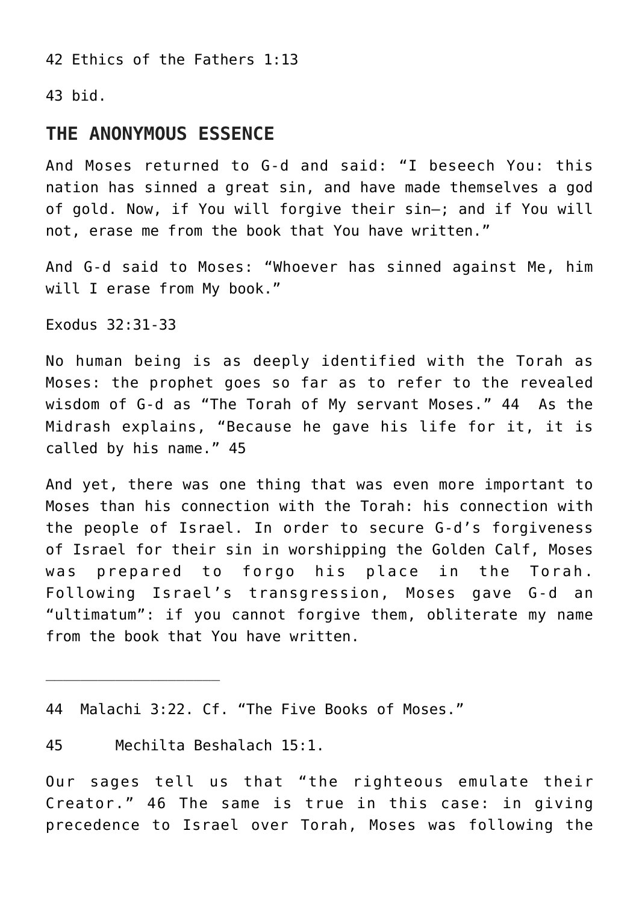42 Ethics of the Fathers 1:13

43 bid.

## THE ANONYMOUS ESSENCE

And Moses returned to G-d and said: "I beseech You: this nation has sinned a great sin, and have made themselves a god of gold. Now, if You will forgive their sin—; and if You will not, erase me from the book that You have written."

And G-d said to Moses: "Whoever has sinned against Me, him will I erase from My book."

Exodus 32:31-33

No human being is as deeply identified with the Torah as Moses: the prophet goes so far as to refer to the revealed wisdom of G-d as "The Torah of My servant Moses." [44] As the Midrash explains, "Because he gave his life for it, it is called by his name." [45]

And yet, there was one thing that was even more important to Moses than his connection with the Torah: his connection with the people of Israel. In order to secure G-d's forgiveness of Israel for their sin in worshipping the Golden Calf, Moses was prepared to forgo his place in the Torah. Following Israel's transgression, Moses gave G-d an "ultimatum": if you cannot forgive them, obliterate my name from the book that You have written.

---

44 Malachi 3:22. Cf. "The Five Books of Moses."

45 Mechilta Beshalach 15:1.

Our sages tell us that "the righteous emulate their Creator." [46] The same is true in this case: in giving precedence to Israel over Torah, Moses was following the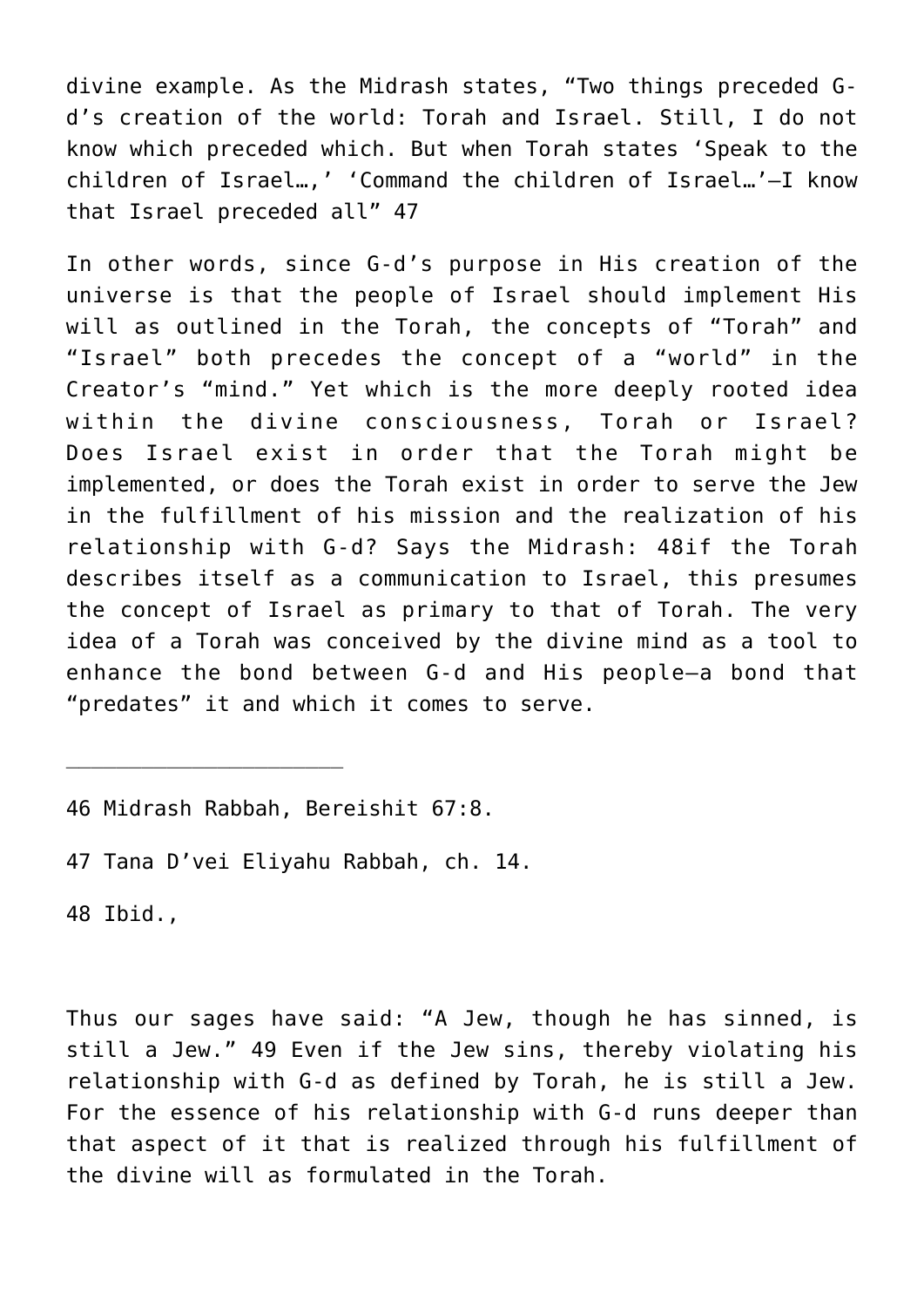divine example. As the Midrash states, "Two things preceded G-d's creation of the world: Torah and Israel. Still, I do not know which preceded which. But when Torah states 'Speak to the children of Israel…,' 'Command the children of Israel…'—I know that Israel preceded all" [47]

In other words, since G-d's purpose in His creation of the universe is that the people of Israel should implement His will as outlined in the Torah, the concepts of "Torah" and "Israel" both precedes the concept of a "world" in the Creator's "mind." Yet which is the more deeply rooted idea within the divine consciousness, Torah or Israel? Does Israel exist in order that the Torah might be implemented, or does the Torah exist in order to serve the Jew in the fulfillment of his mission and the realization of his relationship with G-d? Says the Midrash: [48]if the Torah describes itself as a communication to Israel, this presumes the concept of Israel as primary to that of Torah. The very idea of a Torah was conceived by the divine mind as a tool to enhance the bond between G-d and His people—a bond that "predates" it and which it comes to serve.

---

46 Midrash Rabbah, Bereishit 67:8.

47 Tana D'vei Eliyahu Rabbah, ch. 14.

48 Ibid.,

Thus our sages have said: "A Jew, though he has sinned, is still a Jew." [49] Even if the Jew sins, thereby violating his relationship with G-d as defined by Torah, he is still a Jew. For the essence of his relationship with G-d runs deeper than that aspect of it that is realized through his fulfillment of the divine will as formulated in the Torah.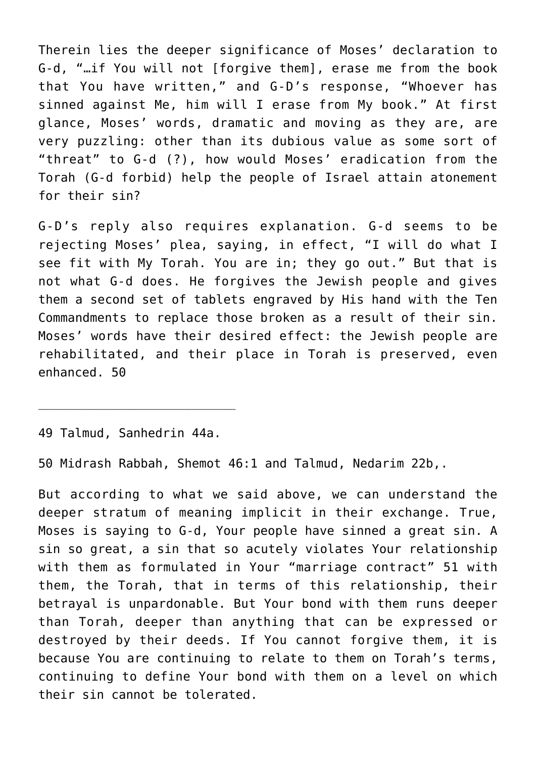Therein lies the deeper significance of Moses' declaration to G-d, "…if You will not [forgive them], erase me from the book that You have written," and G-D's response, "Whoever has sinned against Me, him will I erase from My book." At first glance, Moses' words, dramatic and moving as they are, are very puzzling: other than its dubious value as some sort of "threat" to G-d (?), how would Moses' eradication from the Torah (G-d forbid) help the people of Israel attain atonement for their sin?

G-D's reply also requires explanation. G-d seems to be rejecting Moses' plea, saying, in effect, "I will do what I see fit with My Torah. You are in; they go out." But that is not what G-d does. He forgives the Jewish people and gives them a second set of tablets engraved by His hand with the Ten Commandments to replace those broken as a result of their sin. Moses' words have their desired effect: the Jewish people are rehabilitated, and their place in Torah is preserved, even enhanced. 50

---

49 Talmud, Sanhedrin 44a.

50 Midrash Rabbah, Shemot 46:1 and Talmud, Nedarim 22b,.

But according to what we said above, we can understand the deeper stratum of meaning implicit in their exchange. True, Moses is saying to G-d, Your people have sinned a great sin. A sin so great, a sin that so acutely violates Your relationship with them as formulated in Your "marriage contract" 51 with them, the Torah, that in terms of this relationship, their betrayal is unpardonable. But Your bond with them runs deeper than Torah, deeper than anything that can be expressed or destroyed by their deeds. If You cannot forgive them, it is because You are continuing to relate to them on Torah's terms, continuing to define Your bond with them on a level on which their sin cannot be tolerated.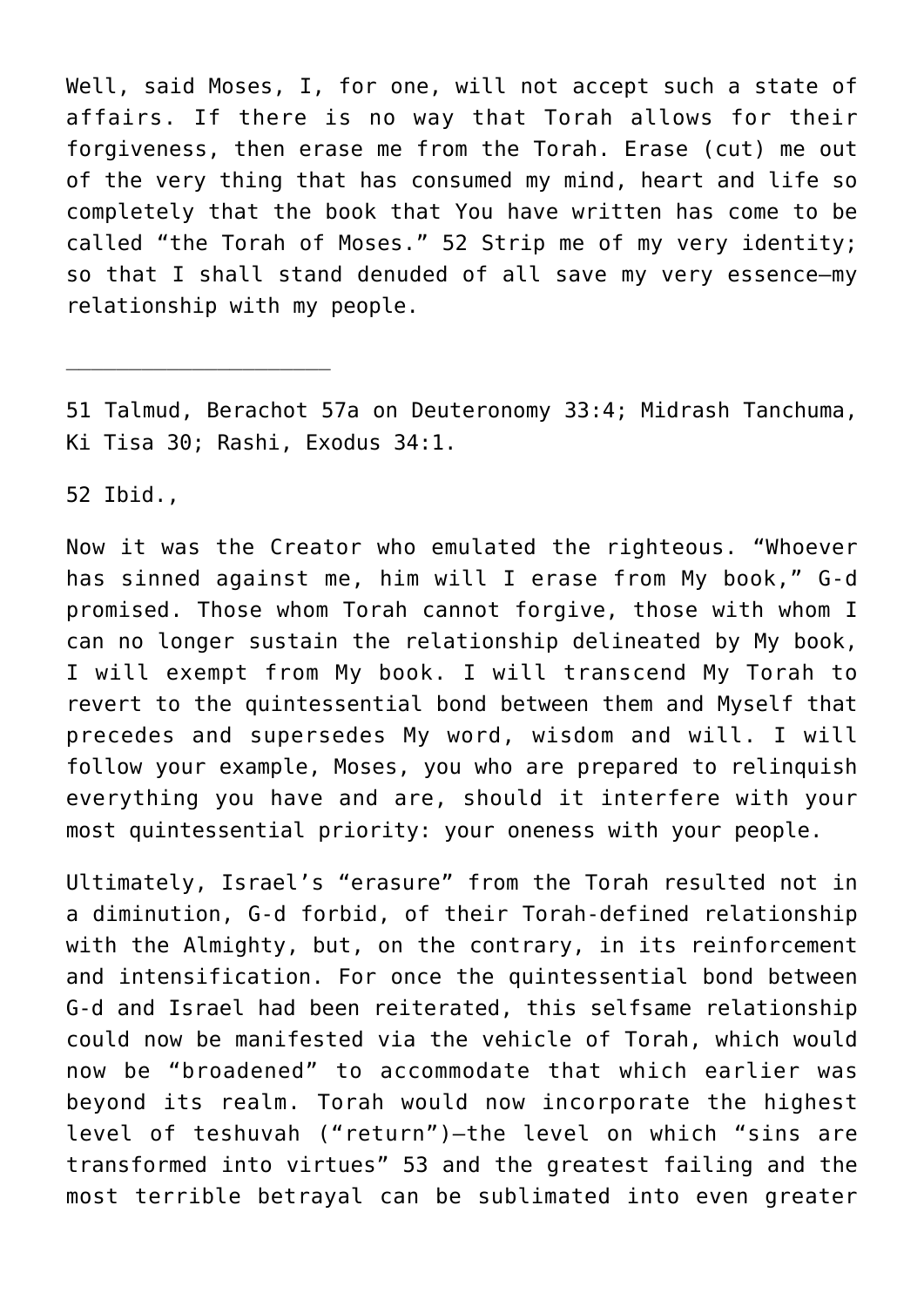Well, said Moses, I, for one, will not accept such a state of affairs. If there is no way that Torah allows for their forgiveness, then erase me from the Torah. Erase (cut) me out of the very thing that has consumed my mind, heart and life so completely that the book that You have written has come to be called "the Torah of Moses." [52] Strip me of my very identity; so that I shall stand denuded of all save my very essence—my relationship with my people.

---

51 Talmud, Berachot 57a on Deuteronomy 33:4; Midrash Tanchuma, Ki Tisa 30; Rashi, Exodus 34:1.

52 Ibid.,

Now it was the Creator who emulated the righteous. "Whoever has sinned against me, him will I erase from My book," G-d promised. Those whom Torah cannot forgive, those with whom I can no longer sustain the relationship delineated by My book, I will exempt from My book. I will transcend My Torah to revert to the quintessential bond between them and Myself that precedes and supersedes My word, wisdom and will. I will follow your example, Moses, you who are prepared to relinquish everything you have and are, should it interfere with your most quintessential priority: your oneness with your people.

Ultimately, Israel's "erasure" from the Torah resulted not in a diminution, G-d forbid, of their Torah-defined relationship with the Almighty, but, on the contrary, in its reinforcement and intensification. For once the quintessential bond between G-d and Israel had been reiterated, this selfsame relationship could now be manifested via the vehicle of Torah, which would now be "broadened" to accommodate that which earlier was beyond its realm. Torah would now incorporate the highest level of teshuvah ("return")—the level on which "sins are transformed into virtues" [53] and the greatest failing and the most terrible betrayal can be sublimated into even greater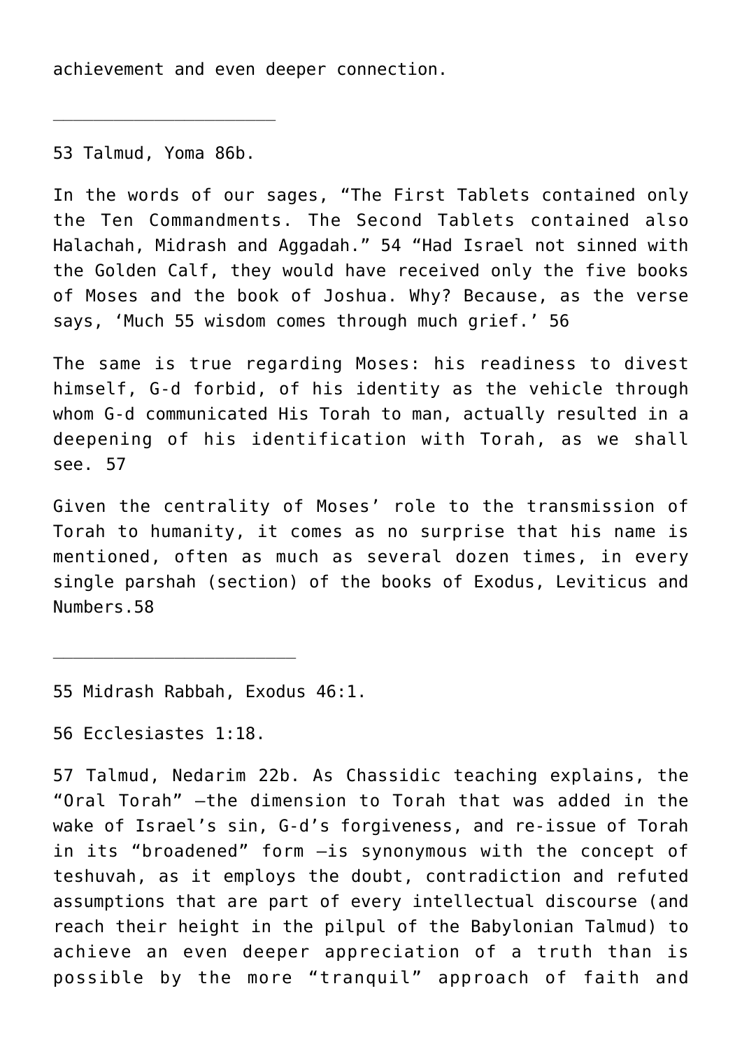achievement and even deeper connection.

---

53 Talmud, Yoma 86b.

In the words of our sages, "The First Tablets contained only the Ten Commandments. The Second Tablets contained also Halachah, Midrash and Aggadah." 54 "Had Israel not sinned with the Golden Calf, they would have received only the five books of Moses and the book of Joshua. Why? Because, as the verse says, 'Much 55 wisdom comes through much grief.' 56

The same is true regarding Moses: his readiness to divest himself, G-d forbid, of his identity as the vehicle through whom G-d communicated His Torah to man, actually resulted in a deepening of his identification with Torah, as we shall see. 57

Given the centrality of Moses' role to the transmission of Torah to humanity, it comes as no surprise that his name is mentioned, often as much as several dozen times, in every single parshah (section) of the books of Exodus, Leviticus and Numbers.58

---

55 Midrash Rabbah, Exodus 46:1.

56 Ecclesiastes 1:18.

57 Talmud, Nedarim 22b. As Chassidic teaching explains, the "Oral Torah" —the dimension to Torah that was added in the wake of Israel's sin, G-d's forgiveness, and re-issue of Torah in its "broadened" form —is synonymous with the concept of teshuvah, as it employs the doubt, contradiction and refuted assumptions that are part of every intellectual discourse (and reach their height in the pilpul of the Babylonian Talmud) to achieve an even deeper appreciation of a truth than is possible by the more "tranquil" approach of faith and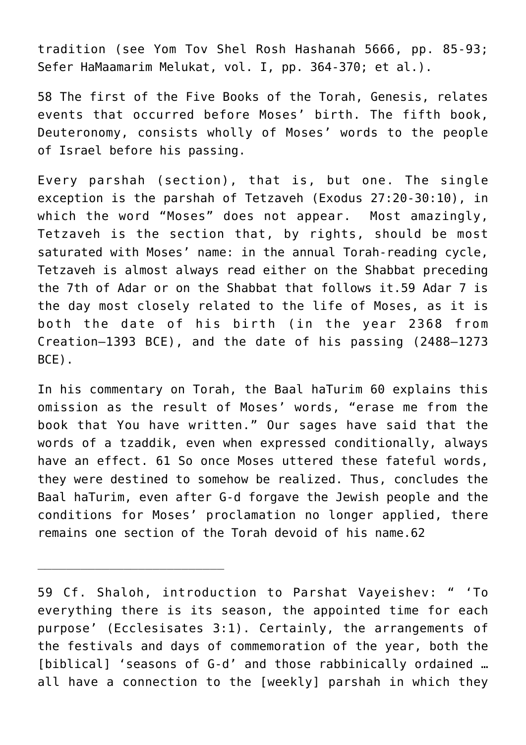tradition (see Yom Tov Shel Rosh Hashanah 5666, pp. 85-93; Sefer HaMaamarim Melukat, vol. I, pp. 364-370; et al.).

58 The first of the Five Books of the Torah, Genesis, relates events that occurred before Moses' birth. The fifth book, Deuteronomy, consists wholly of Moses' words to the people of Israel before his passing.

Every parshah (section), that is, but one. The single exception is the parshah of Tetzaveh (Exodus 27:20-30:10), in which the word "Moses" does not appear. Most amazingly, Tetzaveh is the section that, by rights, should be most saturated with Moses' name: in the annual Torah-reading cycle, Tetzaveh is almost always read either on the Shabbat preceding the 7th of Adar or on the Shabbat that follows it.59 Adar 7 is the day most closely related to the life of Moses, as it is both the date of his birth (in the year 2368 from Creation—1393 BCE), and the date of his passing (2488—1273 BCE).

In his commentary on Torah, the Baal haTurim 60 explains this omission as the result of Moses' words, "erase me from the book that You have written." Our sages have said that the words of a tzaddik, even when expressed conditionally, always have an effect. 61 So once Moses uttered these fateful words, they were destined to somehow be realized. Thus, concludes the Baal haTurim, even after G-d forgave the Jewish people and the conditions for Moses' proclamation no longer applied, there remains one section of the Torah devoid of his name.62

---

59 Cf. Shaloh, introduction to Parshat Vayeishev: " 'To everything there is its season, the appointed time for each purpose' (Ecclesisates 3:1). Certainly, the arrangements of the festivals and days of commemoration of the year, both the [biblical] 'seasons of G-d' and those rabbinically ordained … all have a connection to the [weekly] parshah in which they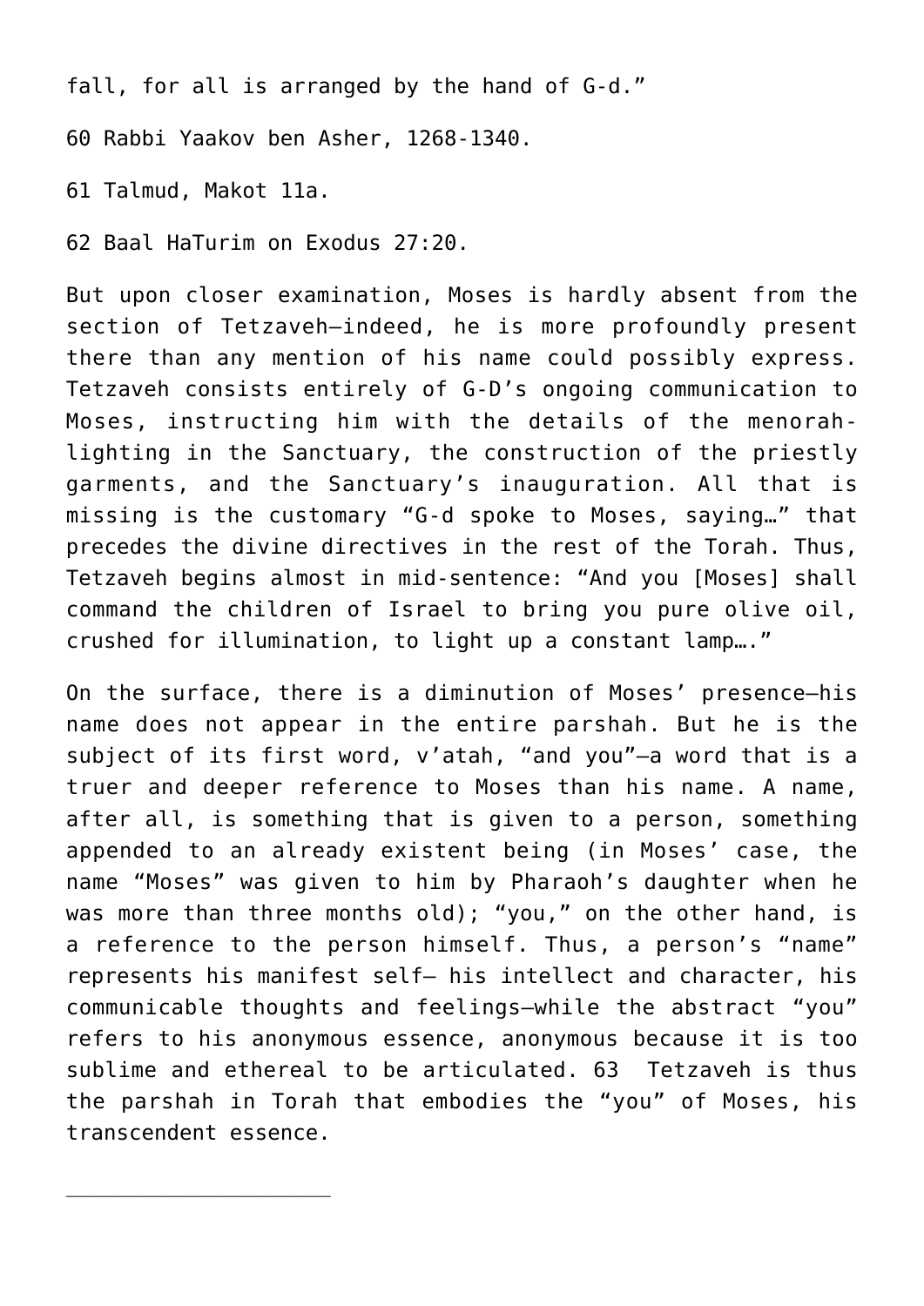fall, for all is arranged by the hand of G-d."

60 Rabbi Yaakov ben Asher, 1268-1340.

61 Talmud, Makot 11a.

62 Baal HaTurim on Exodus 27:20.

But upon closer examination, Moses is hardly absent from the section of Tetzaveh—indeed, he is more profoundly present there than any mention of his name could possibly express. Tetzaveh consists entirely of G-D's ongoing communication to Moses, instructing him with the details of the menorah-lighting in the Sanctuary, the construction of the priestly garments, and the Sanctuary's inauguration. All that is missing is the customary "G-d spoke to Moses, saying…" that precedes the divine directives in the rest of the Torah. Thus, Tetzaveh begins almost in mid-sentence: "And you [Moses] shall command the children of Israel to bring you pure olive oil, crushed for illumination, to light up a constant lamp…."

On the surface, there is a diminution of Moses' presence—his name does not appear in the entire parshah. But he is the subject of its first word, v'atah, "and you"—a word that is a truer and deeper reference to Moses than his name. A name, after all, is something that is given to a person, something appended to an already existent being (in Moses' case, the name "Moses" was given to him by Pharaoh's daughter when he was more than three months old); "you," on the other hand, is a reference to the person himself. Thus, a person's "name" represents his manifest self— his intellect and character, his communicable thoughts and feelings—while the abstract "you" refers to his anonymous essence, anonymous because it is too sublime and ethereal to be articulated. 63 Tetzaveh is thus the parshah in Torah that embodies the "you" of Moses, his transcendent essence.

---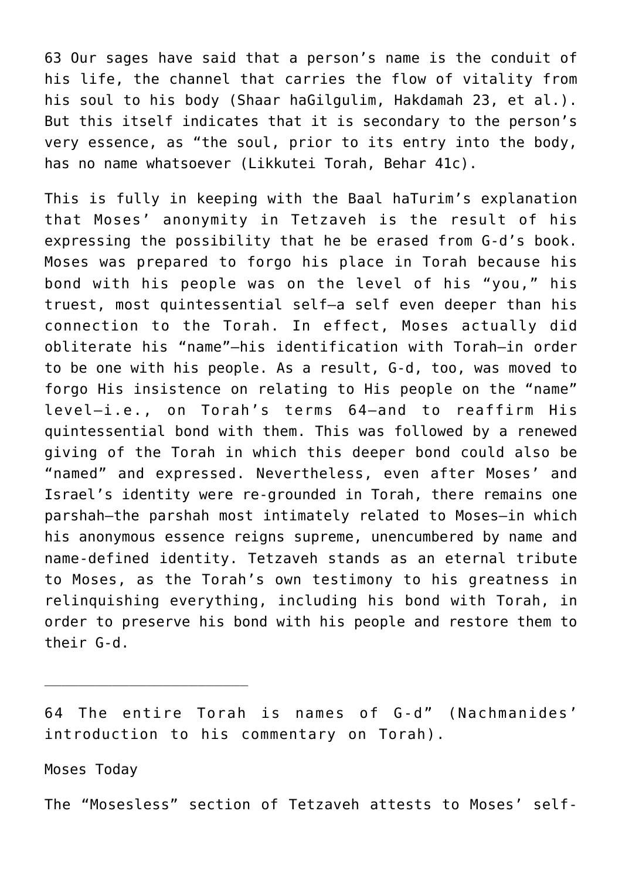63 Our sages have said that a person's name is the conduit of his life, the channel that carries the flow of vitality from his soul to his body (Shaar haGilgulim, Hakdamah 23, et al.). But this itself indicates that it is secondary to the person's very essence, as "the soul, prior to its entry into the body, has no name whatsoever (Likkutei Torah, Behar 41c).

This is fully in keeping with the Baal haTurim's explanation that Moses' anonymity in Tetzaveh is the result of his expressing the possibility that he be erased from G-d's book. Moses was prepared to forgo his place in Torah because his bond with his people was on the level of his "you," his truest, most quintessential self—a self even deeper than his connection to the Torah. In effect, Moses actually did obliterate his "name"—his identification with Torah—in order to be one with his people. As a result, G-d, too, was moved to forgo His insistence on relating to His people on the "name" level—i.e., on Torah's terms 64—and to reaffirm His quintessential bond with them. This was followed by a renewed giving of the Torah in which this deeper bond could also be "named" and expressed. Nevertheless, even after Moses' and Israel's identity were re-grounded in Torah, there remains one parshah—the parshah most intimately related to Moses—in which his anonymous essence reigns supreme, unencumbered by name and name-defined identity. Tetzaveh stands as an eternal tribute to Moses, as the Torah's own testimony to his greatness in relinquishing everything, including his bond with Torah, in order to preserve his bond with his people and restore them to their G-d.

---

64 The entire Torah is names of G-d" (Nachmanides' introduction to his commentary on Torah).

Moses Today

The "Mosesless" section of Tetzaveh attests to Moses' self-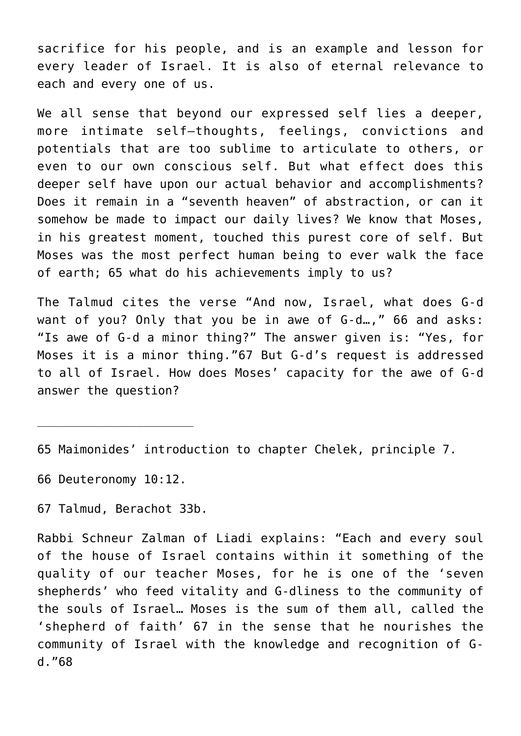sacrifice for his people, and is an example and lesson for every leader of Israel. It is also of eternal relevance to each and every one of us.

We all sense that beyond our expressed self lies a deeper, more intimate self—thoughts, feelings, convictions and potentials that are too sublime to articulate to others, or even to our own conscious self. But what effect does this deeper self have upon our actual behavior and accomplishments? Does it remain in a "seventh heaven" of abstraction, or can it somehow be made to impact our daily lives? We know that Moses, in his greatest moment, touched this purest core of self. But Moses was the most perfect human being to ever walk the face of earth; [65] what do his achievements imply to us?

The Talmud cites the verse "And now, Israel, what does G-d want of you? Only that you be in awe of G-d…," [66] and asks: "Is awe of G-d a minor thing?" The answer given is: "Yes, for Moses it is a minor thing."[67] But G-d's request is addressed to all of Israel. How does Moses' capacity for the awe of G-d answer the question?

---

65 Maimonides' introduction to chapter Chelek, principle 7.

66 Deuteronomy 10:12.

67 Talmud, Berachot 33b.

Rabbi Schneur Zalman of Liadi explains: "Each and every soul of the house of Israel contains within it something of the quality of our teacher Moses, for he is one of the 'seven shepherds' who feed vitality and G-dliness to the community of the souls of Israel… Moses is the sum of them all, called the 'shepherd of faith' [67] in the sense that he nourishes the community of Israel with the knowledge and recognition of G-d."[68]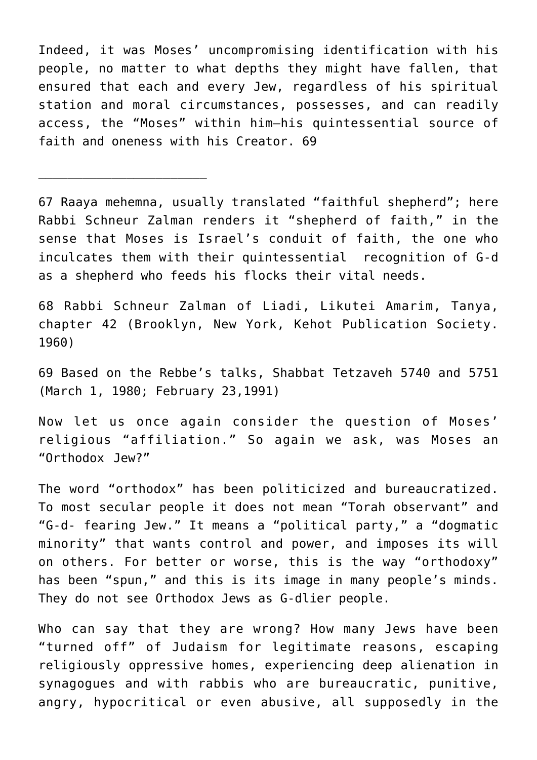Indeed, it was Moses' uncompromising identification with his people, no matter to what depths they might have fallen, that ensured that each and every Jew, regardless of his spiritual station and moral circumstances, possesses, and can readily access, the "Moses" within him—his quintessential source of faith and oneness with his Creator. 69

---

67 Raaya mehemna, usually translated "faithful shepherd"; here Rabbi Schneur Zalman renders it "shepherd of faith," in the sense that Moses is Israel's conduit of faith, the one who inculcates them with their quintessential recognition of G-d as a shepherd who feeds his flocks their vital needs.

68 Rabbi Schneur Zalman of Liadi, Likutei Amarim, Tanya, chapter 42 (Brooklyn, New York, Kehot Publication Society. 1960)

69 Based on the Rebbe's talks, Shabbat Tetzaveh 5740 and 5751 (March 1, 1980; February 23,1991)

Now let us once again consider the question of Moses' religious "affiliation." So again we ask, was Moses an "Orthodox Jew?"

The word "orthodox" has been politicized and bureaucratized. To most secular people it does not mean "Torah observant" and "G-d- fearing Jew." It means a "political party," a "dogmatic minority" that wants control and power, and imposes its will on others. For better or worse, this is the way "orthodoxy" has been "spun," and this is its image in many people's minds. They do not see Orthodox Jews as G-dlier people.

Who can say that they are wrong? How many Jews have been "turned off" of Judaism for legitimate reasons, escaping religiously oppressive homes, experiencing deep alienation in synagogues and with rabbis who are bureaucratic, punitive, angry, hypocritical or even abusive, all supposedly in the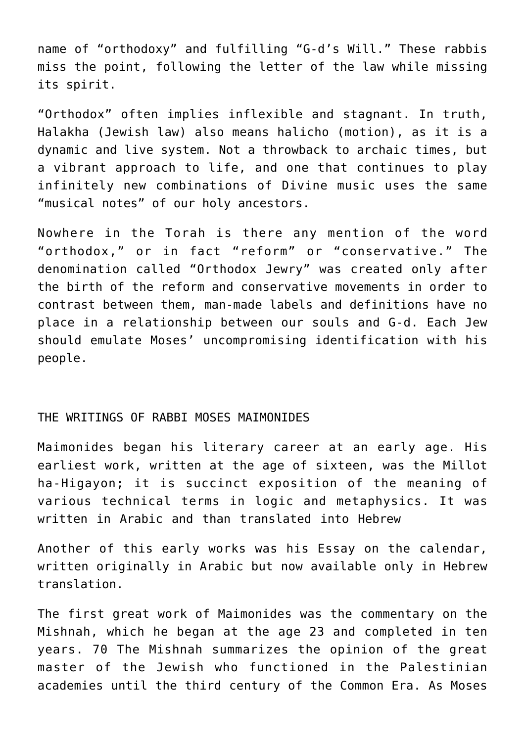name of “orthodoxy” and fulfilling “G-d’s Will.” These rabbis miss the point, following the letter of the law while missing its spirit.

“Orthodox” often implies inflexible and stagnant. In truth, Halakha (Jewish law) also means halicho (motion), as it is a dynamic and live system. Not a throwback to archaic times, but a vibrant approach to life, and one that continues to play infinitely new combinations of Divine music uses the same “musical notes” of our holy ancestors.

Nowhere in the Torah is there any mention of the word “orthodox,” or in fact “reform” or “conservative.” The denomination called “Orthodox Jewry” was created only after the birth of the reform and conservative movements in order to contrast between them, man-made labels and definitions have no place in a relationship between our souls and G-d. Each Jew should emulate Moses’ uncompromising identification with his people.

## THE WRITINGS OF RABBI MOSES MAIMONIDES

Maimonides began his literary career at an early age. His earliest work, written at the age of sixteen, was the Millot ha-Higayon; it is succinct exposition of the meaning of various technical terms in logic and metaphysics. It was written in Arabic and than translated into Hebrew

Another of this early works was his Essay on the calendar, written originally in Arabic but now available only in Hebrew translation.

The first great work of Maimonides was the commentary on the Mishnah, which he began at the age 23 and completed in ten years. 70 The Mishnah summarizes the opinion of the great master of the Jewish who functioned in the Palestinian academies until the third century of the Common Era. As Moses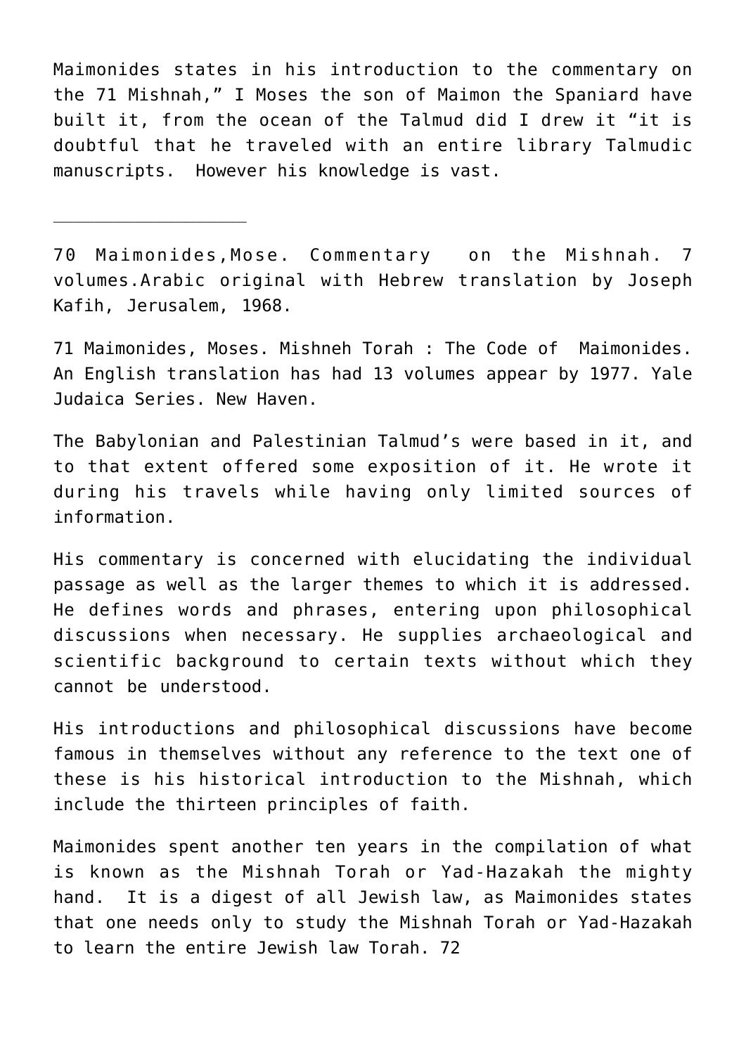Maimonides states in his introduction to the commentary on the 71 Mishnah," I Moses the son of Maimon the Spaniard have built it, from the ocean of the Talmud did I drew it "it is doubtful that he traveled with an entire library Talmudic manuscripts. However his knowledge is vast.

---

70 Maimonides,Mose. Commentary on the Mishnah. 7 volumes.Arabic original with Hebrew translation by Joseph Kafih, Jerusalem, 1968.

71 Maimonides, Moses. Mishneh Torah : The Code of Maimonides. An English translation has had 13 volumes appear by 1977. Yale Judaica Series. New Haven.

The Babylonian and Palestinian Talmud's were based in it, and to that extent offered some exposition of it. He wrote it during his travels while having only limited sources of information.

His commentary is concerned with elucidating the individual passage as well as the larger themes to which it is addressed. He defines words and phrases, entering upon philosophical discussions when necessary. He supplies archaeological and scientific background to certain texts without which they cannot be understood.

His introductions and philosophical discussions have become famous in themselves without any reference to the text one of these is his historical introduction to the Mishnah, which include the thirteen principles of faith.

Maimonides spent another ten years in the compilation of what is known as the Mishnah Torah or Yad-Hazakah the mighty hand. It is a digest of all Jewish law, as Maimonides states that one needs only to study the Mishnah Torah or Yad-Hazakah to learn the entire Jewish law Torah. 72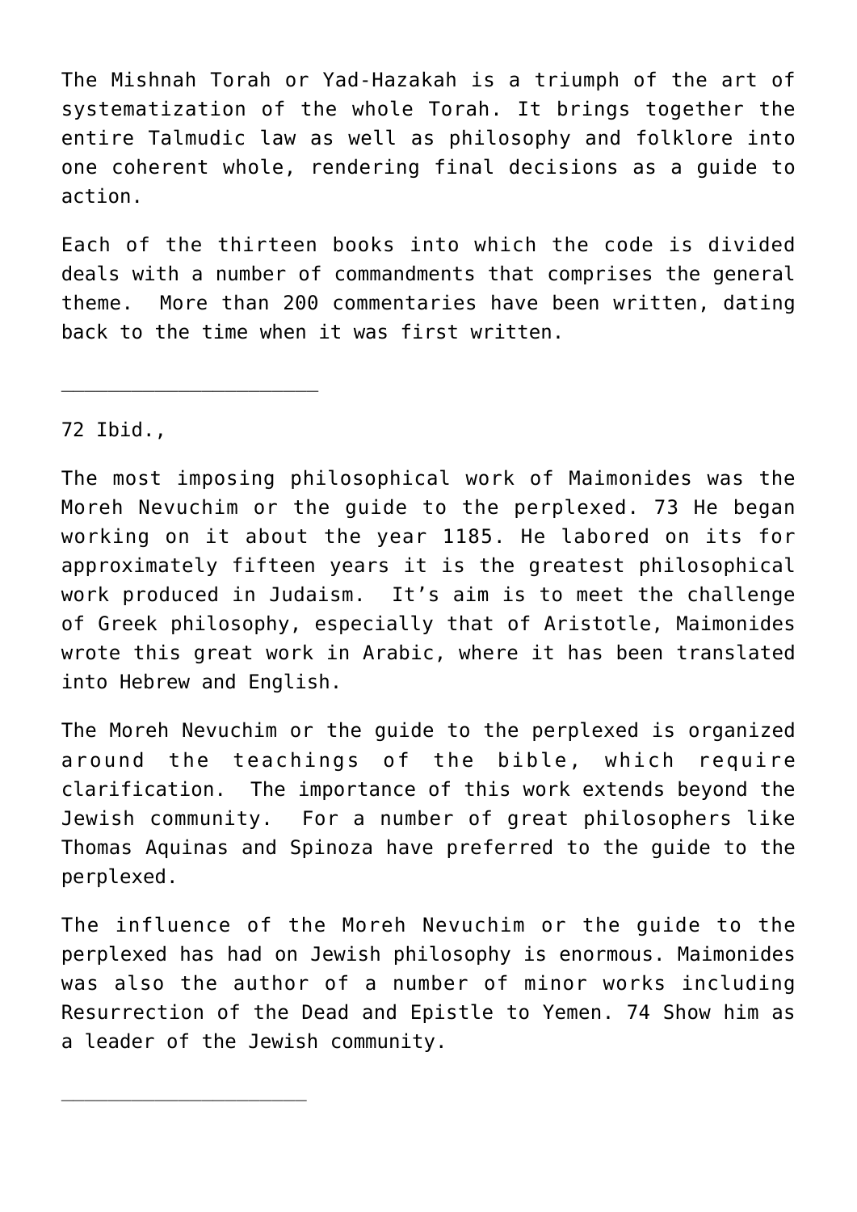The Mishnah Torah or Yad-Hazakah is a triumph of the art of systematization of the whole Torah. It brings together the entire Talmudic law as well as philosophy and folklore into one coherent whole, rendering final decisions as a guide to action.

Each of the thirteen books into which the code is divided deals with a number of commandments that comprises the general theme. More than 200 commentaries have been written, dating back to the time when it was first written.

---

72 Ibid.,

The most imposing philosophical work of Maimonides was the Moreh Nevuchim or the guide to the perplexed. 73 He began working on it about the year 1185. He labored on its for approximately fifteen years it is the greatest philosophical work produced in Judaism. It's aim is to meet the challenge of Greek philosophy, especially that of Aristotle, Maimonides wrote this great work in Arabic, where it has been translated into Hebrew and English.

The Moreh Nevuchim or the guide to the perplexed is organized around the teachings of the bible, which require clarification. The importance of this work extends beyond the Jewish community. For a number of great philosophers like Thomas Aquinas and Spinoza have preferred to the guide to the perplexed.

The influence of the Moreh Nevuchim or the guide to the perplexed has had on Jewish philosophy is enormous. Maimonides was also the author of a number of minor works including Resurrection of the Dead and Epistle to Yemen. 74 Show him as a leader of the Jewish community.

---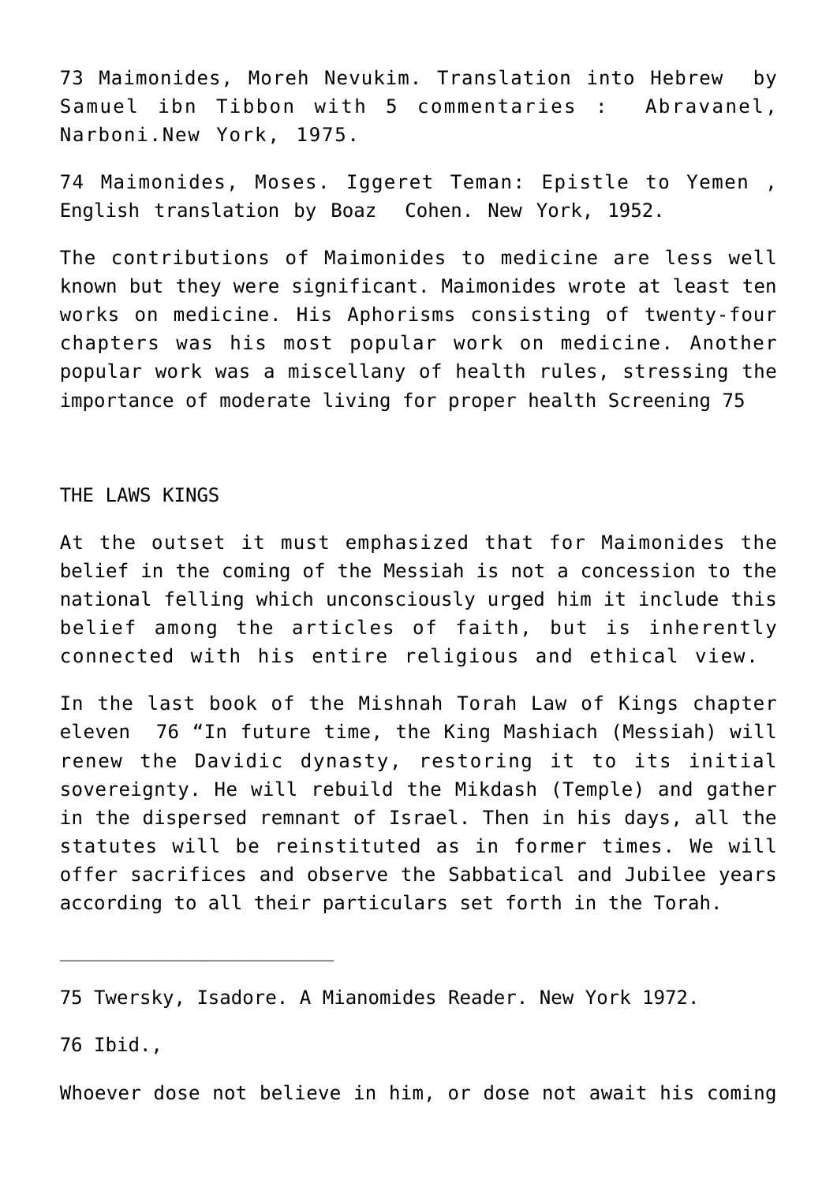73 Maimonides, Moreh Nevukim. Translation into Hebrew by Samuel ibn Tibbon with 5 commentaries : Abravanel, Narboni.New York, 1975.

74 Maimonides, Moses. Iggeret Teman: Epistle to Yemen , English translation by Boaz Cohen. New York, 1952.

The contributions of Maimonides to medicine are less well known but they were significant. Maimonides wrote at least ten works on medicine. His Aphorisms consisting of twenty-four chapters was his most popular work on medicine. Another popular work was a miscellany of health rules, stressing the importance of moderate living for proper health Screening 75

## THE LAWS KINGS

At the outset it must emphasized that for Maimonides the belief in the coming of the Messiah is not a concession to the national felling which unconsciously urged him it include this belief among the articles of faith, but is inherently connected with his entire religious and ethical view.

In the last book of the Mishnah Torah Law of Kings chapter eleven 76 "In future time, the King Mashiach (Messiah) will renew the Davidic dynasty, restoring it to its initial sovereignty. He will rebuild the Mikdash (Temple) and gather in the dispersed remnant of Israel. Then in his days, all the statutes will be reinstituted as in former times. We will offer sacrifices and observe the Sabbatical and Jubilee years according to all their particulars set forth in the Torah.

---

75 Twersky, Isadore. A Mianomides Reader. New York 1972.

76 Ibid.,

Whoever dose not believe in him, or dose not await his coming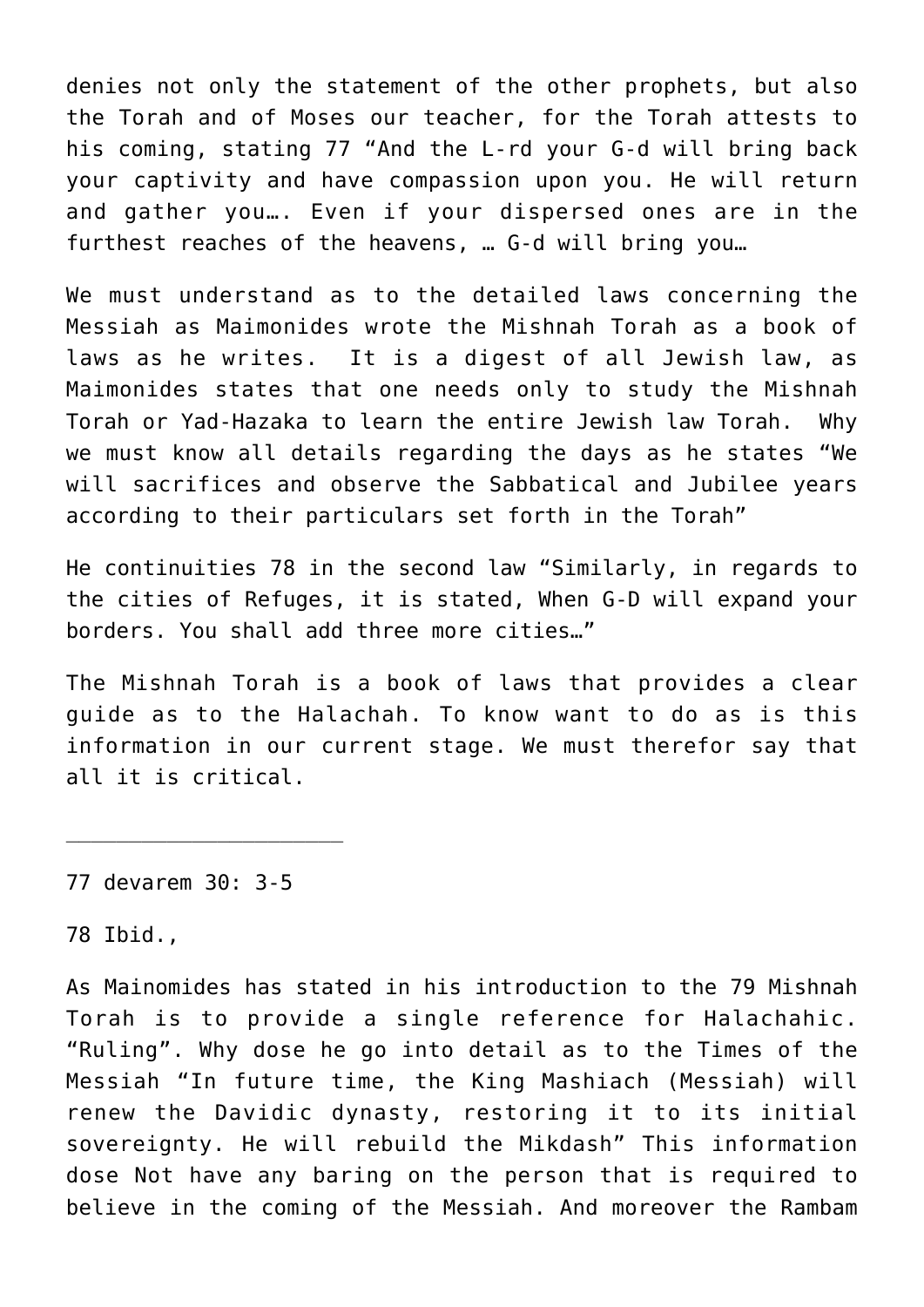denies not only the statement of the other prophets, but also the Torah and of Moses our teacher, for the Torah attests to his coming, stating 77 "And the L-rd your G-d will bring back your captivity and have compassion upon you. He will return and gather you…. Even if your dispersed ones are in the furthest reaches of the heavens, … G-d will bring you…

We must understand as to the detailed laws concerning the Messiah as Maimonides wrote the Mishnah Torah as a book of laws as he writes. It is a digest of all Jewish law, as Maimonides states that one needs only to study the Mishnah Torah or Yad-Hazaka to learn the entire Jewish law Torah. Why we must know all details regarding the days as he states "We will sacrifices and observe the Sabbatical and Jubilee years according to their particulars set forth in the Torah"

He continuities 78 in the second law "Similarly, in regards to the cities of Refuges, it is stated, When G-D will expand your borders. You shall add three more cities…"

The Mishnah Torah is a book of laws that provides a clear guide as to the Halachah. To know want to do as is this information in our current stage. We must therefor say that all it is critical.

---

77 devarem 30: 3-5

78 Ibid.,

As Mainomides has stated in his introduction to the 79 Mishnah Torah is to provide a single reference for Halachahic. "Ruling". Why dose he go into detail as to the Times of the Messiah "In future time, the King Mashiach (Messiah) will renew the Davidic dynasty, restoring it to its initial sovereignty. He will rebuild the Mikdash" This information dose Not have any baring on the person that is required to believe in the coming of the Messiah. And moreover the Rambam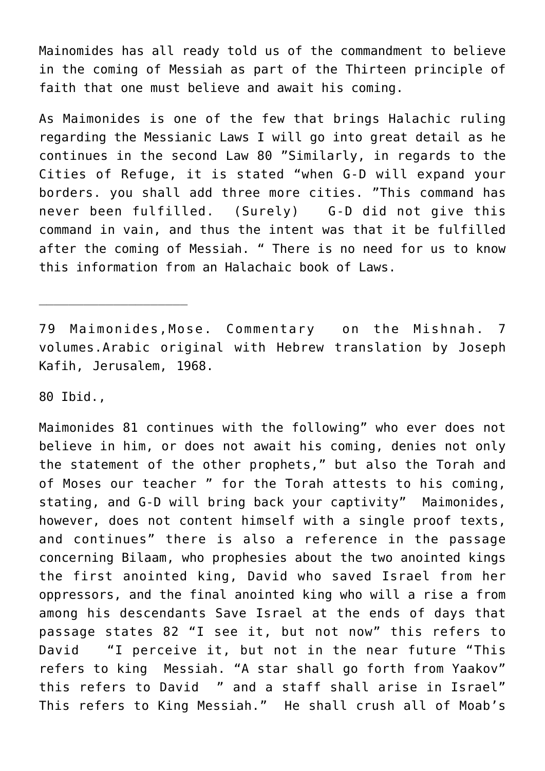Mainomides has all ready told us of the commandment to believe in the coming of Messiah as part of the Thirteen principle of faith that one must believe and await his coming.

As Maimonides is one of the few that brings Halachic ruling regarding the Messianic Laws I will go into great detail as he continues in the second Law [80] "Similarly, in regards to the Cities of Refuge, it is stated "when G-D will expand your borders. you shall add three more cities. "This command has never been fulfilled. (Surely) G-D did not give this command in vain, and thus the intent was that it be fulfilled after the coming of Messiah. " There is no need for us to know this information from an Halachaic book of Laws.

---

79 Maimonides,Mose. Commentary on the Mishnah. 7 volumes.Arabic original with Hebrew translation by Joseph Kafih, Jerusalem, 1968.

80 Ibid.,

Maimonides [81] continues with the following" who ever does not believe in him, or does not await his coming, denies not only the statement of the other prophets," but also the Torah and of Moses our teacher " for the Torah attests to his coming, stating, and G-D will bring back your captivity" Maimonides, however, does not content himself with a single proof texts, and continues" there is also a reference in the passage concerning Bilaam, who prophesies about the two anointed kings the first anointed king, David who saved Israel from her oppressors, and the final anointed king who will a rise a from among his descendants Save Israel at the ends of days that passage states [82] "I see it, but not now" this refers to David "I perceive it, but not in the near future "This refers to king Messiah. "A star shall go forth from Yaakov" this refers to David " and a staff shall arise in Israel" This refers to King Messiah." He shall crush all of Moab's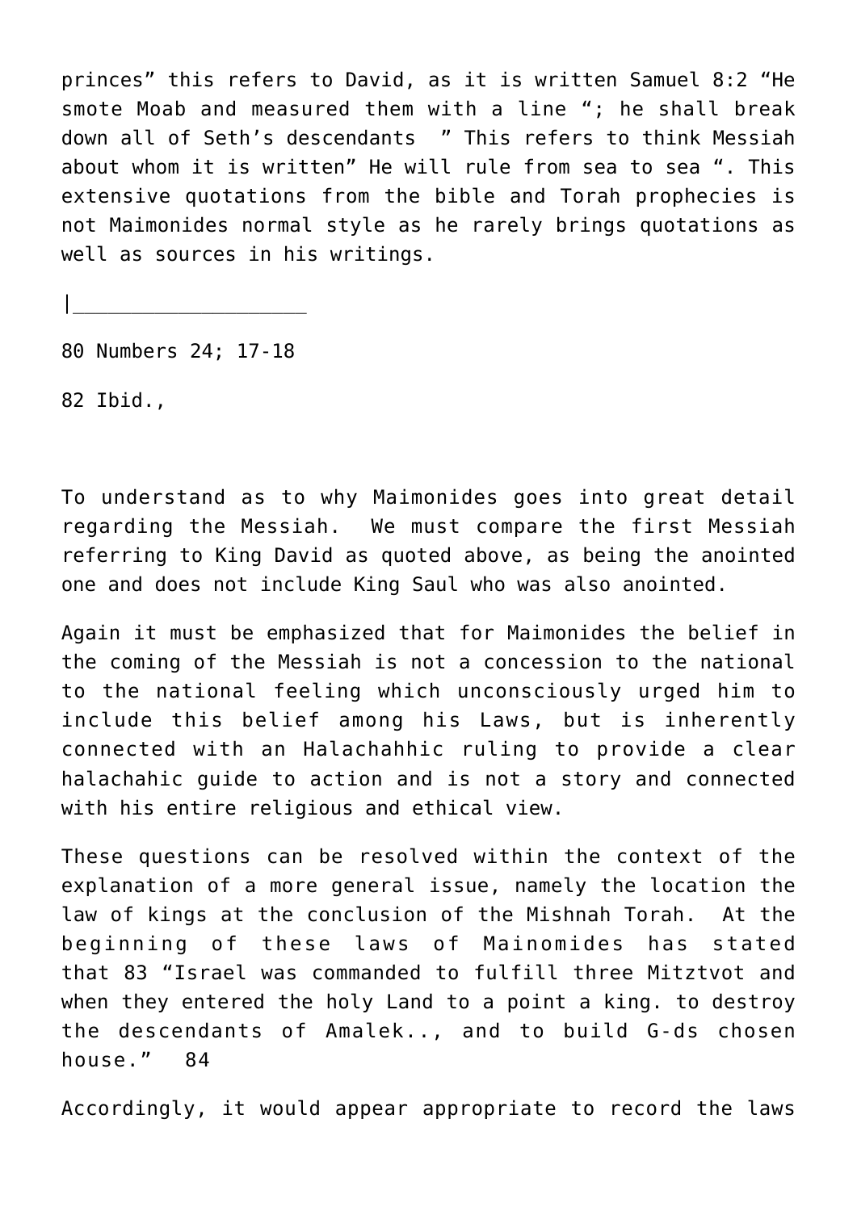princes" this refers to David, as it is written Samuel 8:2 "He smote Moab and measured them with a line "; he shall break down all of Seth's descendants " This refers to think Messiah about whom it is written" He will rule from sea to sea ". This extensive quotations from the bible and Torah prophecies is not Maimonides normal style as he rarely brings quotations as well as sources in his writings.

|____________________

80 Numbers 24; 17-18

82 Ibid.,

To understand as to why Maimonides goes into great detail regarding the Messiah. We must compare the first Messiah referring to King David as quoted above, as being the anointed one and does not include King Saul who was also anointed.

Again it must be emphasized that for Maimonides the belief in the coming of the Messiah is not a concession to the national to the national feeling which unconsciously urged him to include this belief among his Laws, but is inherently connected with an Halachahhic ruling to provide a clear halachahic guide to action and is not a story and connected with his entire religious and ethical view.

These questions can be resolved within the context of the explanation of a more general issue, namely the location the law of kings at the conclusion of the Mishnah Torah. At the beginning of these laws of Mainomides has stated that 83 "Israel was commanded to fulfill three Mitztvot and when they entered the holy Land to a point a king. to destroy the descendants of Amalek.., and to build G-ds chosen house." 84

Accordingly, it would appear appropriate to record the laws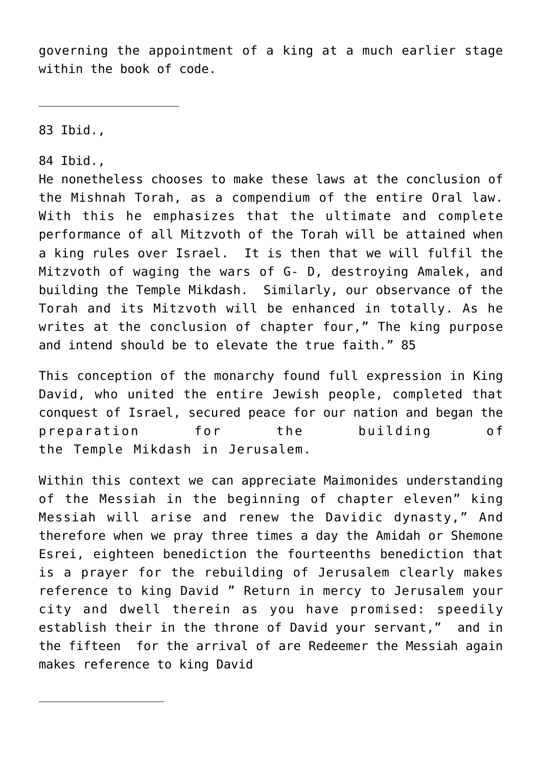governing the appointment of a king at a much earlier stage within the book of code.

---

83 Ibid.,

84 Ibid.,

He nonetheless chooses to make these laws at the conclusion of the Mishnah Torah, as a compendium of the entire Oral law. With this he emphasizes that the ultimate and complete performance of all Mitzvoth of the Torah will be attained when a king rules over Israel. It is then that we will fulfil the Mitzvoth of waging the wars of G- D, destroying Amalek, and building the Temple Mikdash. Similarly, our observance of the Torah and its Mitzvoth will be enhanced in totally. As he writes at the conclusion of chapter four," The king purpose and intend should be to elevate the true faith." 85

This conception of the monarchy found full expression in King David, who united the entire Jewish people, completed that conquest of Israel, secured peace for our nation and began the preparation for the building of the Temple Mikdash in Jerusalem.

Within this context we can appreciate Maimonides understanding of the Messiah in the beginning of chapter eleven" king Messiah will arise and renew the Davidic dynasty," And therefore when we pray three times a day the Amidah or Shemone Esrei, eighteen benediction the fourteenths benediction that is a prayer for the rebuilding of Jerusalem clearly makes reference to king David " Return in mercy to Jerusalem your city and dwell therein as you have promised: speedily establish their in the throne of David your servant," and in the fifteen for the arrival of are Redeemer the Messiah again makes reference to king David

---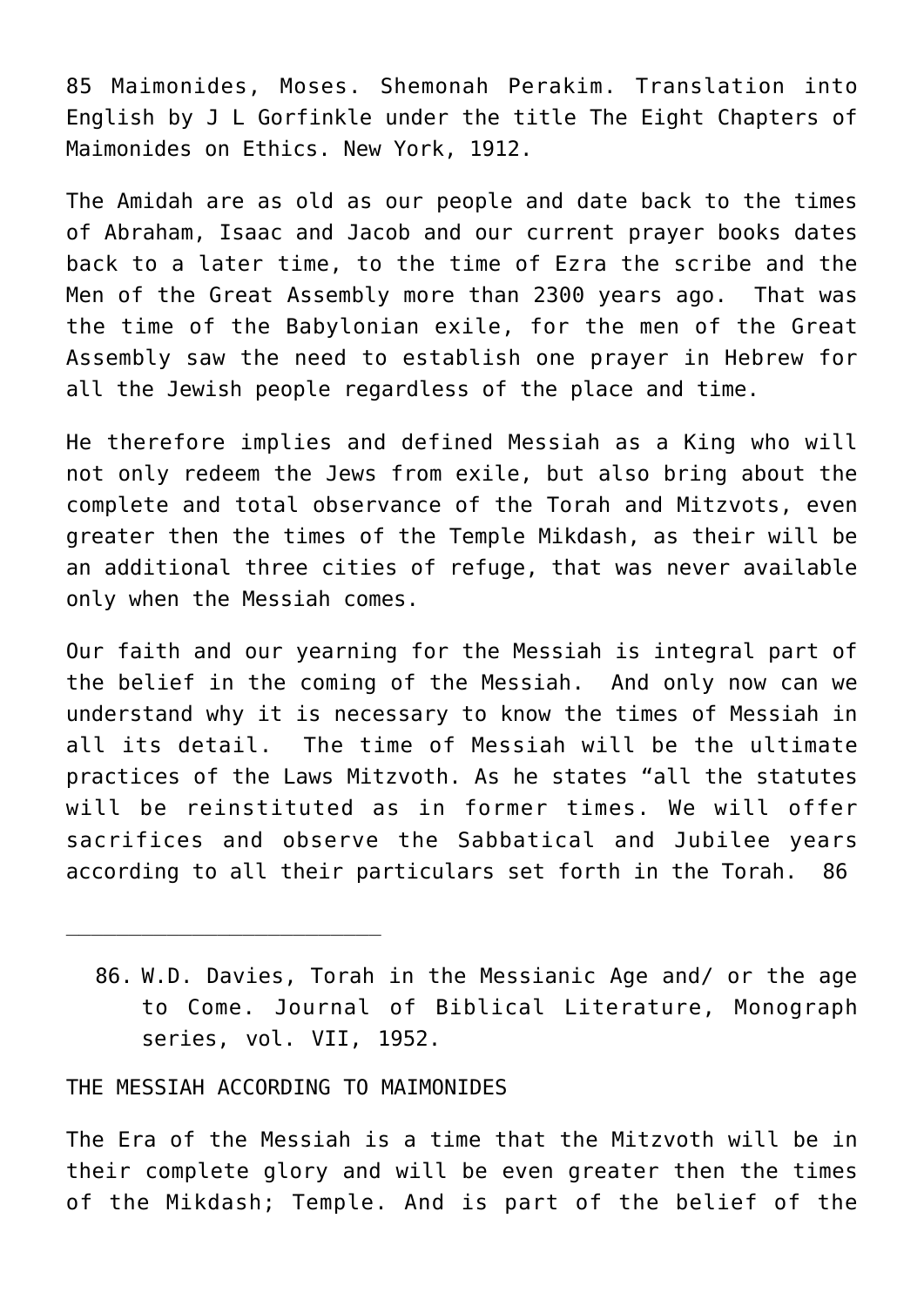85 Maimonides, Moses. Shemonah Perakim. Translation into English by J L Gorfinkle under the title The Eight Chapters of Maimonides on Ethics. New York, 1912.

The Amidah are as old as our people and date back to the times of Abraham, Isaac and Jacob and our current prayer books dates back to a later time, to the time of Ezra the scribe and the Men of the Great Assembly more than 2300 years ago. That was the time of the Babylonian exile, for the men of the Great Assembly saw the need to establish one prayer in Hebrew for all the Jewish people regardless of the place and time.

He therefore implies and defined Messiah as a King who will not only redeem the Jews from exile, but also bring about the complete and total observance of the Torah and Mitzvots, even greater then the times of the Temple Mikdash, as their will be an additional three cities of refuge, that was never available only when the Messiah comes.

Our faith and our yearning for the Messiah is integral part of the belief in the coming of the Messiah. And only now can we understand why it is necessary to know the times of Messiah in all its detail. The time of Messiah will be the ultimate practices of the Laws Mitzvoth. As he states "all the statutes will be reinstituted as in former times. We will offer sacrifices and observe the Sabbatical and Jubilee years according to all their particulars set forth in the Torah. 86

---

86. W.D. Davies, Torah in the Messianic Age and/ or the age to Come. Journal of Biblical Literature, Monograph series, vol. VII, 1952.

THE MESSIAH ACCORDING TO MAIMONIDES

The Era of the Messiah is a time that the Mitzvoth will be in their complete glory and will be even greater then the times of the Mikdash; Temple. And is part of the belief of the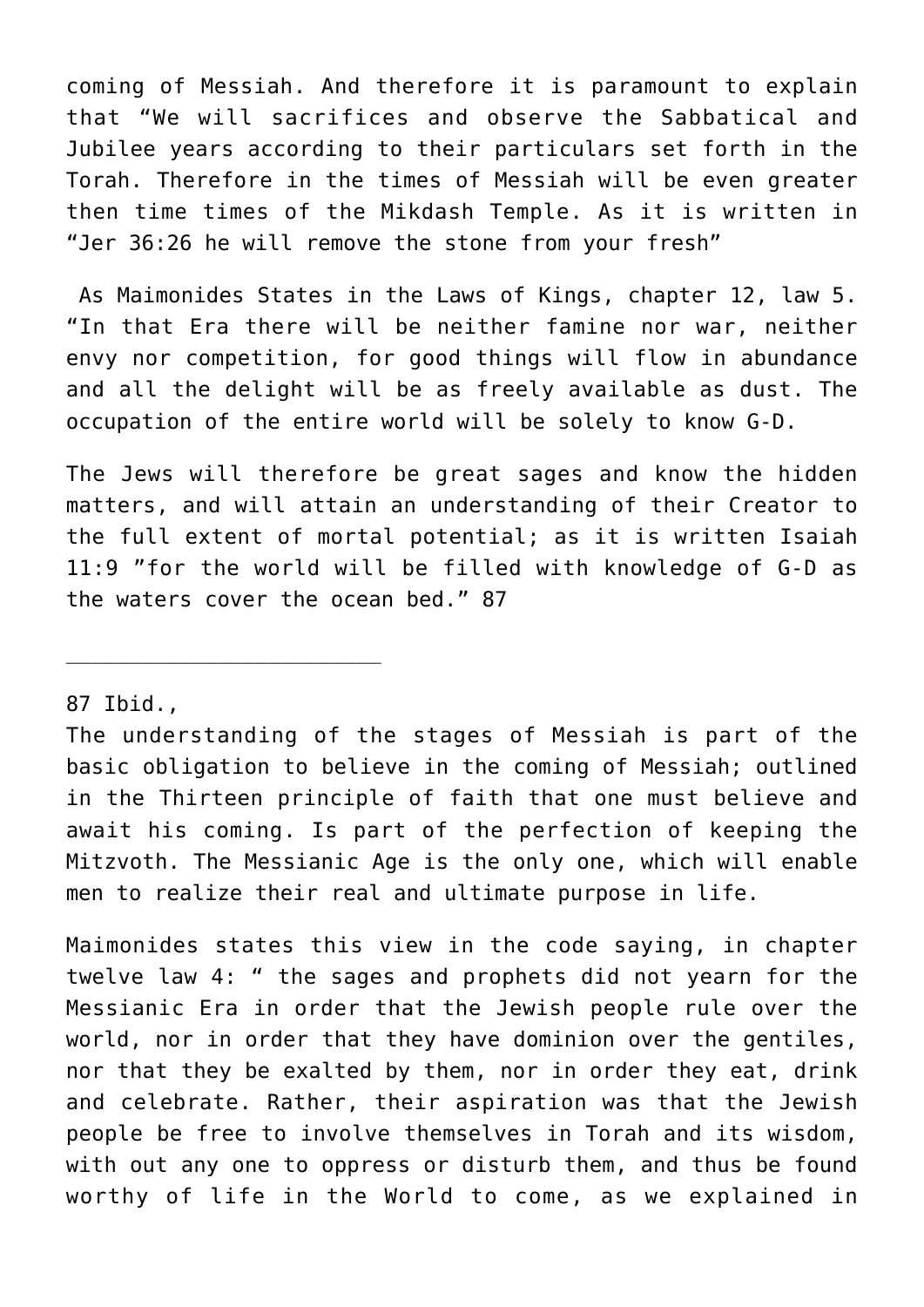coming of Messiah. And therefore it is paramount to explain that "We will sacrifices and observe the Sabbatical and Jubilee years according to their particulars set forth in the Torah. Therefore in the times of Messiah will be even greater then time times of the Mikdash Temple. As it is written in "Jer 36:26 he will remove the stone from your fresh"

As Maimonides States in the Laws of Kings, chapter 12, law 5. "In that Era there will be neither famine nor war, neither envy nor competition, for good things will flow in abundance and all the delight will be as freely available as dust. The occupation of the entire world will be solely to know G-D.

The Jews will therefore be great sages and know the hidden matters, and will attain an understanding of their Creator to the full extent of mortal potential; as it is written Isaiah 11:9 "for the world will be filled with knowledge of G-D as the waters cover the ocean bed." 87

---

87 Ibid.,

The understanding of the stages of Messiah is part of the basic obligation to believe in the coming of Messiah; outlined in the Thirteen principle of faith that one must believe and await his coming. Is part of the perfection of keeping the Mitzvoth. The Messianic Age is the only one, which will enable men to realize their real and ultimate purpose in life.

Maimonides states this view in the code saying, in chapter twelve law 4: " the sages and prophets did not yearn for the Messianic Era in order that the Jewish people rule over the world, nor in order that they have dominion over the gentiles, nor that they be exalted by them, nor in order they eat, drink and celebrate. Rather, their aspiration was that the Jewish people be free to involve themselves in Torah and its wisdom, with out any one to oppress or disturb them, and thus be found worthy of life in the World to come, as we explained in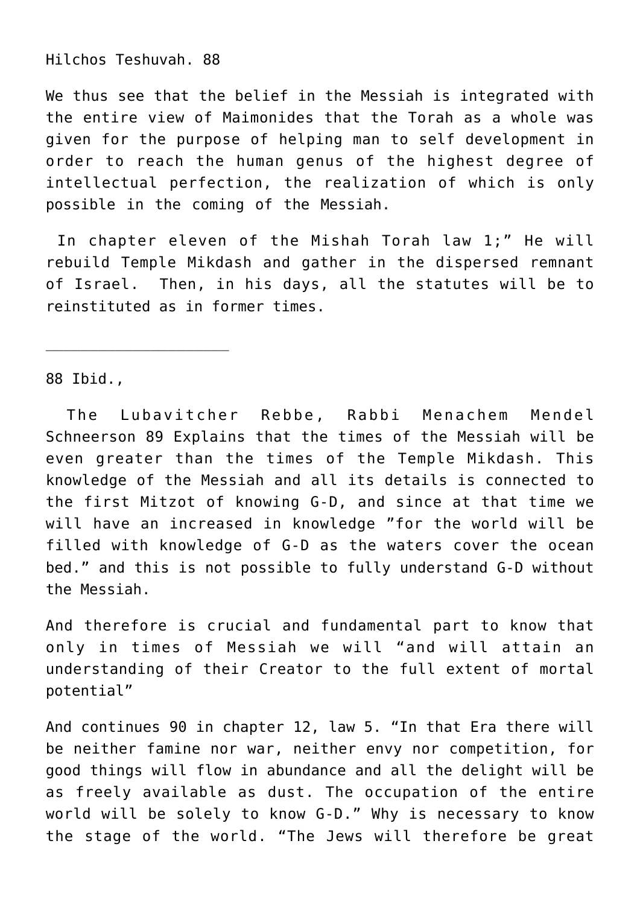Hilchos Teshuvah. 88

We thus see that the belief in the Messiah is integrated with the entire view of Maimonides that the Torah as a whole was given for the purpose of helping man to self development in order to reach the human genus of the highest degree of intellectual perfection, the realization of which is only possible in the coming of the Messiah.

In chapter eleven of the Mishah Torah law 1;" He will rebuild Temple Mikdash and gather in the dispersed remnant of Israel. Then, in his days, all the statutes will be to reinstituted as in former times.

---

88 Ibid.,

The Lubavitcher Rebbe, Rabbi Menachem Mendel Schneerson 89 Explains that the times of the Messiah will be even greater than the times of the Temple Mikdash. This knowledge of the Messiah and all its details is connected to the first Mitzot of knowing G-D, and since at that time we will have an increased in knowledge "for the world will be filled with knowledge of G-D as the waters cover the ocean bed." and this is not possible to fully understand G-D without the Messiah.

And therefore is crucial and fundamental part to know that only in times of Messiah we will "and will attain an understanding of their Creator to the full extent of mortal potential"

And continues 90 in chapter 12, law 5. "In that Era there will be neither famine nor war, neither envy nor competition, for good things will flow in abundance and all the delight will be as freely available as dust. The occupation of the entire world will be solely to know G-D." Why is necessary to know the stage of the world. "The Jews will therefore be great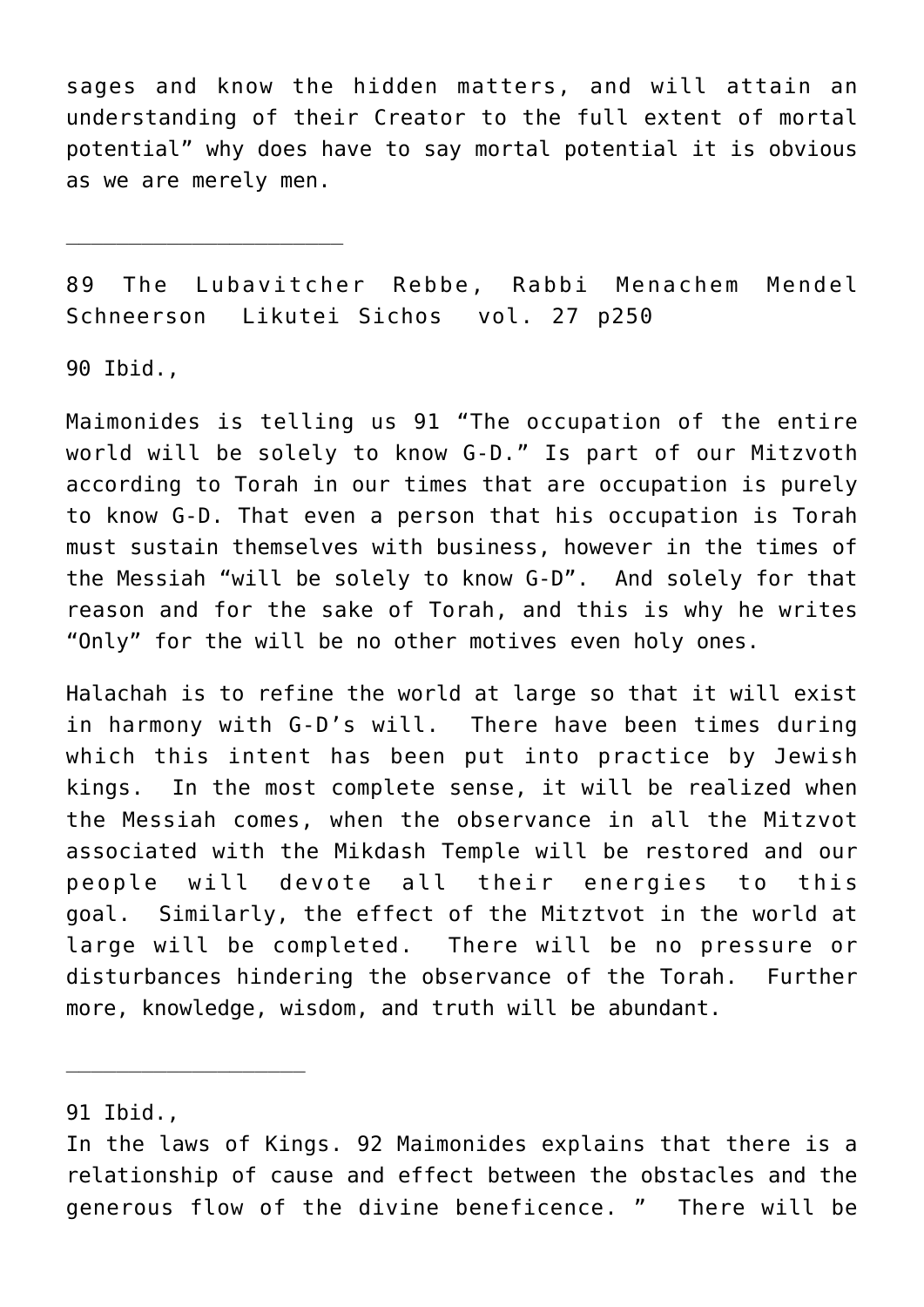sages and know the hidden matters, and will attain an understanding of their Creator to the full extent of mortal potential" why does have to say mortal potential it is obvious as we are merely men.

---

89 The Lubavitcher Rebbe, Rabbi Menachem Mendel Schneerson Likutei Sichos vol. 27 p250

90 Ibid.,

Maimonides is telling us 91 "The occupation of the entire world will be solely to know G-D." Is part of our Mitzvoth according to Torah in our times that are occupation is purely to know G-D. That even a person that his occupation is Torah must sustain themselves with business, however in the times of the Messiah "will be solely to know G-D". And solely for that reason and for the sake of Torah, and this is why he writes "Only" for the will be no other motives even holy ones.

Halachah is to refine the world at large so that it will exist in harmony with G-D's will. There have been times during which this intent has been put into practice by Jewish kings. In the most complete sense, it will be realized when the Messiah comes, when the observance in all the Mitzvot associated with the Mikdash Temple will be restored and our people will devote all their energies to this goal. Similarly, the effect of the Mitztvot in the world at large will be completed. There will be no pressure or disturbances hindering the observance of the Torah. Further more, knowledge, wisdom, and truth will be abundant.

---

91 Ibid.,

In the laws of Kings. 92 Maimonides explains that there is a relationship of cause and effect between the obstacles and the generous flow of the divine beneficence. " There will be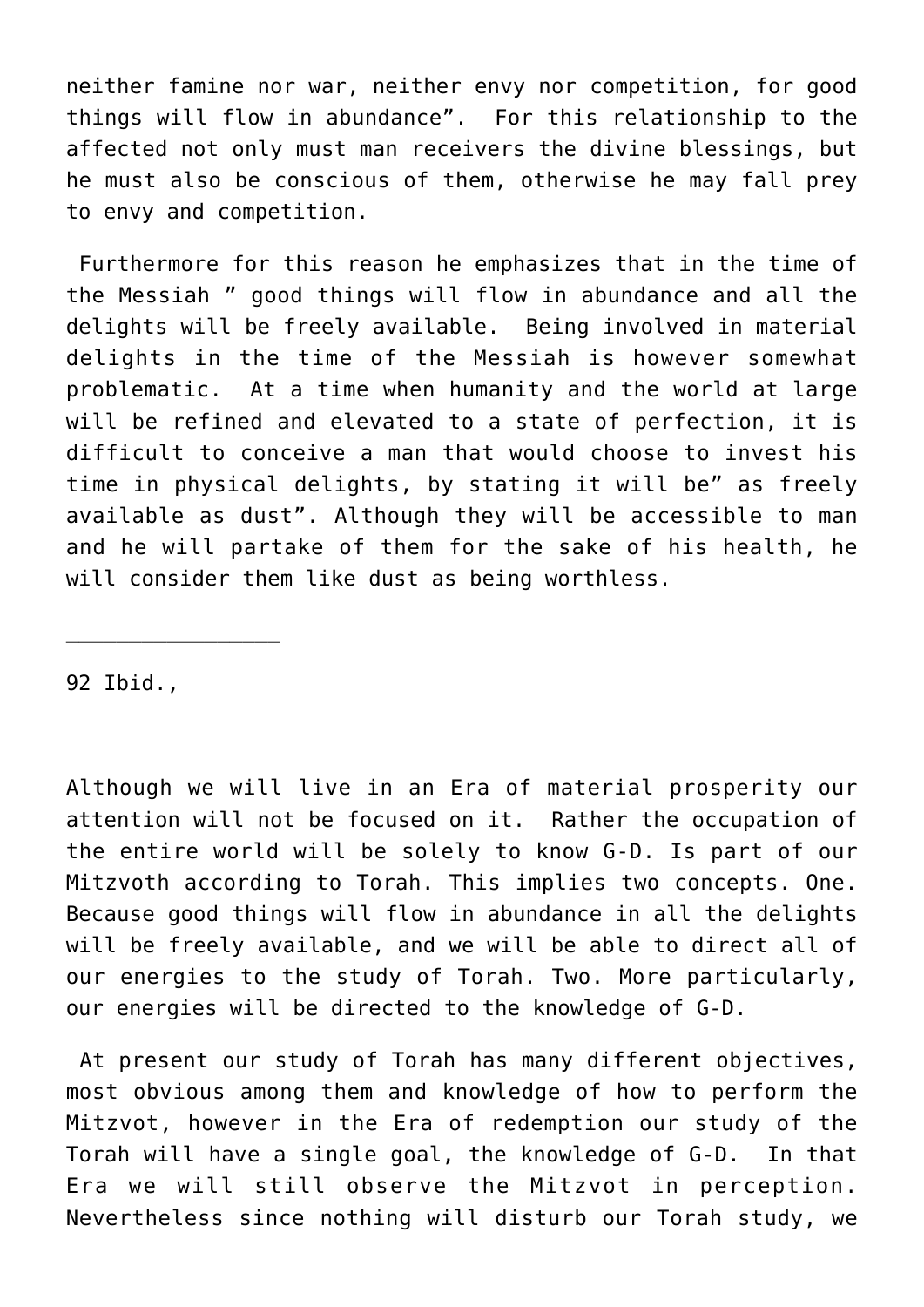neither famine nor war, neither envy nor competition, for good things will flow in abundance". For this relationship to the affected not only must man receivers the divine blessings, but he must also be conscious of them, otherwise he may fall prey to envy and competition.

Furthermore for this reason he emphasizes that in the time of the Messiah " good things will flow in abundance and all the delights will be freely available. Being involved in material delights in the time of the Messiah is however somewhat problematic. At a time when humanity and the world at large will be refined and elevated to a state of perfection, it is difficult to conceive a man that would choose to invest his time in physical delights, by stating it will be" as freely available as dust". Although they will be accessible to man and he will partake of them for the sake of his health, he will consider them like dust as being worthless.

---

92 Ibid.,

Although we will live in an Era of material prosperity our attention will not be focused on it. Rather the occupation of the entire world will be solely to know G-D. Is part of our Mitzvoth according to Torah. This implies two concepts. One. Because good things will flow in abundance in all the delights will be freely available, and we will be able to direct all of our energies to the study of Torah. Two. More particularly, our energies will be directed to the knowledge of G-D.

At present our study of Torah has many different objectives, most obvious among them and knowledge of how to perform the Mitzvot, however in the Era of redemption our study of the Torah will have a single goal, the knowledge of G-D. In that Era we will still observe the Mitzvot in perception. Nevertheless since nothing will disturb our Torah study, we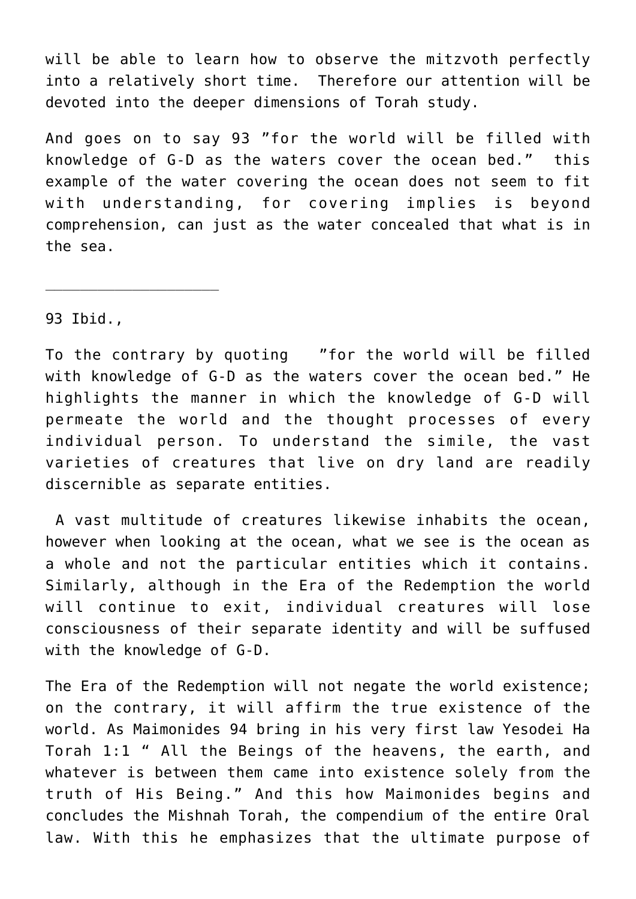will be able to learn how to observe the mitzvoth perfectly into a relatively short time. Therefore our attention will be devoted into the deeper dimensions of Torah study.

And goes on to say 93 "for the world will be filled with knowledge of G-D as the waters cover the ocean bed." this example of the water covering the ocean does not seem to fit with understanding, for covering implies is beyond comprehension, can just as the water concealed that what is in the sea.

---

93 Ibid.,

To the contrary by quoting "for the world will be filled with knowledge of G-D as the waters cover the ocean bed." He highlights the manner in which the knowledge of G-D will permeate the world and the thought processes of every individual person. To understand the simile, the vast varieties of creatures that live on dry land are readily discernible as separate entities.

A vast multitude of creatures likewise inhabits the ocean, however when looking at the ocean, what we see is the ocean as a whole and not the particular entities which it contains. Similarly, although in the Era of the Redemption the world will continue to exit, individual creatures will lose consciousness of their separate identity and will be suffused with the knowledge of G-D.

The Era of the Redemption will not negate the world existence; on the contrary, it will affirm the true existence of the world. As Maimonides 94 bring in his very first law Yesodei Ha Torah 1:1 " All the Beings of the heavens, the earth, and whatever is between them came into existence solely from the truth of His Being." And this how Maimonides begins and concludes the Mishnah Torah, the compendium of the entire Oral law. With this he emphasizes that the ultimate purpose of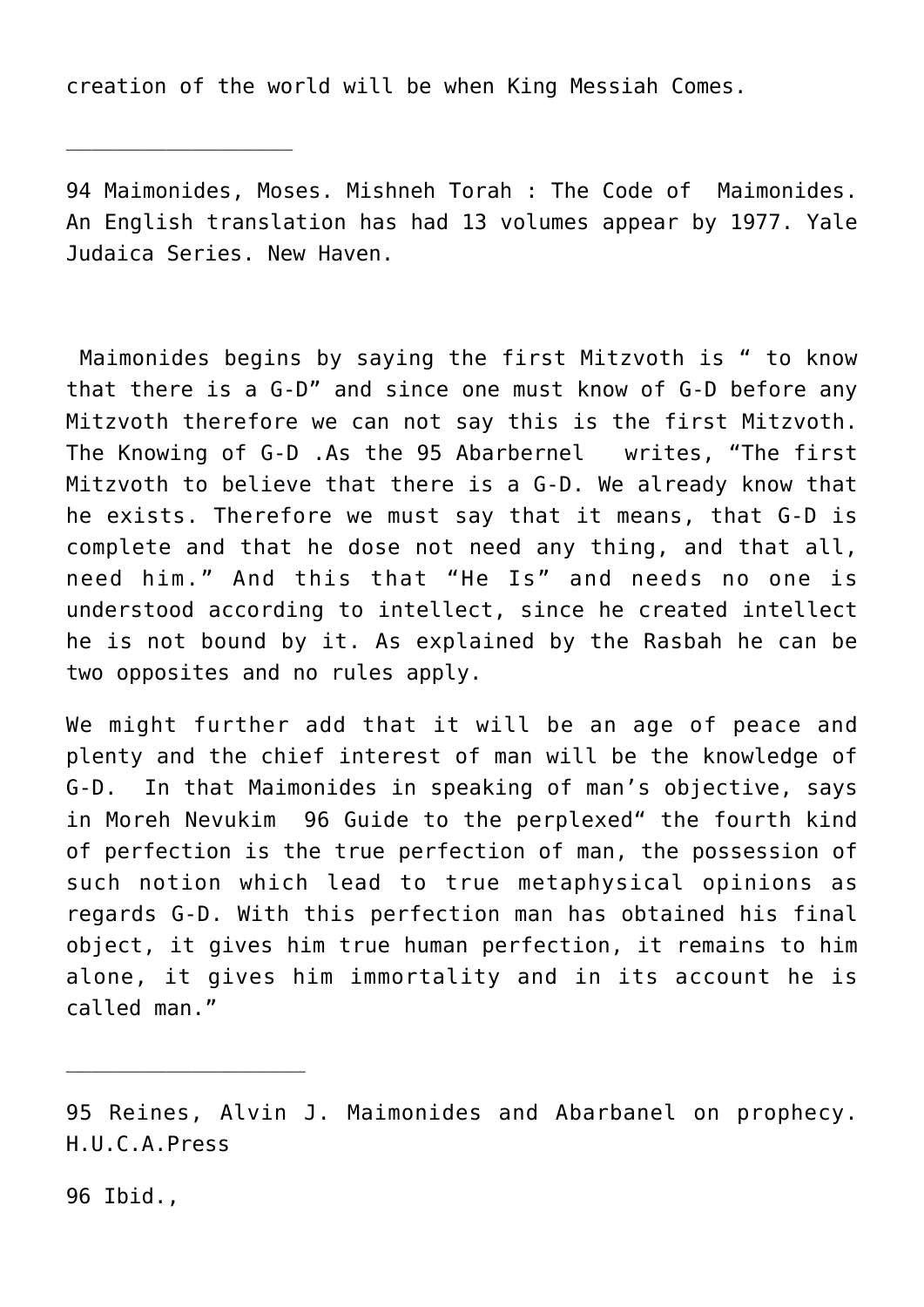creation of the world will be when King Messiah Comes.

---

94 Maimonides, Moses. Mishneh Torah : The Code of Maimonides. An English translation has had 13 volumes appear by 1977. Yale Judaica Series. New Haven.

Maimonides begins by saying the first Mitzvoth is " to know that there is a G-D" and since one must know of G-D before any Mitzvoth therefore we can not say this is the first Mitzvoth. The Knowing of G-D .As the 95 Abarbernel writes, "The first Mitzvoth to believe that there is a G-D. We already know that he exists. Therefore we must say that it means, that G-D is complete and that he dose not need any thing, and that all, need him." And this that "He Is" and needs no one is understood according to intellect, since he created intellect he is not bound by it. As explained by the Rasbah he can be two opposites and no rules apply.

We might further add that it will be an age of peace and plenty and the chief interest of man will be the knowledge of G-D. In that Maimonides in speaking of man's objective, says in Moreh Nevukim 96 Guide to the perplexed" the fourth kind of perfection is the true perfection of man, the possession of such notion which lead to true metaphysical opinions as regards G-D. With this perfection man has obtained his final object, it gives him true human perfection, it remains to him alone, it gives him immortality and in its account he is called man."

---

95 Reines, Alvin J. Maimonides and Abarbanel on prophecy. H.U.C.A.Press

96 Ibid.,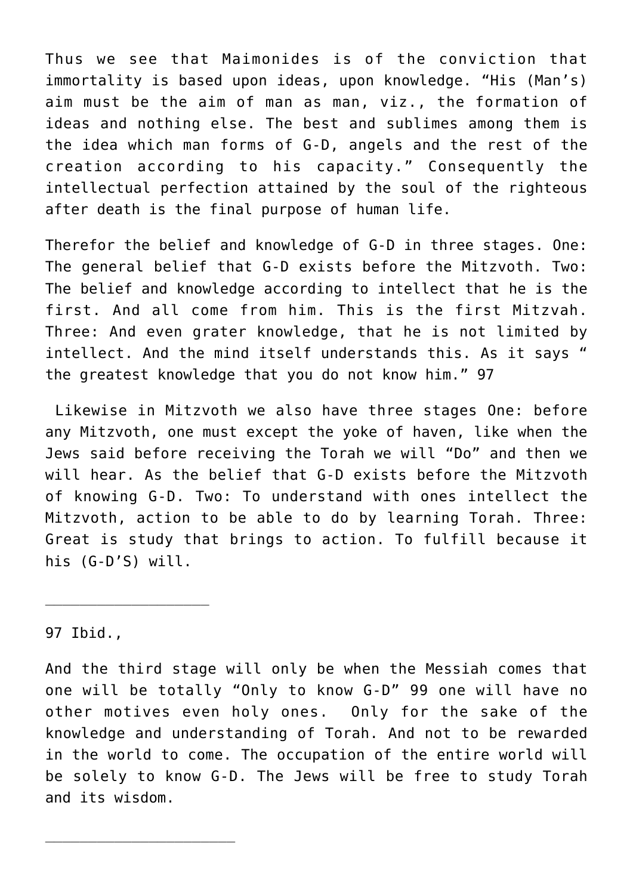Thus we see that Maimonides is of the conviction that immortality is based upon ideas, upon knowledge. "His (Man's) aim must be the aim of man as man, viz., the formation of ideas and nothing else. The best and sublimes among them is the idea which man forms of G-D, angels and the rest of the creation according to his capacity." Consequently the intellectual perfection attained by the soul of the righteous after death is the final purpose of human life.

Therefor the belief and knowledge of G-D in three stages. One: The general belief that G-D exists before the Mitzvoth. Two: The belief and knowledge according to intellect that he is the first. And all come from him. This is the first Mitzvah. Three: And even grater knowledge, that he is not limited by intellect. And the mind itself understands this. As it says " the greatest knowledge that you do not know him." 97

Likewise in Mitzvoth we also have three stages One: before any Mitzvoth, one must except the yoke of haven, like when the Jews said before receiving the Torah we will "Do" and then we will hear. As the belief that G-D exists before the Mitzvoth of knowing G-D. Two: To understand with ones intellect the Mitzvoth, action to be able to do by learning Torah. Three: Great is study that brings to action. To fulfill because it his (G-D'S) will.

---

97 Ibid.,

And the third stage will only be when the Messiah comes that one will be totally "Only to know G-D" 99 one will have no other motives even holy ones. Only for the sake of the knowledge and understanding of Torah. And not to be rewarded in the world to come. The occupation of the entire world will be solely to know G-D. The Jews will be free to study Torah and its wisdom.

---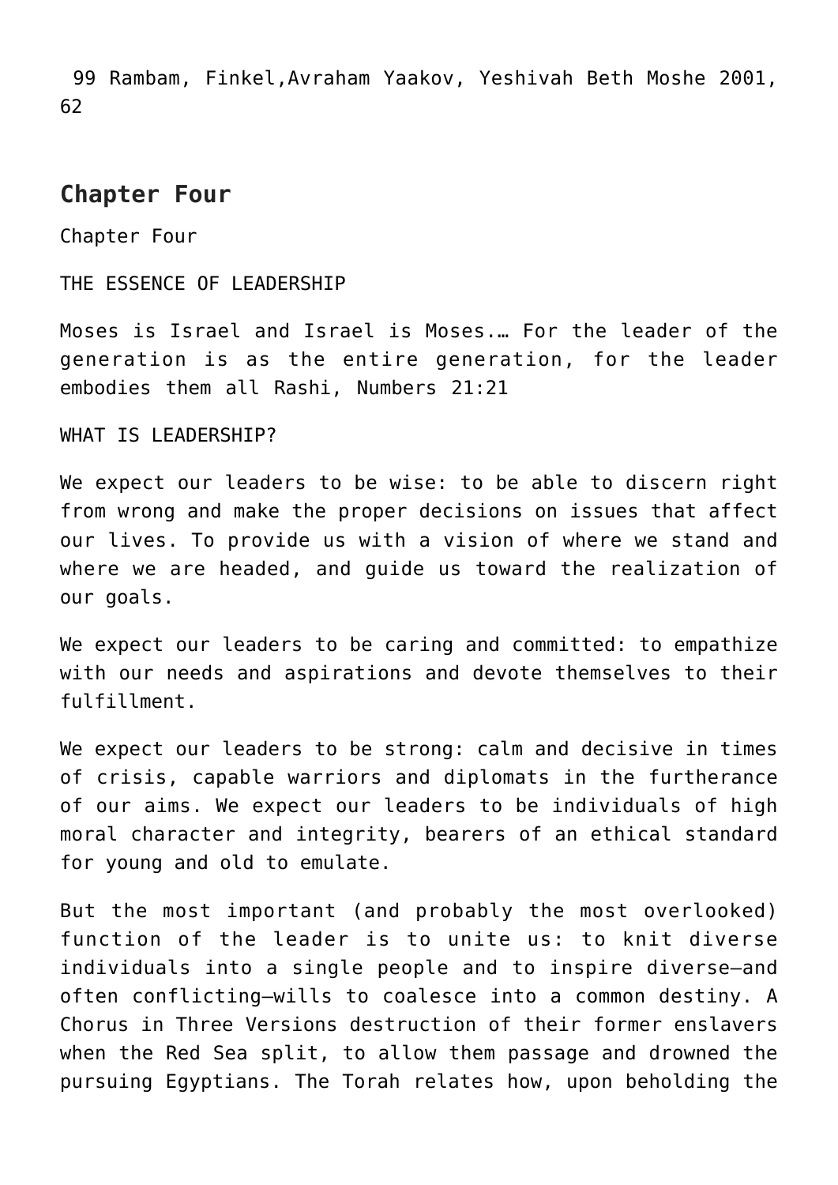99 Rambam, Finkel,Avraham Yaakov, Yeshivah Beth Moshe 2001, 62

## Chapter Four

Chapter Four

THE ESSENCE OF LEADERSHIP

Moses is Israel and Israel is Moses.… For the leader of the generation is as the entire generation, for the leader embodies them all Rashi, Numbers 21:21

WHAT IS LEADERSHIP?

We expect our leaders to be wise: to be able to discern right from wrong and make the proper decisions on issues that affect our lives. To provide us with a vision of where we stand and where we are headed, and guide us toward the realization of our goals.

We expect our leaders to be caring and committed: to empathize with our needs and aspirations and devote themselves to their fulfillment.

We expect our leaders to be strong: calm and decisive in times of crisis, capable warriors and diplomats in the furtherance of our aims. We expect our leaders to be individuals of high moral character and integrity, bearers of an ethical standard for young and old to emulate.

But the most important (and probably the most overlooked) function of the leader is to unite us: to knit diverse individuals into a single people and to inspire diverse—and often conflicting—wills to coalesce into a common destiny. A Chorus in Three Versions destruction of their former enslavers when the Red Sea split, to allow them passage and drowned the pursuing Egyptians. The Torah relates how, upon beholding the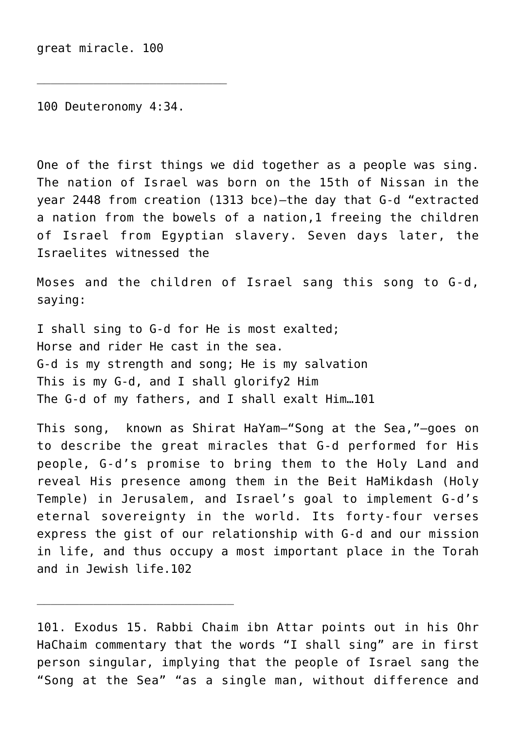great miracle. [100]

---

[100] Deuteronomy 4:34.

One of the first things we did together as a people was sing. The nation of Israel was born on the 15th of Nissan in the year 2448 from creation (1313 bce)—the day that G-d "extracted a nation from the bowels of a nation,[1] freeing the children of Israel from Egyptian slavery. Seven days later, the Israelites witnessed the

Moses and the children of Israel sang this song to G-d, saying:

I shall sing to G-d for He is most exalted;
Horse and rider He cast in the sea.
G-d is my strength and song; He is my salvation
This is my G-d, and I shall glorify[2] Him
The G-d of my fathers, and I shall exalt Him…[101]

This song, known as Shirat HaYam—"Song at the Sea,"—goes on to describe the great miracles that G-d performed for His people, G-d's promise to bring them to the Holy Land and reveal His presence among them in the Beit HaMikdash (Holy Temple) in Jerusalem, and Israel's goal to implement G-d's eternal sovereignty in the world. Its forty-four verses express the gist of our relationship with G-d and our mission in life, and thus occupy a most important place in the Torah and in Jewish life.[102]

---

101. Exodus 15. Rabbi Chaim ibn Attar points out in his Ohr HaChaim commentary that the words "I shall sing" are in first person singular, implying that the people of Israel sang the "Song at the Sea" "as a single man, without difference and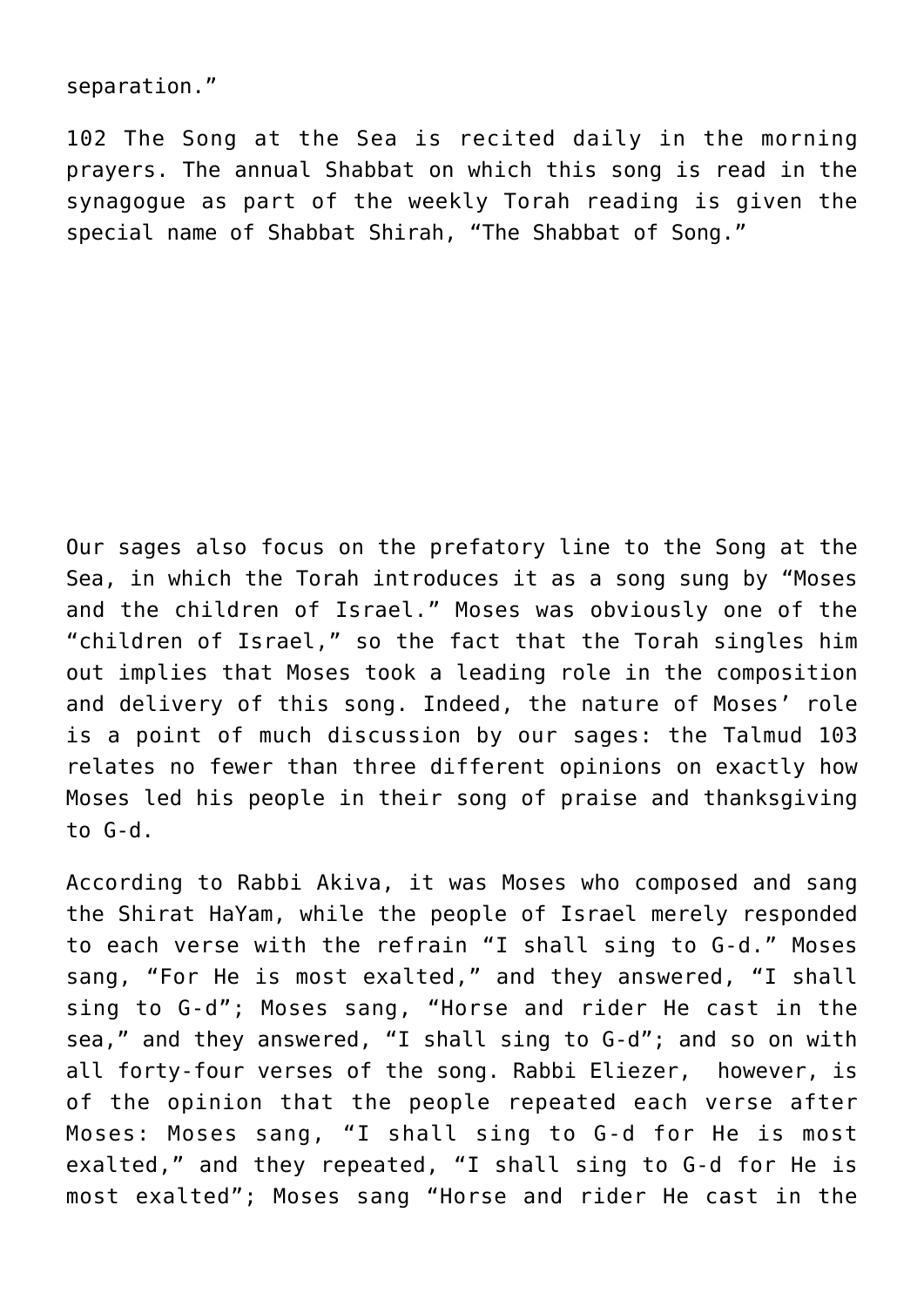separation."

102 The Song at the Sea is recited daily in the morning prayers. The annual Shabbat on which this song is read in the synagogue as part of the weekly Torah reading is given the special name of Shabbat Shirah, "The Shabbat of Song."

Our sages also focus on the prefatory line to the Song at the Sea, in which the Torah introduces it as a song sung by "Moses and the children of Israel." Moses was obviously one of the "children of Israel," so the fact that the Torah singles him out implies that Moses took a leading role in the composition and delivery of this song. Indeed, the nature of Moses' role is a point of much discussion by our sages: the Talmud 103 relates no fewer than three different opinions on exactly how Moses led his people in their song of praise and thanksgiving to G-d.

According to Rabbi Akiva, it was Moses who composed and sang the Shirat HaYam, while the people of Israel merely responded to each verse with the refrain "I shall sing to G-d." Moses sang, "For He is most exalted," and they answered, "I shall sing to G-d"; Moses sang, "Horse and rider He cast in the sea," and they answered, "I shall sing to G-d"; and so on with all forty-four verses of the song. Rabbi Eliezer, however, is of the opinion that the people repeated each verse after Moses: Moses sang, "I shall sing to G-d for He is most exalted," and they repeated, "I shall sing to G-d for He is most exalted"; Moses sang "Horse and rider He cast in the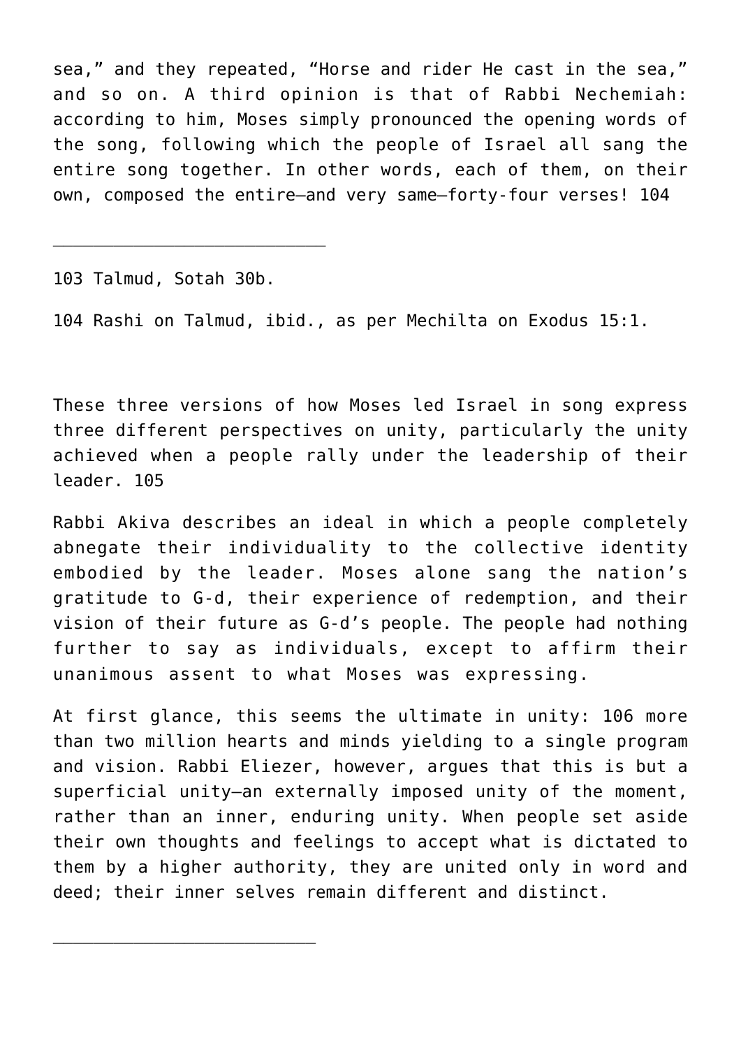sea," and they repeated, "Horse and rider He cast in the sea," and so on. A third opinion is that of Rabbi Nechemiah: according to him, Moses simply pronounced the opening words of the song, following which the people of Israel all sang the entire song together. In other words, each of them, on their own, composed the entire—and very same—forty-four verses! [104]

---

103 Talmud, Sotah 30b.

104 Rashi on Talmud, ibid., as per Mechilta on Exodus 15:1.

These three versions of how Moses led Israel in song express three different perspectives on unity, particularly the unity achieved when a people rally under the leadership of their leader. [105]

Rabbi Akiva describes an ideal in which a people completely abnegate their individuality to the collective identity embodied by the leader. Moses alone sang the nation's gratitude to G-d, their experience of redemption, and their vision of their future as G-d's people. The people had nothing further to say as individuals, except to affirm their unanimous assent to what Moses was expressing.

At first glance, this seems the ultimate in unity: [106] more than two million hearts and minds yielding to a single program and vision. Rabbi Eliezer, however, argues that this is but a superficial unity—an externally imposed unity of the moment, rather than an inner, enduring unity. When people set aside their own thoughts and feelings to accept what is dictated to them by a higher authority, they are united only in word and deed; their inner selves remain different and distinct.

---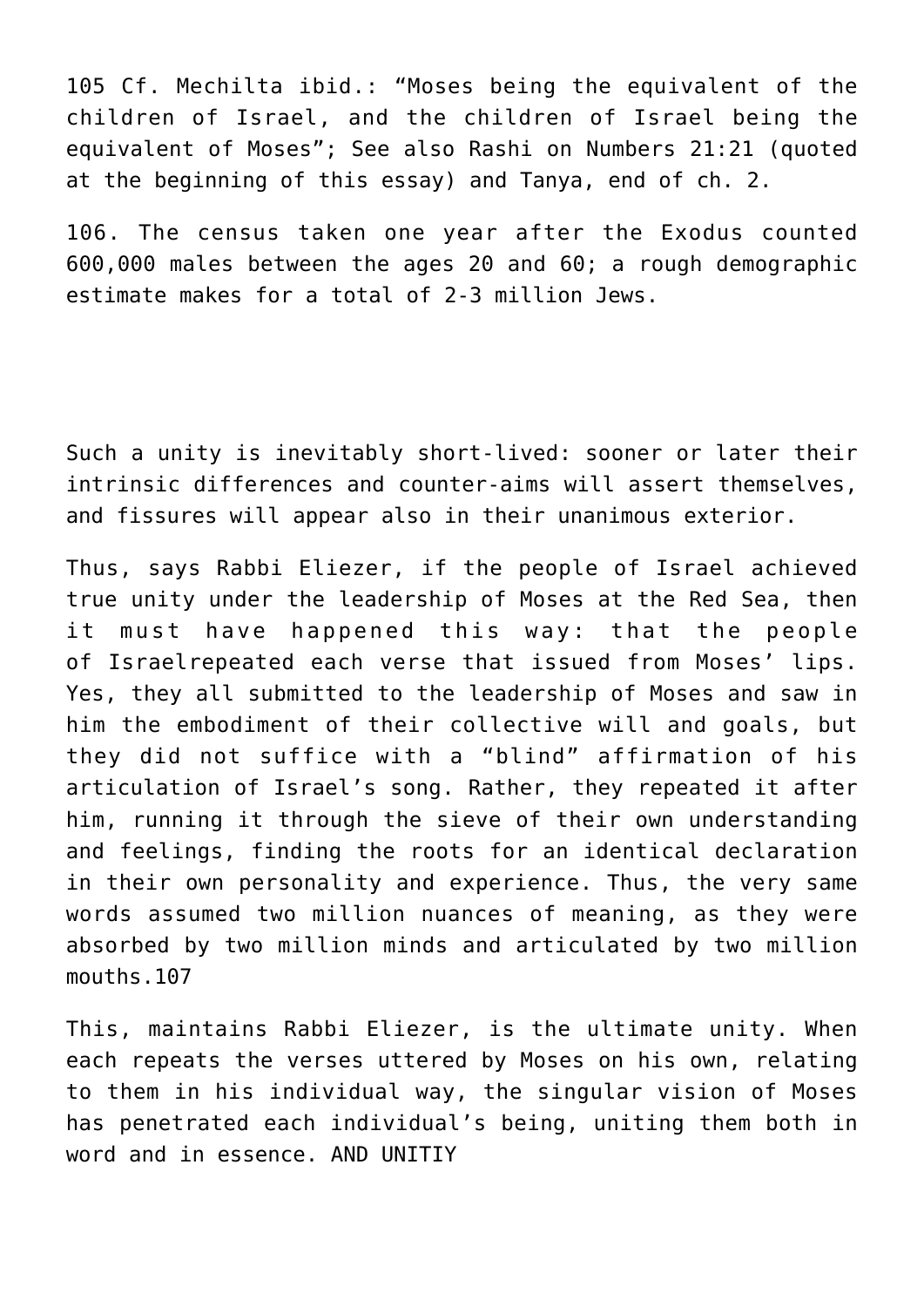105 Cf. Mechilta ibid.: "Moses being the equivalent of the children of Israel, and the children of Israel being the equivalent of Moses"; See also Rashi on Numbers 21:21 (quoted at the beginning of this essay) and Tanya, end of ch. 2.

106. The census taken one year after the Exodus counted 600,000 males between the ages 20 and 60; a rough demographic estimate makes for a total of 2-3 million Jews.

Such a unity is inevitably short-lived: sooner or later their intrinsic differences and counter-aims will assert themselves, and fissures will appear also in their unanimous exterior.

Thus, says Rabbi Eliezer, if the people of Israel achieved true unity under the leadership of Moses at the Red Sea, then it must have happened this way: that the people of Israelrepeated each verse that issued from Moses' lips. Yes, they all submitted to the leadership of Moses and saw in him the embodiment of their collective will and goals, but they did not suffice with a "blind" affirmation of his articulation of Israel's song. Rather, they repeated it after him, running it through the sieve of their own understanding and feelings, finding the roots for an identical declaration in their own personality and experience. Thus, the very same words assumed two million nuances of meaning, as they were absorbed by two million minds and articulated by two million mouths.107

This, maintains Rabbi Eliezer, is the ultimate unity. When each repeats the verses uttered by Moses on his own, relating to them in his individual way, the singular vision of Moses has penetrated each individual's being, uniting them both in word and in essence. AND UNITIY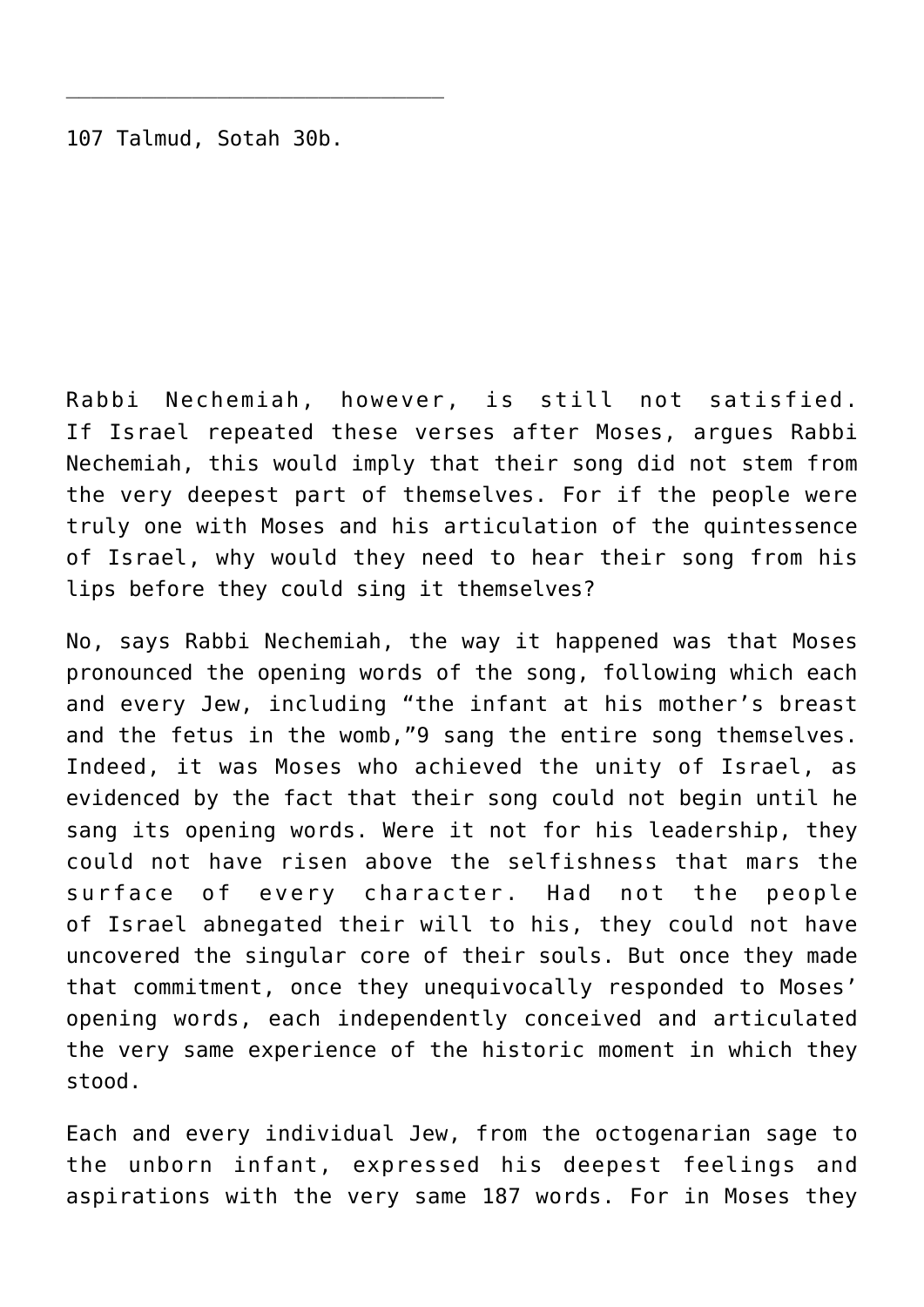107 Talmud, Sotah 30b.

Rabbi Nechemiah, however, is still not satisfied. If Israel repeated these verses after Moses, argues Rabbi Nechemiah, this would imply that their song did not stem from the very deepest part of themselves. For if the people were truly one with Moses and his articulation of the quintessence of Israel, why would they need to hear their song from his lips before they could sing it themselves?

No, says Rabbi Nechemiah, the way it happened was that Moses pronounced the opening words of the song, following which each and every Jew, including "the infant at his mother's breast and the fetus in the womb,"9 sang the entire song themselves. Indeed, it was Moses who achieved the unity of Israel, as evidenced by the fact that their song could not begin until he sang its opening words. Were it not for his leadership, they could not have risen above the selfishness that mars the surface of every character. Had not the people of Israel abnegated their will to his, they could not have uncovered the singular core of their souls. But once they made that commitment, once they unequivocally responded to Moses' opening words, each independently conceived and articulated the very same experience of the historic moment in which they stood.

Each and every individual Jew, from the octogenarian sage to the unborn infant, expressed his deepest feelings and aspirations with the very same 187 words. For in Moses they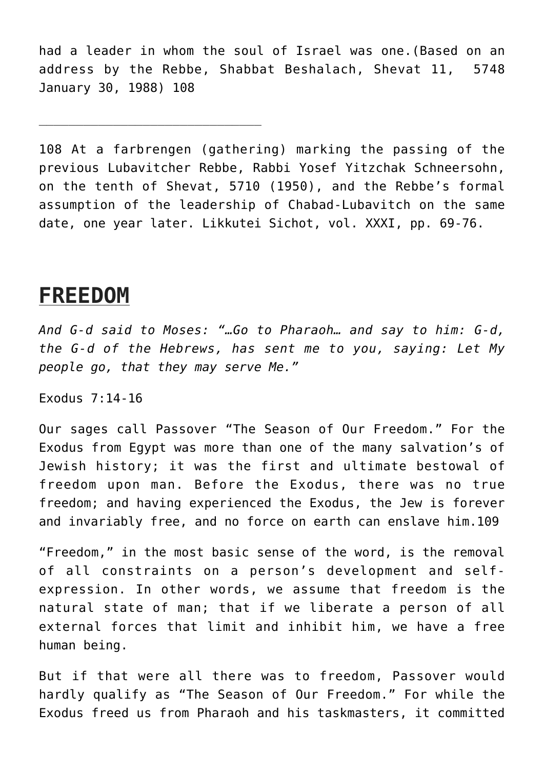had a leader in whom the soul of Israel was one.(Based on an address by the Rebbe, Shabbat Beshalach, Shevat 11, 5748 January 30, 1988) 108

---

108 At a farbrengen (gathering) marking the passing of the previous Lubavitcher Rebbe, Rabbi Yosef Yitzchak Schneersohn, on the tenth of Shevat, 5710 (1950), and the Rebbe's formal assumption of the leadership of Chabad-Lubavitch on the same date, one year later. Likkutei Sichot, vol. XXXI, pp. 69-76.

## FREEDOM

*And G-d said to Moses: "…Go to Pharaoh… and say to him: G-d, the G-d of the Hebrews, has sent me to you, saying: Let My people go, that they may serve Me."*

Exodus 7:14-16

Our sages call Passover "The Season of Our Freedom." For the Exodus from Egypt was more than one of the many salvation's of Jewish history; it was the first and ultimate bestowal of freedom upon man. Before the Exodus, there was no true freedom; and having experienced the Exodus, the Jew is forever and invariably free, and no force on earth can enslave him.109

"Freedom," in the most basic sense of the word, is the removal of all constraints on a person's development and self-expression. In other words, we assume that freedom is the natural state of man; that if we liberate a person of all external forces that limit and inhibit him, we have a free human being.

But if that were all there was to freedom, Passover would hardly qualify as "The Season of Our Freedom." For while the Exodus freed us from Pharaoh and his taskmasters, it committed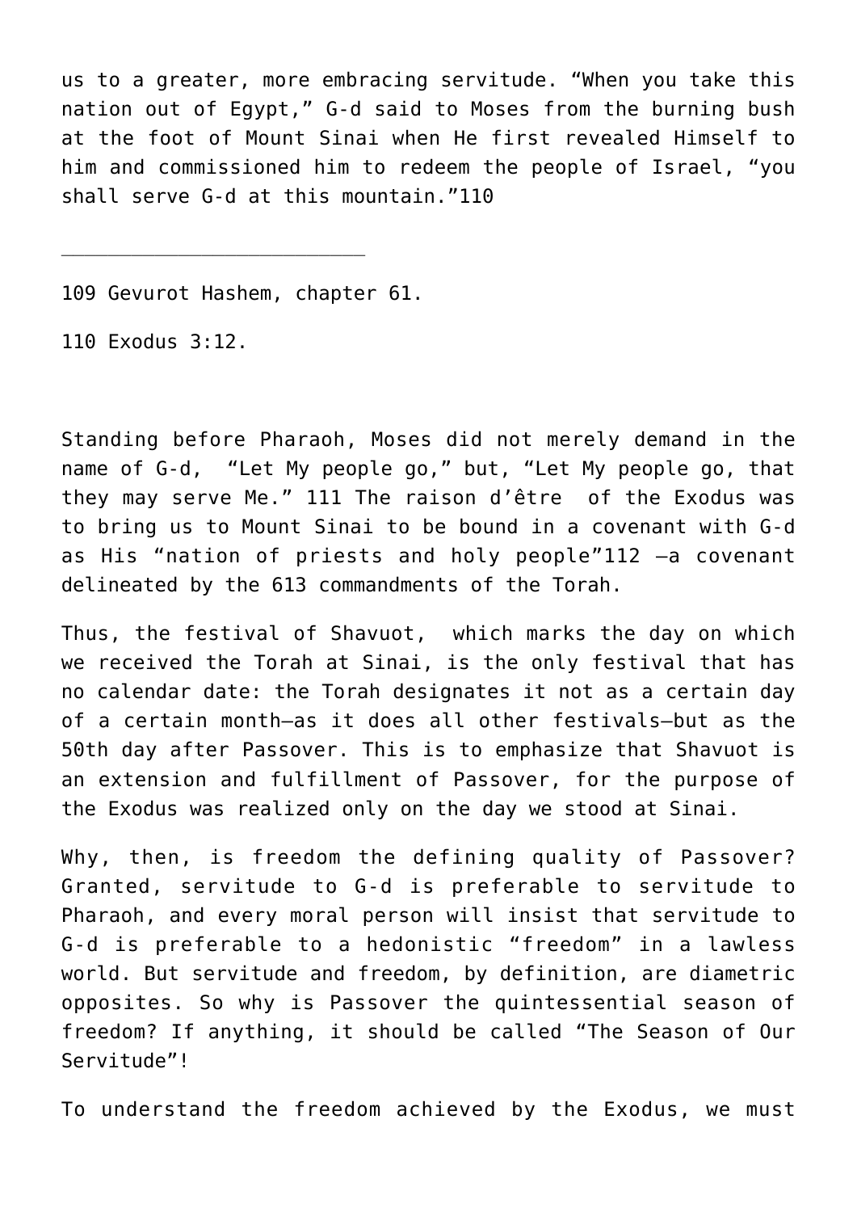us to a greater, more embracing servitude. “When you take this nation out of Egypt,” G-d said to Moses from the burning bush at the foot of Mount Sinai when He first revealed Himself to him and commissioned him to redeem the people of Israel, “you shall serve G-d at this mountain.”[110]

---

109 Gevurot Hashem, chapter 61.

110 Exodus 3:12.

Standing before Pharaoh, Moses did not merely demand in the name of G-d, “Let My people go,” but, “Let My people go, that they may serve Me.” [111] The raison d’être of the Exodus was to bring us to Mount Sinai to be bound in a covenant with G-d as His “nation of priests and holy people”[112] —a covenant delineated by the 613 commandments of the Torah.

Thus, the festival of Shavuot, which marks the day on which we received the Torah at Sinai, is the only festival that has no calendar date: the Torah designates it not as a certain day of a certain month—as it does all other festivals—but as the 50th day after Passover. This is to emphasize that Shavuot is an extension and fulfillment of Passover, for the purpose of the Exodus was realized only on the day we stood at Sinai.

Why, then, is freedom the defining quality of Passover? Granted, servitude to G-d is preferable to servitude to Pharaoh, and every moral person will insist that servitude to G-d is preferable to a hedonistic “freedom” in a lawless world. But servitude and freedom, by definition, are diametric opposites. So why is Passover the quintessential season of freedom? If anything, it should be called “The Season of Our Servitude”!

To understand the freedom achieved by the Exodus, we must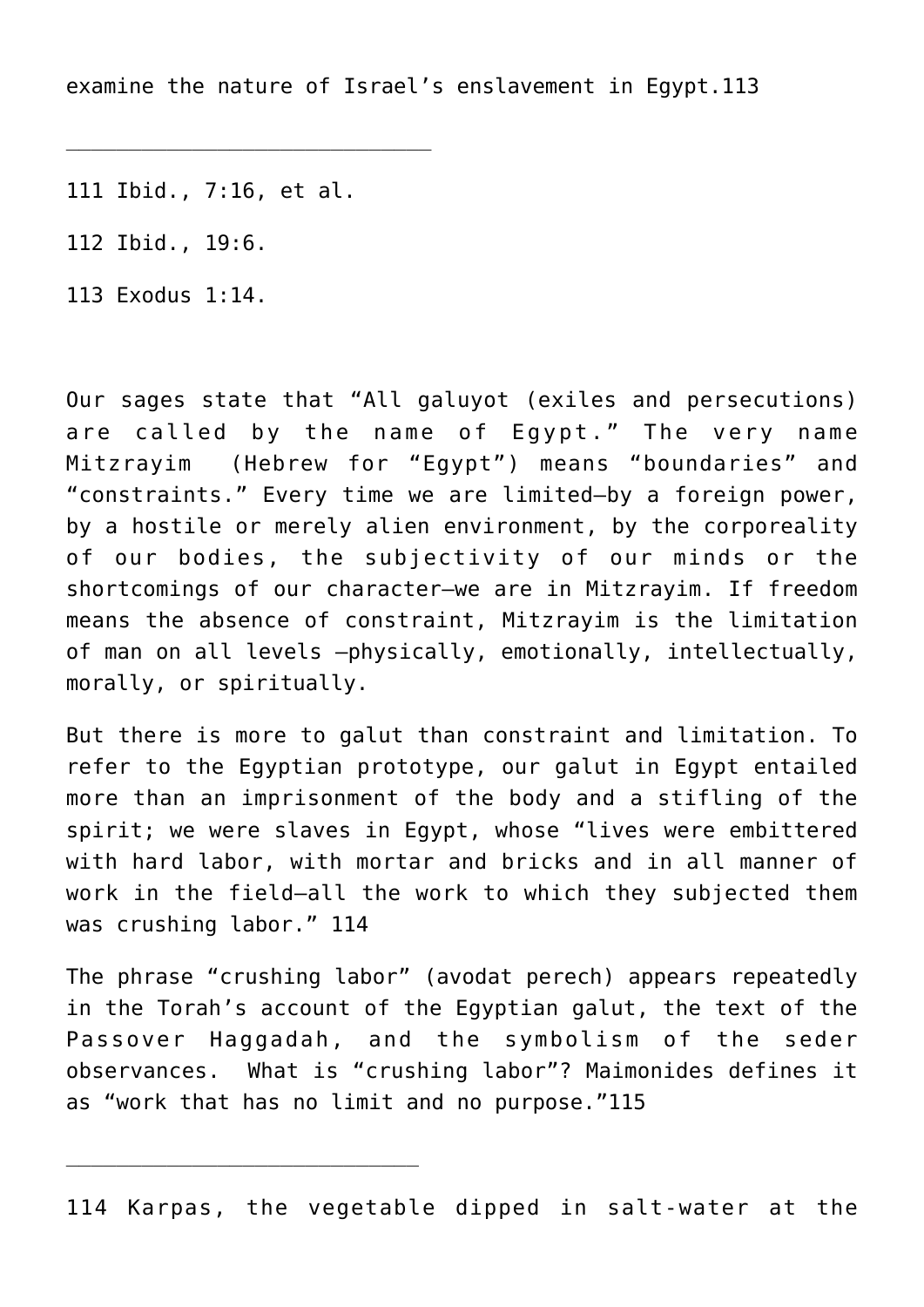examine the nature of Israel's enslavement in Egypt.113

---

111 Ibid., 7:16, et al.

112 Ibid., 19:6.

113 Exodus 1:14.

Our sages state that "All galuyot (exiles and persecutions) are called by the name of Egypt." The very name Mitzrayim (Hebrew for "Egypt") means "boundaries" and "constraints." Every time we are limited—by a foreign power, by a hostile or merely alien environment, by the corporeality of our bodies, the subjectivity of our minds or the shortcomings of our character—we are in Mitzrayim. If freedom means the absence of constraint, Mitzrayim is the limitation of man on all levels —physically, emotionally, intellectually, morally, or spiritually.

But there is more to galut than constraint and limitation. To refer to the Egyptian prototype, our galut in Egypt entailed more than an imprisonment of the body and a stifling of the spirit; we were slaves in Egypt, whose "lives were embittered with hard labor, with mortar and bricks and in all manner of work in the field—all the work to which they subjected them was crushing labor." 114

The phrase "crushing labor" (avodat perech) appears repeatedly in the Torah's account of the Egyptian galut, the text of the Passover Haggadah, and the symbolism of the seder observances. What is "crushing labor"? Maimonides defines it as "work that has no limit and no purpose."115

---

114 Karpas, the vegetable dipped in salt-water at the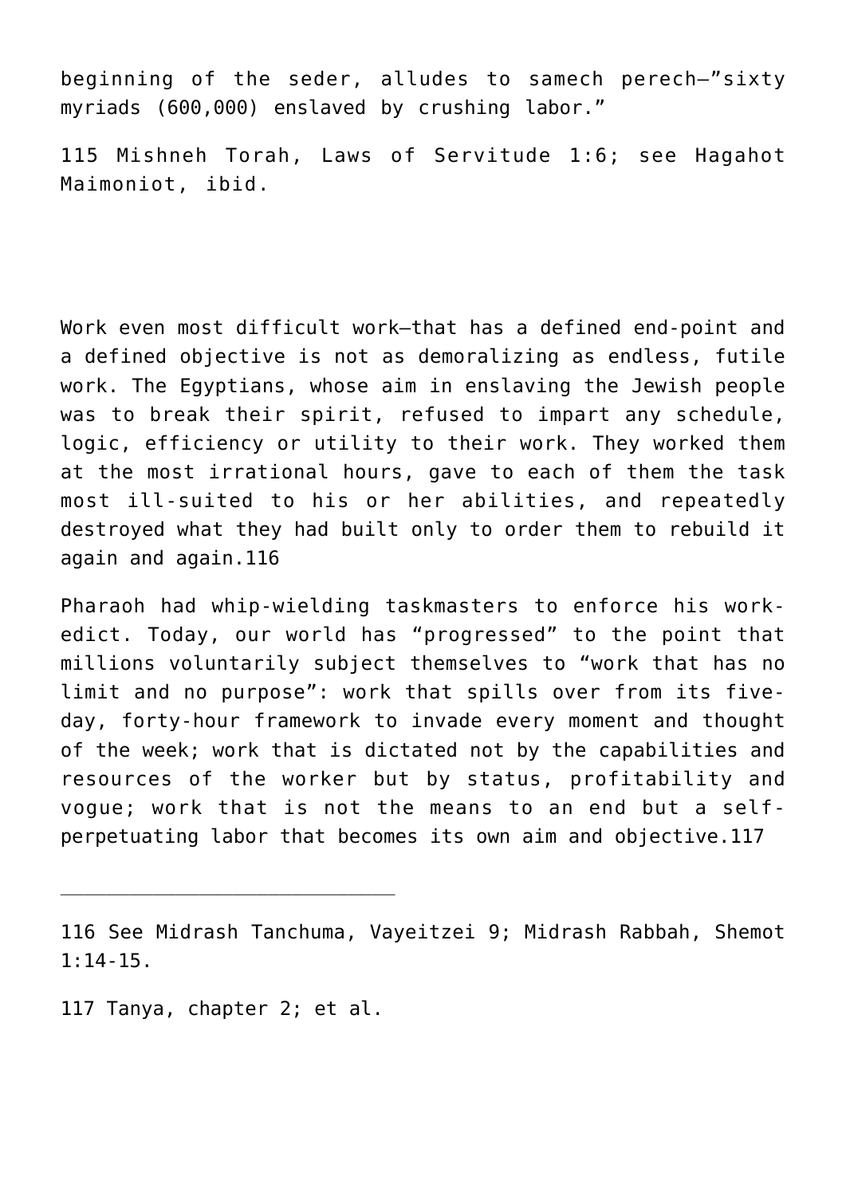beginning of the seder, alludes to samech perech—"sixty myriads (600,000) enslaved by crushing labor."

115 Mishneh Torah, Laws of Servitude 1:6; see Hagahot Maimoniot, ibid.

Work even most difficult work—that has a defined end-point and a defined objective is not as demoralizing as endless, futile work. The Egyptians, whose aim in enslaving the Jewish people was to break their spirit, refused to impart any schedule, logic, efficiency or utility to their work. They worked them at the most irrational hours, gave to each of them the task most ill-suited to his or her abilities, and repeatedly destroyed what they had built only to order them to rebuild it again and again.[116]

Pharaoh had whip-wielding taskmasters to enforce his work-edict. Today, our world has "progressed" to the point that millions voluntarily subject themselves to "work that has no limit and no purpose": work that spills over from its five-day, forty-hour framework to invade every moment and thought of the week; work that is dictated not by the capabilities and resources of the worker but by status, profitability and vogue; work that is not the means to an end but a self-perpetuating labor that becomes its own aim and objective.[117]

---

116 See Midrash Tanchuma, Vayeitzei 9; Midrash Rabbah, Shemot 1:14-15.

117 Tanya, chapter 2; et al.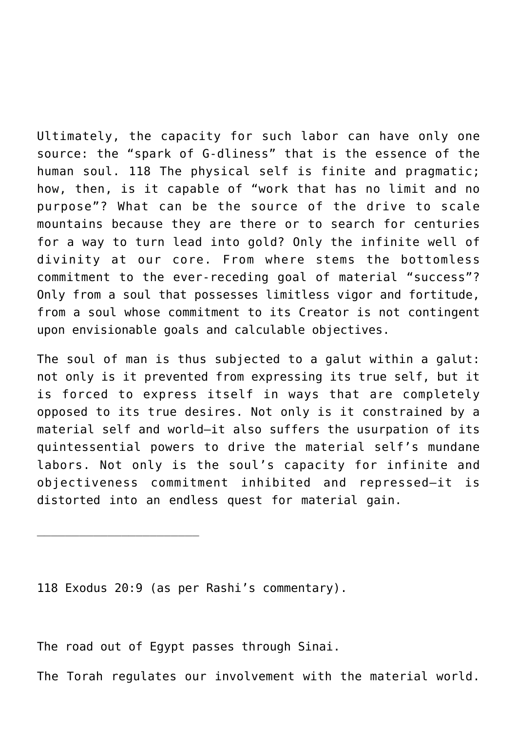Ultimately, the capacity for such labor can have only one source: the “spark of G-dliness” that is the essence of the human soul. 118 The physical self is finite and pragmatic; how, then, is it capable of “work that has no limit and no purpose”? What can be the source of the drive to scale mountains because they are there or to search for centuries for a way to turn lead into gold? Only the infinite well of divinity at our core. From where stems the bottomless commitment to the ever-receding goal of material “success”? Only from a soul that possesses limitless vigor and fortitude, from a soul whose commitment to its Creator is not contingent upon envisionable goals and calculable objectives.

The soul of man is thus subjected to a galut within a galut: not only is it prevented from expressing its true self, but it is forced to express itself in ways that are completely opposed to its true desires. Not only is it constrained by a material self and world—it also suffers the usurpation of its quintessential powers to drive the material self’s mundane labors. Not only is the soul’s capacity for infinite and objectiveness commitment inhibited and repressed—it is distorted into an endless quest for material gain.

---

118 Exodus 20:9 (as per Rashi’s commentary).

The road out of Egypt passes through Sinai.

The Torah regulates our involvement with the material world.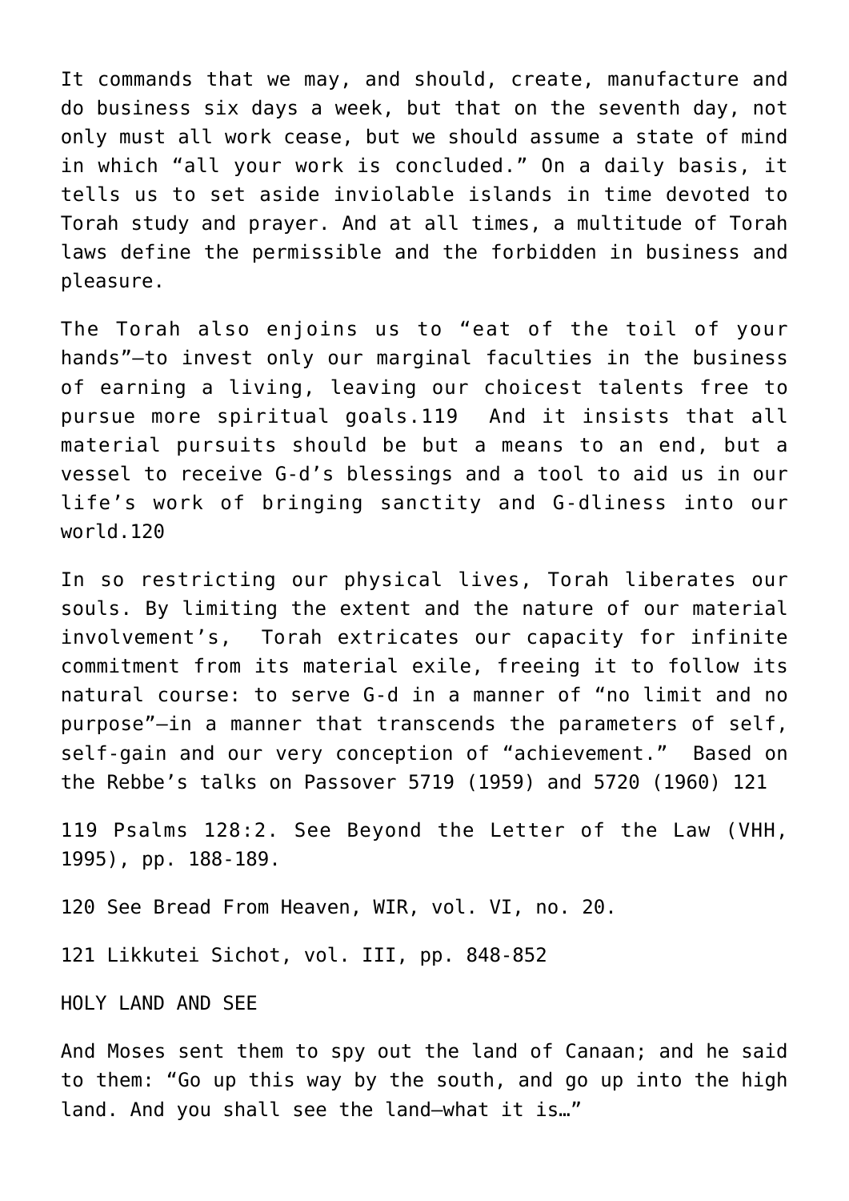It commands that we may, and should, create, manufacture and do business six days a week, but that on the seventh day, not only must all work cease, but we should assume a state of mind in which "all your work is concluded." On a daily basis, it tells us to set aside inviolable islands in time devoted to Torah study and prayer. And at all times, a multitude of Torah laws define the permissible and the forbidden in business and pleasure.

The Torah also enjoins us to "eat of the toil of your hands"—to invest only our marginal faculties in the business of earning a living, leaving our choicest talents free to pursue more spiritual goals.[119] And it insists that all material pursuits should be but a means to an end, but a vessel to receive G-d's blessings and a tool to aid us in our life's work of bringing sanctity and G-dliness into our world.[120]

In so restricting our physical lives, Torah liberates our souls. By limiting the extent and the nature of our material involvement's, Torah extricates our capacity for infinite commitment from its material exile, freeing it to follow its natural course: to serve G-d in a manner of "no limit and no purpose"—in a manner that transcends the parameters of self, self-gain and our very conception of "achievement." Based on the Rebbe's talks on Passover 5719 (1959) and 5720 (1960) [121]

119 Psalms 128:2. See Beyond the Letter of the Law (VHH, 1995), pp. 188-189.

120 See Bread From Heaven, WIR, vol. VI, no. 20.

121 Likkutei Sichot, vol. III, pp. 848-852

## HOLY LAND AND SEE

And Moses sent them to spy out the land of Canaan; and he said to them: "Go up this way by the south, and go up into the high land. And you shall see the land—what it is…"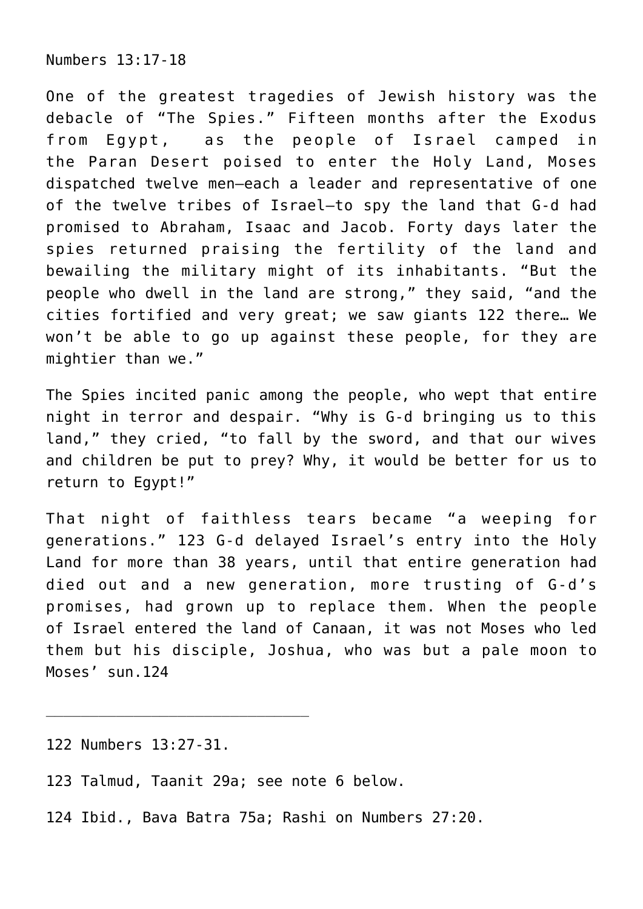Numbers 13:17-18

One of the greatest tragedies of Jewish history was the debacle of "The Spies." Fifteen months after the Exodus from Egypt, as the people of Israel camped in the Paran Desert poised to enter the Holy Land, Moses dispatched twelve men—each a leader and representative of one of the twelve tribes of Israel—to spy the land that G-d had promised to Abraham, Isaac and Jacob. Forty days later the spies returned praising the fertility of the land and bewailing the military might of its inhabitants. "But the people who dwell in the land are strong," they said, "and the cities fortified and very great; we saw giants [122] there… We won't be able to go up against these people, for they are mightier than we."

The Spies incited panic among the people, who wept that entire night in terror and despair. "Why is G-d bringing us to this land," they cried, "to fall by the sword, and that our wives and children be put to prey? Why, it would be better for us to return to Egypt!"

That night of faithless tears became "a weeping for generations." [123] G-d delayed Israel's entry into the Holy Land for more than 38 years, until that entire generation had died out and a new generation, more trusting of G-d's promises, had grown up to replace them. When the people of Israel entered the land of Canaan, it was not Moses who led them but his disciple, Joshua, who was but a pale moon to Moses' sun.[124]

---

122 Numbers 13:27-31.

123 Talmud, Taanit 29a; see note 6 below.

124 Ibid., Bava Batra 75a; Rashi on Numbers 27:20.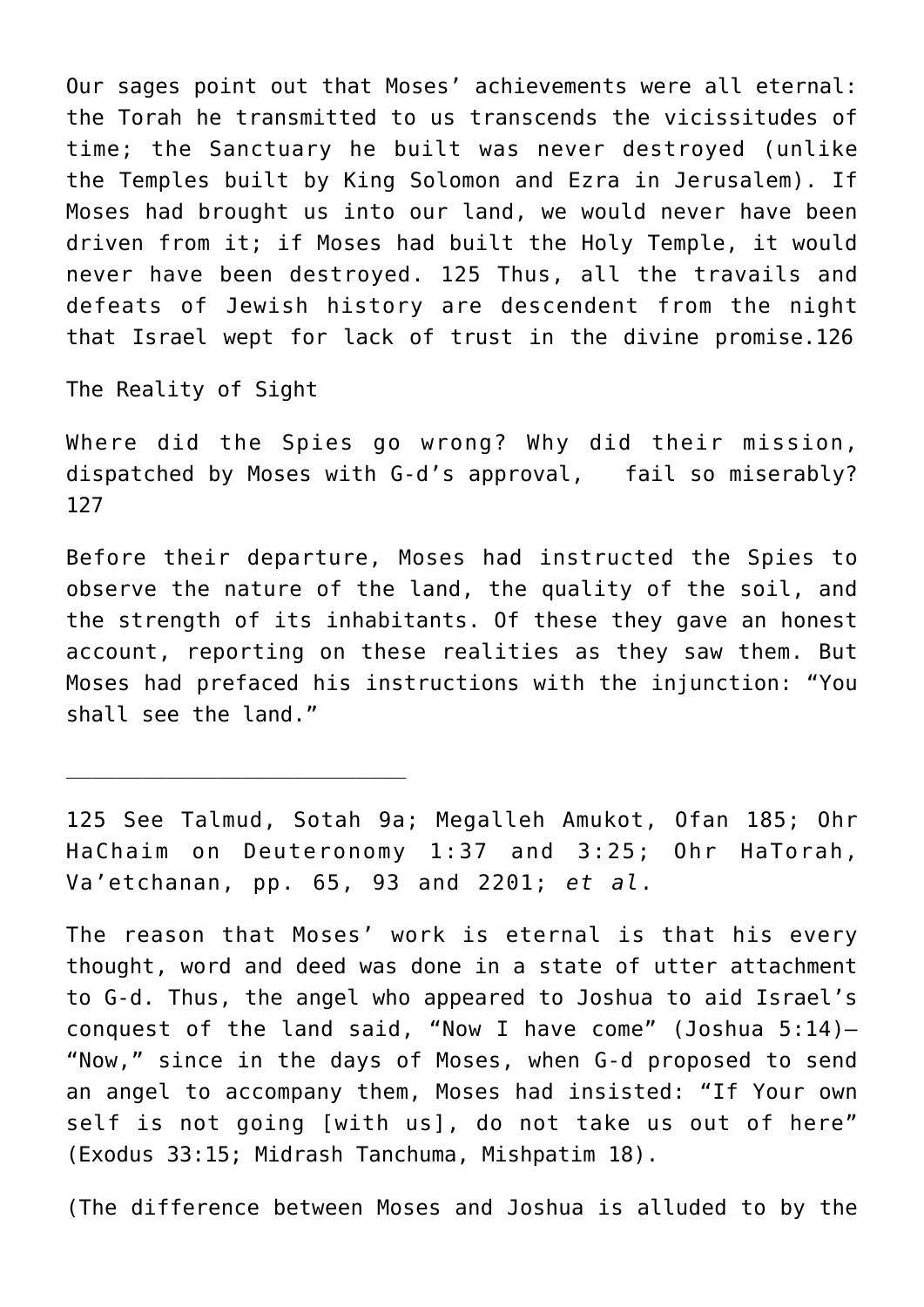Our sages point out that Moses' achievements were all eternal: the Torah he transmitted to us transcends the vicissitudes of time; the Sanctuary he built was never destroyed (unlike the Temples built by King Solomon and Ezra in Jerusalem). If Moses had brought us into our land, we would never have been driven from it; if Moses had built the Holy Temple, it would never have been destroyed. 125 Thus, all the travails and defeats of Jewish history are descendent from the night that Israel wept for lack of trust in the divine promise.126

## The Reality of Sight

Where did the Spies go wrong? Why did their mission, dispatched by Moses with G-d's approval, fail so miserably? 127

Before their departure, Moses had instructed the Spies to observe the nature of the land, the quality of the soil, and the strength of its inhabitants. Of these they gave an honest account, reporting on these realities as they saw them. But Moses had prefaced his instructions with the injunction: "You shall see the land."

---

125 See Talmud, Sotah 9a; Megalleh Amukot, Ofan 185; Ohr HaChaim on Deuteronomy 1:37 and 3:25; Ohr HaTorah, Va'etchanan, pp. 65, 93 and 2201; *et al*.

The reason that Moses' work is eternal is that his every thought, word and deed was done in a state of utter attachment to G-d. Thus, the angel who appeared to Joshua to aid Israel's conquest of the land said, "Now I have come" (Joshua 5:14)—"Now," since in the days of Moses, when G-d proposed to send an angel to accompany them, Moses had insisted: "If Your own self is not going [with us], do not take us out of here" (Exodus 33:15; Midrash Tanchuma, Mishpatim 18).

(The difference between Moses and Joshua is alluded to by the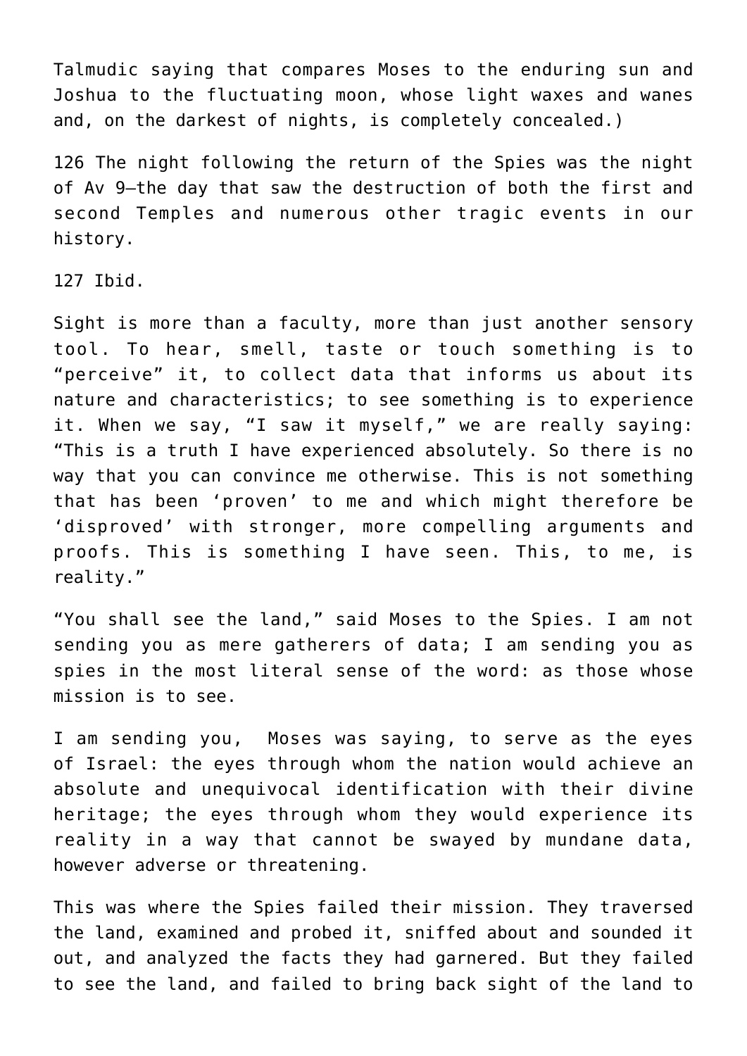Talmudic saying that compares Moses to the enduring sun and Joshua to the fluctuating moon, whose light waxes and wanes and, on the darkest of nights, is completely concealed.)

126 The night following the return of the Spies was the night of Av 9—the day that saw the destruction of both the first and second Temples and numerous other tragic events in our history.

127 Ibid.

Sight is more than a faculty, more than just another sensory tool. To hear, smell, taste or touch something is to "perceive" it, to collect data that informs us about its nature and characteristics; to see something is to experience it. When we say, "I saw it myself," we are really saying: "This is a truth I have experienced absolutely. So there is no way that you can convince me otherwise. This is not something that has been 'proven' to me and which might therefore be 'disproved' with stronger, more compelling arguments and proofs. This is something I have seen. This, to me, is reality."

"You shall see the land," said Moses to the Spies. I am not sending you as mere gatherers of data; I am sending you as spies in the most literal sense of the word: as those whose mission is to see.

I am sending you, Moses was saying, to serve as the eyes of Israel: the eyes through whom the nation would achieve an absolute and unequivocal identification with their divine heritage; the eyes through whom they would experience its reality in a way that cannot be swayed by mundane data, however adverse or threatening.

This was where the Spies failed their mission. They traversed the land, examined and probed it, sniffed about and sounded it out, and analyzed the facts they had garnered. But they failed to see the land, and failed to bring back sight of the land to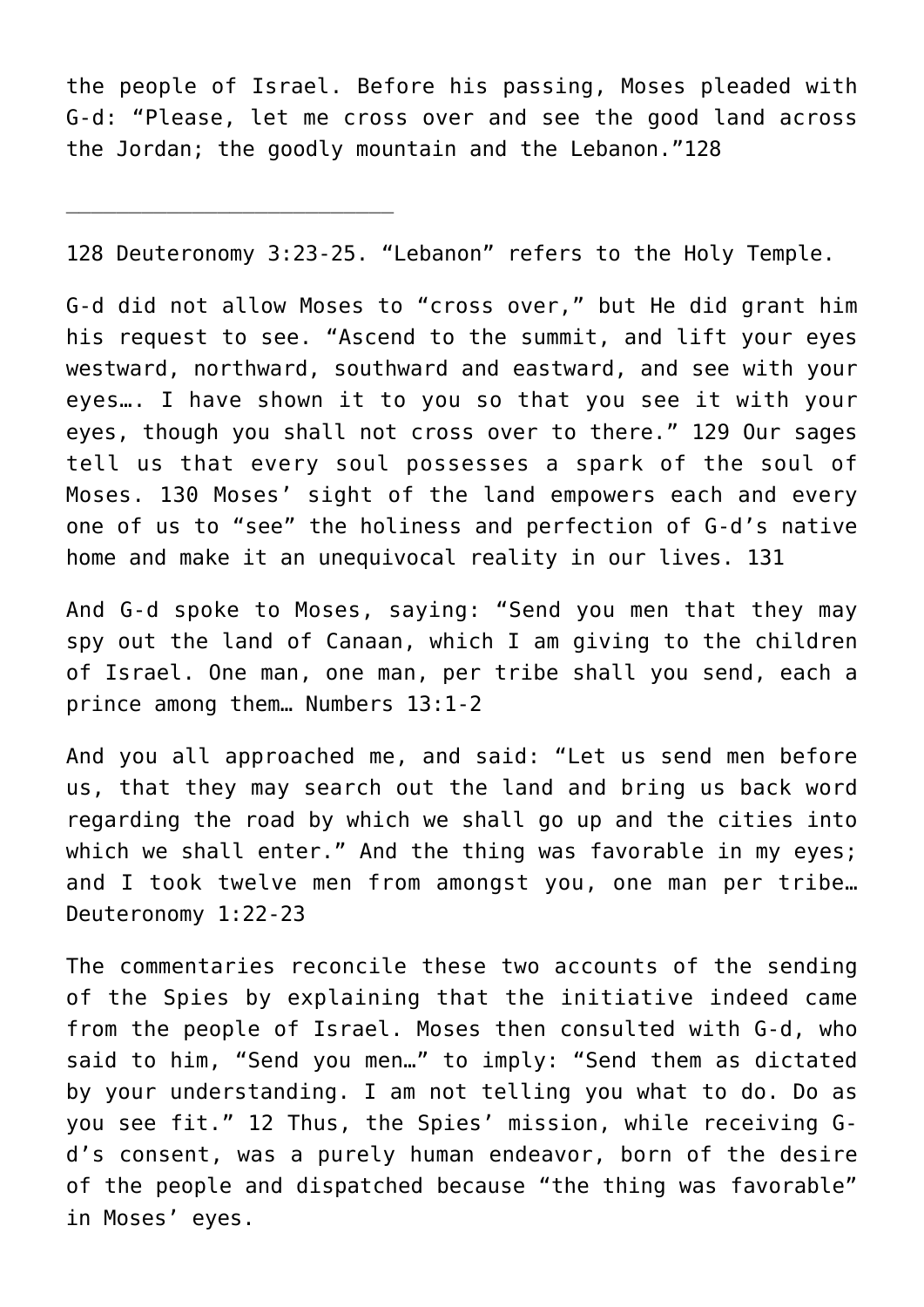the people of Israel. Before his passing, Moses pleaded with G-d: "Please, let me cross over and see the good land across the Jordan; the goodly mountain and the Lebanon."[128]

---

128 Deuteronomy 3:23-25. "Lebanon" refers to the Holy Temple.

G-d did not allow Moses to "cross over," but He did grant him his request to see. "Ascend to the summit, and lift your eyes westward, northward, southward and eastward, and see with your eyes…. I have shown it to you so that you see it with your eyes, though you shall not cross over to there." 129 Our sages tell us that every soul possesses a spark of the soul of Moses. 130 Moses' sight of the land empowers each and every one of us to "see" the holiness and perfection of G-d's native home and make it an unequivocal reality in our lives. 131

And G-d spoke to Moses, saying: "Send you men that they may spy out the land of Canaan, which I am giving to the children of Israel. One man, one man, per tribe shall you send, each a prince among them… Numbers 13:1-2

And you all approached me, and said: "Let us send men before us, that they may search out the land and bring us back word regarding the road by which we shall go up and the cities into which we shall enter." And the thing was favorable in my eyes; and I took twelve men from amongst you, one man per tribe… Deuteronomy 1:22-23

The commentaries reconcile these two accounts of the sending of the Spies by explaining that the initiative indeed came from the people of Israel. Moses then consulted with G-d, who said to him, "Send you men…" to imply: "Send them as dictated by your understanding. I am not telling you what to do. Do as you see fit." 12 Thus, the Spies' mission, while receiving G-d's consent, was a purely human endeavor, born of the desire of the people and dispatched because "the thing was favorable" in Moses' eyes.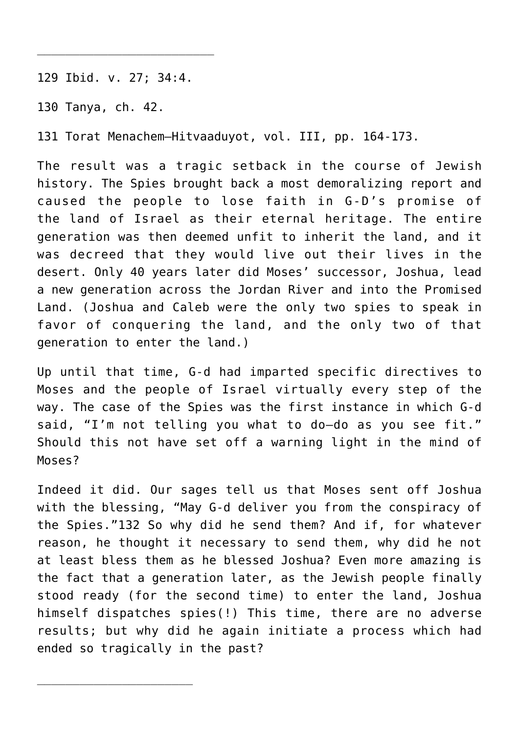129 Ibid. v. 27; 34:4.

130 Tanya, ch. 42.

131 Torat Menachem—Hitvaaduyot, vol. III, pp. 164-173.

The result was a tragic setback in the course of Jewish history. The Spies brought back a most demoralizing report and caused the people to lose faith in G-D's promise of the land of Israel as their eternal heritage. The entire generation was then deemed unfit to inherit the land, and it was decreed that they would live out their lives in the desert. Only 40 years later did Moses' successor, Joshua, lead a new generation across the Jordan River and into the Promised Land. (Joshua and Caleb were the only two spies to speak in favor of conquering the land, and the only two of that generation to enter the land.)

Up until that time, G-d had imparted specific directives to Moses and the people of Israel virtually every step of the way. The case of the Spies was the first instance in which G-d said, "I'm not telling you what to do—do as you see fit." Should this not have set off a warning light in the mind of Moses?

Indeed it did. Our sages tell us that Moses sent off Joshua with the blessing, "May G-d deliver you from the conspiracy of the Spies."[132] So why did he send them? And if, for whatever reason, he thought it necessary to send them, why did he not at least bless them as he blessed Joshua? Even more amazing is the fact that a generation later, as the Jewish people finally stood ready (for the second time) to enter the land, Joshua himself dispatches spies(!) This time, there are no adverse results; but why did he again initiate a process which had ended so tragically in the past?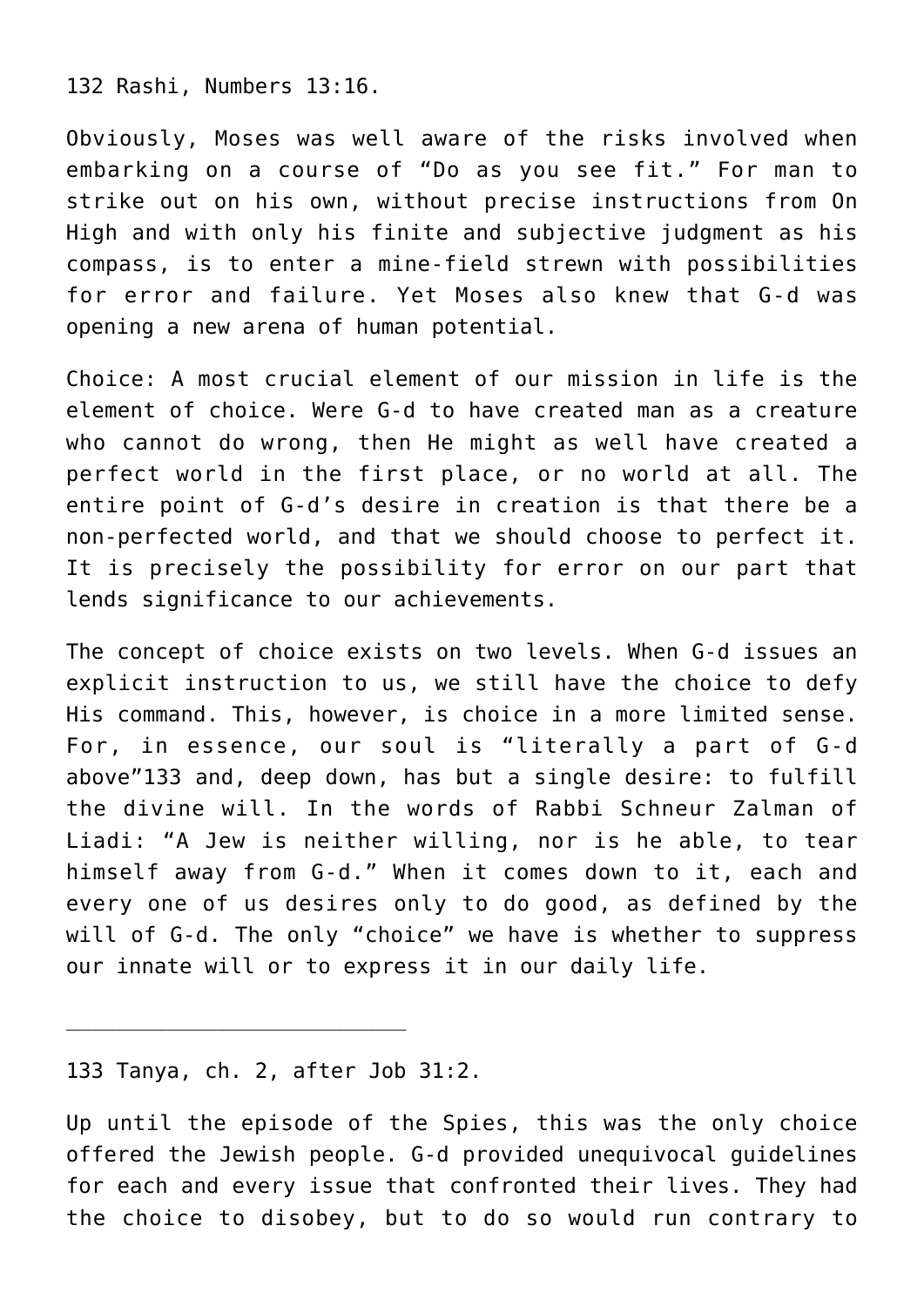132 Rashi, Numbers 13:16.

Obviously, Moses was well aware of the risks involved when embarking on a course of “Do as you see fit.” For man to strike out on his own, without precise instructions from On High and with only his finite and subjective judgment as his compass, is to enter a mine-field strewn with possibilities for error and failure. Yet Moses also knew that G-d was opening a new arena of human potential.

Choice: A most crucial element of our mission in life is the element of choice. Were G-d to have created man as a creature who cannot do wrong, then He might as well have created a perfect world in the first place, or no world at all. The entire point of G-d’s desire in creation is that there be a non-perfected world, and that we should choose to perfect it. It is precisely the possibility for error on our part that lends significance to our achievements.

The concept of choice exists on two levels. When G-d issues an explicit instruction to us, we still have the choice to defy His command. This, however, is choice in a more limited sense. For, in essence, our soul is “literally a part of G-d above”[133] and, deep down, has but a single desire: to fulfill the divine will. In the words of Rabbi Schneur Zalman of Liadi: “A Jew is neither willing, nor is he able, to tear himself away from G-d.” When it comes down to it, each and every one of us desires only to do good, as defined by the will of G-d. The only “choice” we have is whether to suppress our innate will or to express it in our daily life.

---

133 Tanya, ch. 2, after Job 31:2.

Up until the episode of the Spies, this was the only choice offered the Jewish people. G-d provided unequivocal guidelines for each and every issue that confronted their lives. They had the choice to disobey, but to do so would run contrary to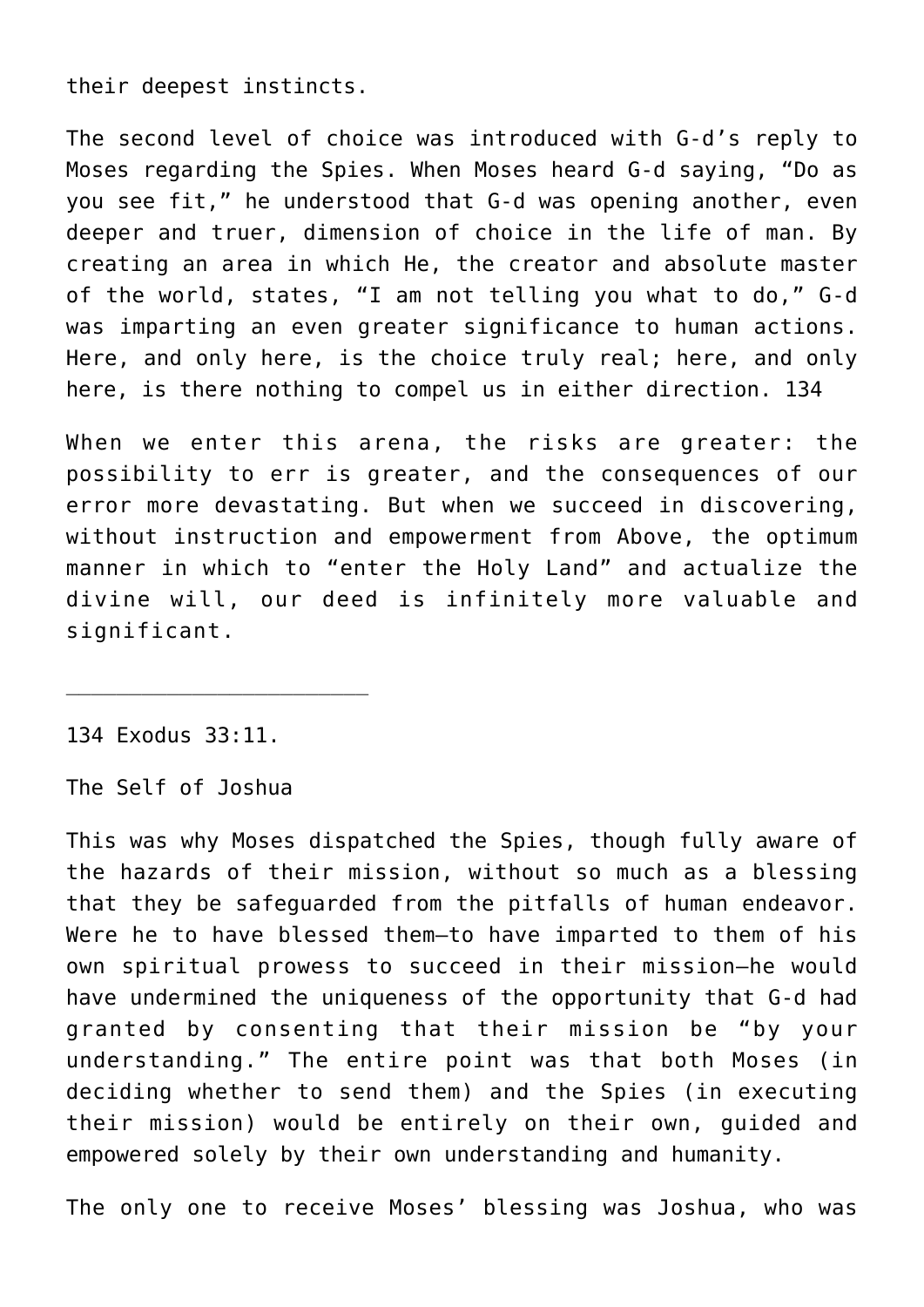their deepest instincts.

The second level of choice was introduced with G-d's reply to Moses regarding the Spies. When Moses heard G-d saying, "Do as you see fit," he understood that G-d was opening another, even deeper and truer, dimension of choice in the life of man. By creating an area in which He, the creator and absolute master of the world, states, "I am not telling you what to do," G-d was imparting an even greater significance to human actions. Here, and only here, is the choice truly real; here, and only here, is there nothing to compel us in either direction. [134]

When we enter this arena, the risks are greater: the possibility to err is greater, and the consequences of our error more devastating. But when we succeed in discovering, without instruction and empowerment from Above, the optimum manner in which to "enter the Holy Land" and actualize the divine will, our deed is infinitely more valuable and significant.

---

134 Exodus 33:11.

## The Self of Joshua

This was why Moses dispatched the Spies, though fully aware of the hazards of their mission, without so much as a blessing that they be safeguarded from the pitfalls of human endeavor. Were he to have blessed them—to have imparted to them of his own spiritual prowess to succeed in their mission—he would have undermined the uniqueness of the opportunity that G-d had granted by consenting that their mission be "by your understanding." The entire point was that both Moses (in deciding whether to send them) and the Spies (in executing their mission) would be entirely on their own, guided and empowered solely by their own understanding and humanity.

The only one to receive Moses' blessing was Joshua, who was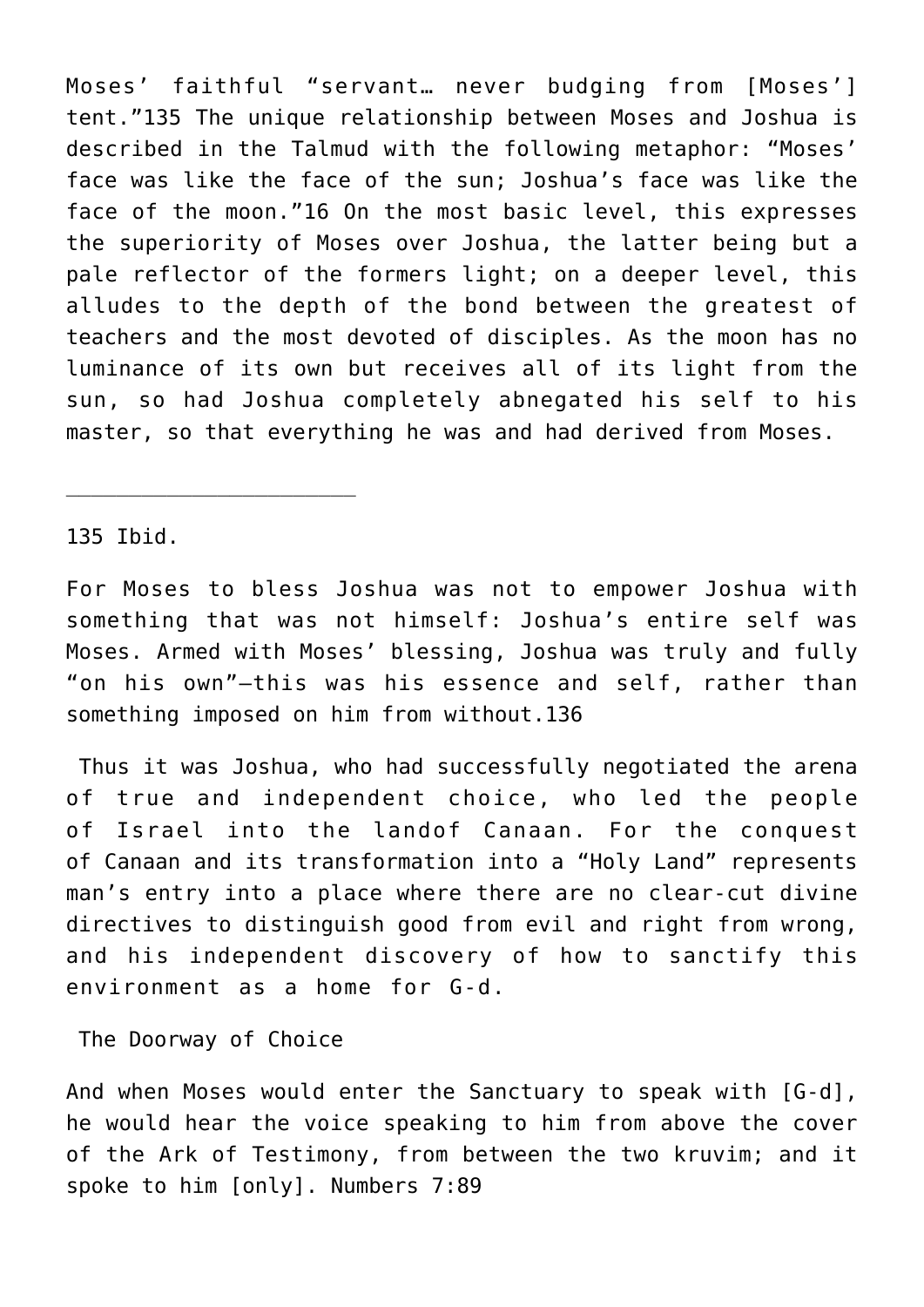Moses' faithful "servant… never budging from [Moses'] tent."135 The unique relationship between Moses and Joshua is described in the Talmud with the following metaphor: "Moses' face was like the face of the sun; Joshua's face was like the face of the moon."16 On the most basic level, this expresses the superiority of Moses over Joshua, the latter being but a pale reflector of the formers light; on a deeper level, this alludes to the depth of the bond between the greatest of teachers and the most devoted of disciples. As the moon has no luminance of its own but receives all of its light from the sun, so had Joshua completely abnegated his self to his master, so that everything he was and had derived from Moses.

---

135 Ibid.

For Moses to bless Joshua was not to empower Joshua with something that was not himself: Joshua's entire self was Moses. Armed with Moses' blessing, Joshua was truly and fully "on his own"—this was his essence and self, rather than something imposed on him from without.136

Thus it was Joshua, who had successfully negotiated the arena of true and independent choice, who led the people of Israel into the landof Canaan. For the conquest of Canaan and its transformation into a "Holy Land" represents man's entry into a place where there are no clear-cut divine directives to distinguish good from evil and right from wrong, and his independent discovery of how to sanctify this environment as a home for G-d.

## The Doorway of Choice

And when Moses would enter the Sanctuary to speak with [G-d], he would hear the voice speaking to him from above the cover of the Ark of Testimony, from between the two kruvim; and it spoke to him [only]. Numbers 7:89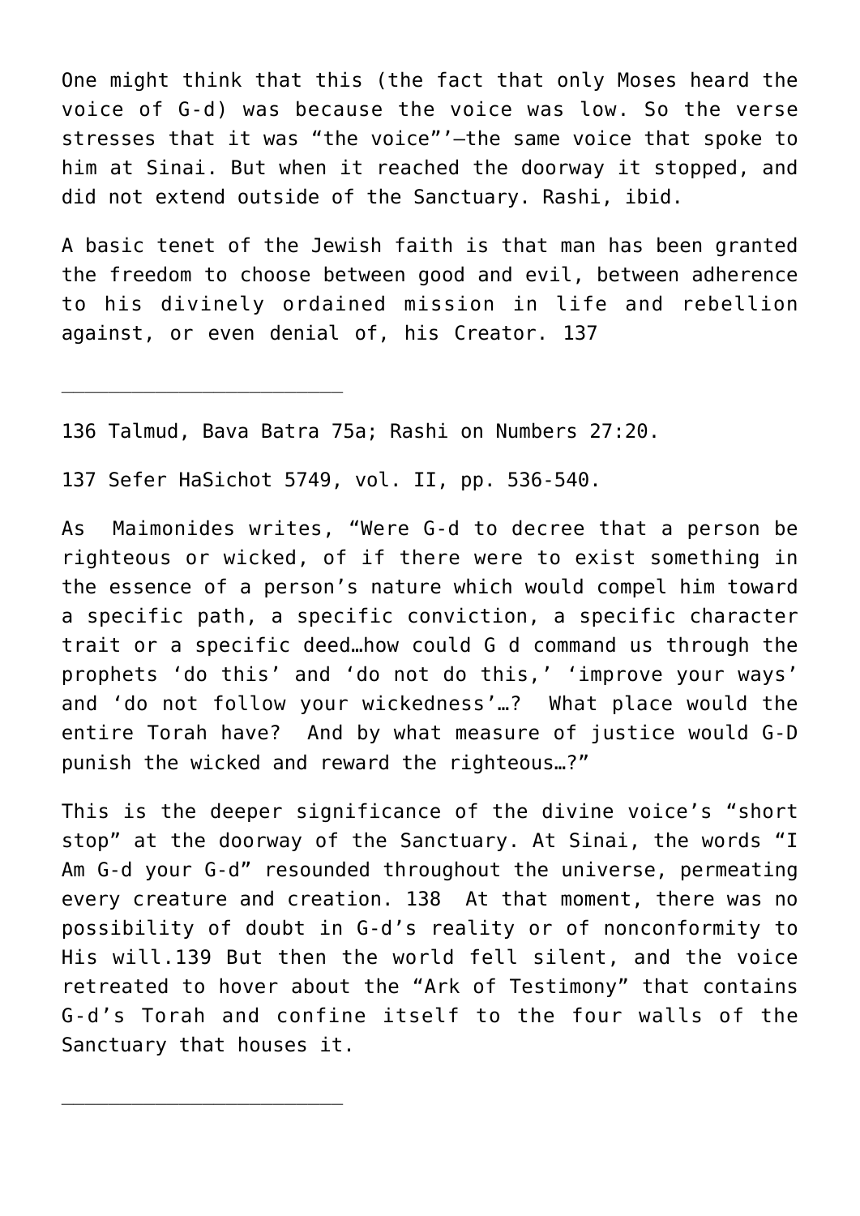One might think that this (the fact that only Moses heard the voice of G-d) was because the voice was low. So the verse stresses that it was "the voice"'—the same voice that spoke to him at Sinai. But when it reached the doorway it stopped, and did not extend outside of the Sanctuary. Rashi, ibid.

A basic tenet of the Jewish faith is that man has been granted the freedom to choose between good and evil, between adherence to his divinely ordained mission in life and rebellion against, or even denial of, his Creator. 137

---

136 Talmud, Bava Batra 75a; Rashi on Numbers 27:20.

137 Sefer HaSichot 5749, vol. II, pp. 536-540.

As Maimonides writes, "Were G-d to decree that a person be righteous or wicked, of if there were to exist something in the essence of a person's nature which would compel him toward a specific path, a specific conviction, a specific character trait or a specific deed…how could G d command us through the prophets 'do this' and 'do not do this,' 'improve your ways' and 'do not follow your wickedness'…? What place would the entire Torah have? And by what measure of justice would G-D punish the wicked and reward the righteous…?"

This is the deeper significance of the divine voice's "short stop" at the doorway of the Sanctuary. At Sinai, the words "I Am G-d your G-d" resounded throughout the universe, permeating every creature and creation. 138 At that moment, there was no possibility of doubt in G-d's reality or of nonconformity to His will.139 But then the world fell silent, and the voice retreated to hover about the "Ark of Testimony" that contains G-d's Torah and confine itself to the four walls of the Sanctuary that houses it.

---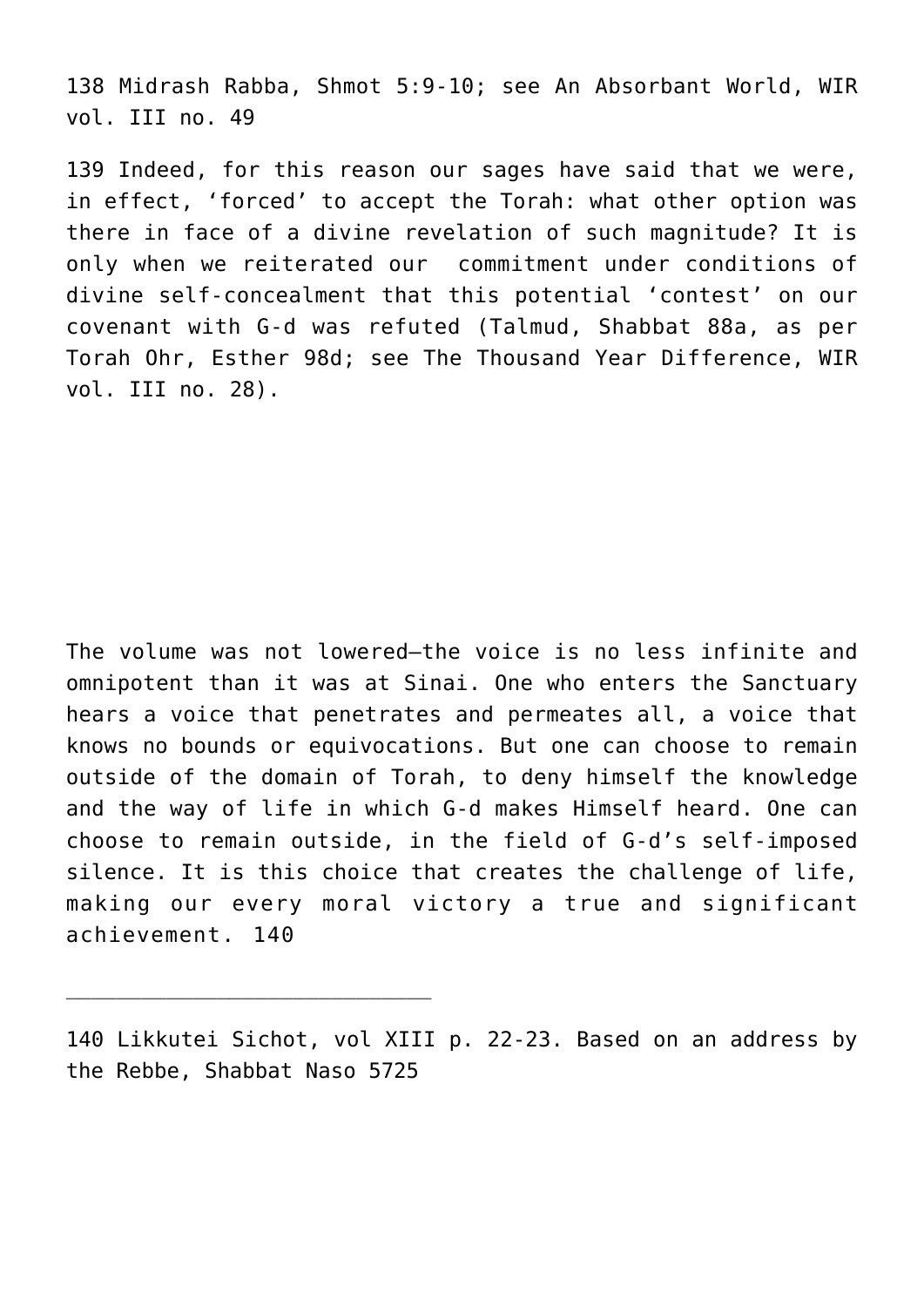138 Midrash Rabba, Shmot 5:9-10; see An Absorbant World, WIR vol. III no. 49

139 Indeed, for this reason our sages have said that we were, in effect, 'forced' to accept the Torah: what other option was there in face of a divine revelation of such magnitude? It is only when we reiterated our commitment under conditions of divine self-concealment that this potential 'contest' on our covenant with G-d was refuted (Talmud, Shabbat 88a, as per Torah Ohr, Esther 98d; see The Thousand Year Difference, WIR vol. III no. 28).

The volume was not lowered—the voice is no less infinite and omnipotent than it was at Sinai. One who enters the Sanctuary hears a voice that penetrates and permeates all, a voice that knows no bounds or equivocations. But one can choose to remain outside of the domain of Torah, to deny himself the knowledge and the way of life in which G-d makes Himself heard. One can choose to remain outside, in the field of G-d's self-imposed silence. It is this choice that creates the challenge of life, making our every moral victory a true and significant achievement. [140]

---

140 Likkutei Sichot, vol XIII p. 22-23. Based on an address by the Rebbe, Shabbat Naso 5725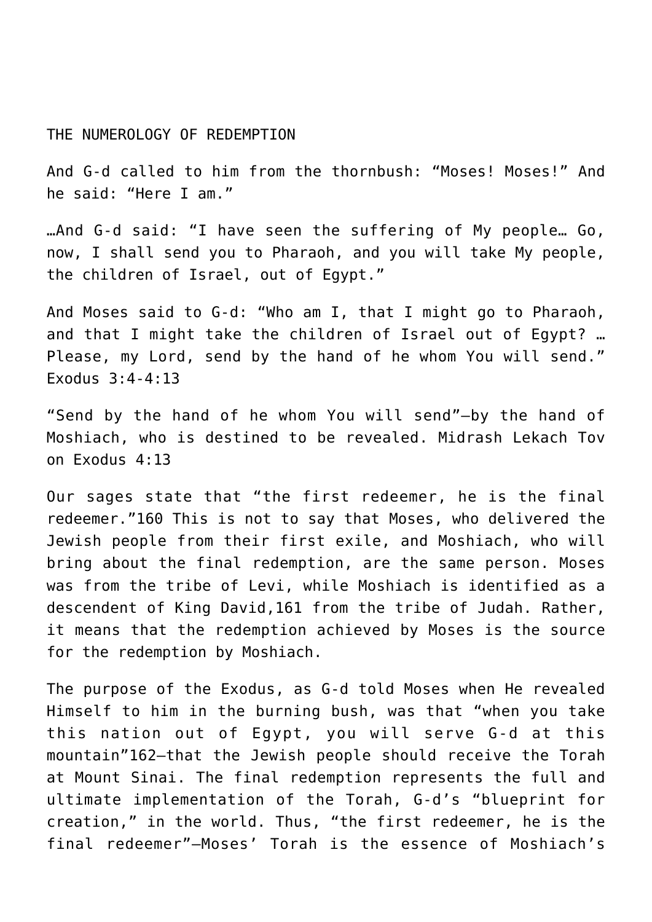# THE NUMEROLOGY OF REDEMPTION

And G-d called to him from the thornbush: "Moses! Moses!" And he said: "Here I am."

…And G-d said: "I have seen the suffering of My people… Go, now, I shall send you to Pharaoh, and you will take My people, the children of Israel, out of Egypt."

And Moses said to G-d: "Who am I, that I might go to Pharaoh, and that I might take the children of Israel out of Egypt? … Please, my Lord, send by the hand of he whom You will send." Exodus 3:4-4:13

"Send by the hand of he whom You will send"—by the hand of Moshiach, who is destined to be revealed. Midrash Lekach Tov on Exodus 4:13

Our sages state that "the first redeemer, he is the final redeemer."[160] This is not to say that Moses, who delivered the Jewish people from their first exile, and Moshiach, who will bring about the final redemption, are the same person. Moses was from the tribe of Levi, while Moshiach is identified as a descendent of King David,[161] from the tribe of Judah. Rather, it means that the redemption achieved by Moses is the source for the redemption by Moshiach.

The purpose of the Exodus, as G-d told Moses when He revealed Himself to him in the burning bush, was that "when you take this nation out of Egypt, you will serve G-d at this mountain"[162]—that the Jewish people should receive the Torah at Mount Sinai. The final redemption represents the full and ultimate implementation of the Torah, G-d's "blueprint for creation," in the world. Thus, "the first redeemer, he is the final redeemer"—Moses' Torah is the essence of Moshiach's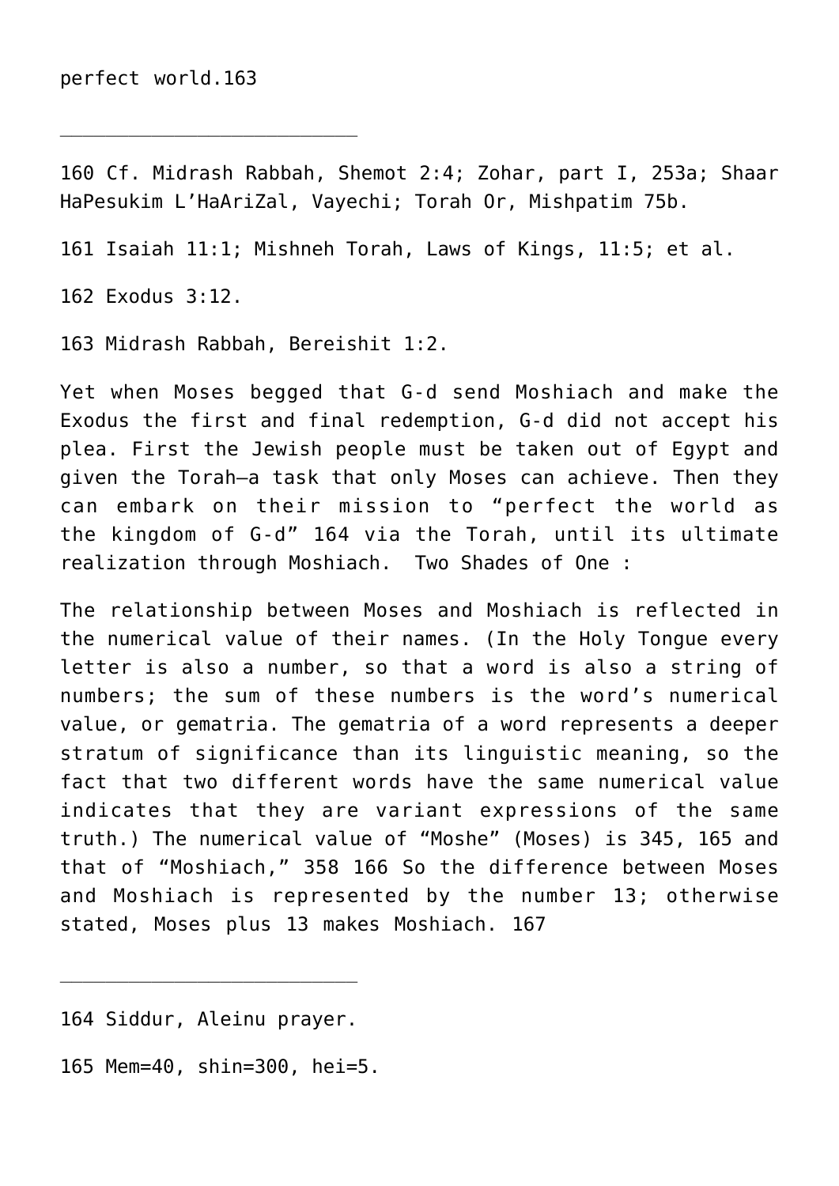perfect world.[163]

---

160 Cf. Midrash Rabbah, Shemot 2:4; Zohar, part I, 253a; Shaar HaPesukim L'HaAriZal, Vayechi; Torah Or, Mishpatim 75b.

161 Isaiah 11:1; Mishneh Torah, Laws of Kings, 11:5; et al.

162 Exodus 3:12.

163 Midrash Rabbah, Bereishit 1:2.

Yet when Moses begged that G-d send Moshiach and make the Exodus the first and final redemption, G-d did not accept his plea. First the Jewish people must be taken out of Egypt and given the Torah—a task that only Moses can achieve. Then they can embark on their mission to "perfect the world as the kingdom of G-d" [164] via the Torah, until its ultimate realization through Moshiach.

## Two Shades of One :

The relationship between Moses and Moshiach is reflected in the numerical value of their names. (In the Holy Tongue every letter is also a number, so that a word is also a string of numbers; the sum of these numbers is the word's numerical value, or gematria. The gematria of a word represents a deeper stratum of significance than its linguistic meaning, so the fact that two different words have the same numerical value indicates that they are variant expressions of the same truth.) The numerical value of "Moshe" (Moses) is 345, [165] and that of "Moshiach," 358 [166] So the difference between Moses and Moshiach is represented by the number 13; otherwise stated, Moses plus 13 makes Moshiach. [167]

---

164 Siddur, Aleinu prayer.

165 Mem=40, shin=300, hei=5.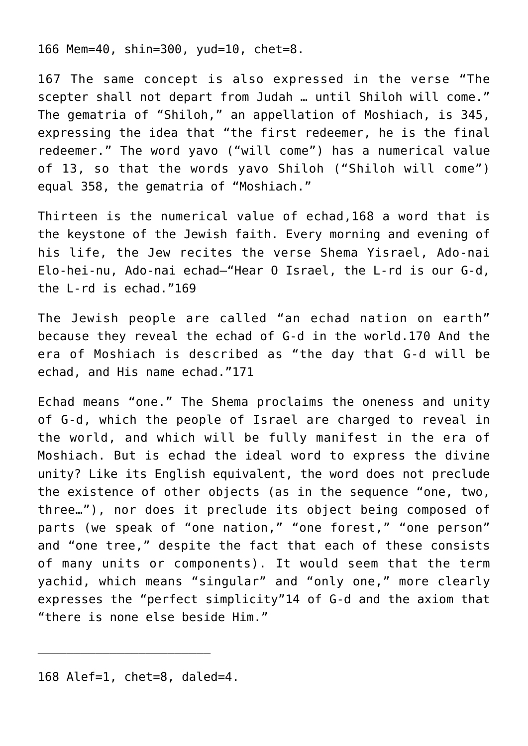166 Mem=40, shin=300, yud=10, chet=8.

167 The same concept is also expressed in the verse "The scepter shall not depart from Judah … until Shiloh will come." The gematria of "Shiloh," an appellation of Moshiach, is 345, expressing the idea that "the first redeemer, he is the final redeemer." The word yavo ("will come") has a numerical value of 13, so that the words yavo Shiloh ("Shiloh will come") equal 358, the gematria of "Moshiach."

Thirteen is the numerical value of echad,[168] a word that is the keystone of the Jewish faith. Every morning and evening of his life, the Jew recites the verse Shema Yisrael, Ado-nai Elo-hei-nu, Ado-nai echad—"Hear O Israel, the L-rd is our G-d, the L-rd is echad."[169]

The Jewish people are called "an echad nation on earth" because they reveal the echad of G-d in the world.[170] And the era of Moshiach is described as "the day that G-d will be echad, and His name echad."[171]

Echad means "one." The Shema proclaims the oneness and unity of G-d, which the people of Israel are charged to reveal in the world, and which will be fully manifest in the era of Moshiach. But is echad the ideal word to express the divine unity? Like its English equivalent, the word does not preclude the existence of other objects (as in the sequence "one, two, three…"), nor does it preclude its object being composed of parts (we speak of "one nation," "one forest," "one person" and "one tree," despite the fact that each of these consists of many units or components). It would seem that the term yachid, which means "singular" and "only one," more clearly expresses the "perfect simplicity"[14] of G-d and the axiom that "there is none else beside Him."

---

168 Alef=1, chet=8, daled=4.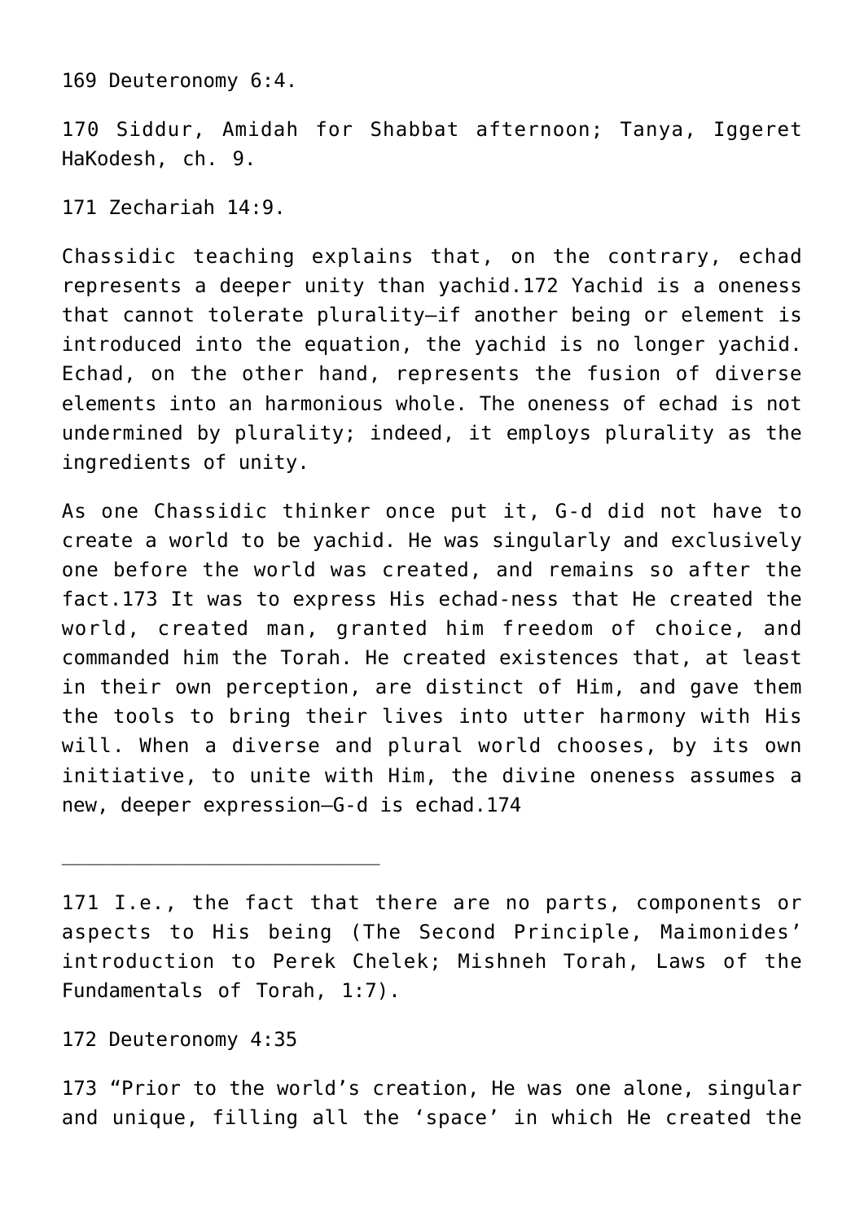169 Deuteronomy 6:4.

170 Siddur, Amidah for Shabbat afternoon; Tanya, Iggeret HaKodesh, ch. 9.

171 Zechariah 14:9.

Chassidic teaching explains that, on the contrary, echad represents a deeper unity than yachid.172 Yachid is a oneness that cannot tolerate plurality—if another being or element is introduced into the equation, the yachid is no longer yachid. Echad, on the other hand, represents the fusion of diverse elements into an harmonious whole. The oneness of echad is not undermined by plurality; indeed, it employs plurality as the ingredients of unity.

As one Chassidic thinker once put it, G-d did not have to create a world to be yachid. He was singularly and exclusively one before the world was created, and remains so after the fact.173 It was to express His echad-ness that He created the world, created man, granted him freedom of choice, and commanded him the Torah. He created existences that, at least in their own perception, are distinct of Him, and gave them the tools to bring their lives into utter harmony with His will. When a diverse and plural world chooses, by its own initiative, to unite with Him, the divine oneness assumes a new, deeper expression—G-d is echad.174

---

171 I.e., the fact that there are no parts, components or aspects to His being (The Second Principle, Maimonides' introduction to Perek Chelek; Mishneh Torah, Laws of the Fundamentals of Torah, 1:7).

172 Deuteronomy 4:35

173 "Prior to the world's creation, He was one alone, singular and unique, filling all the 'space' in which He created the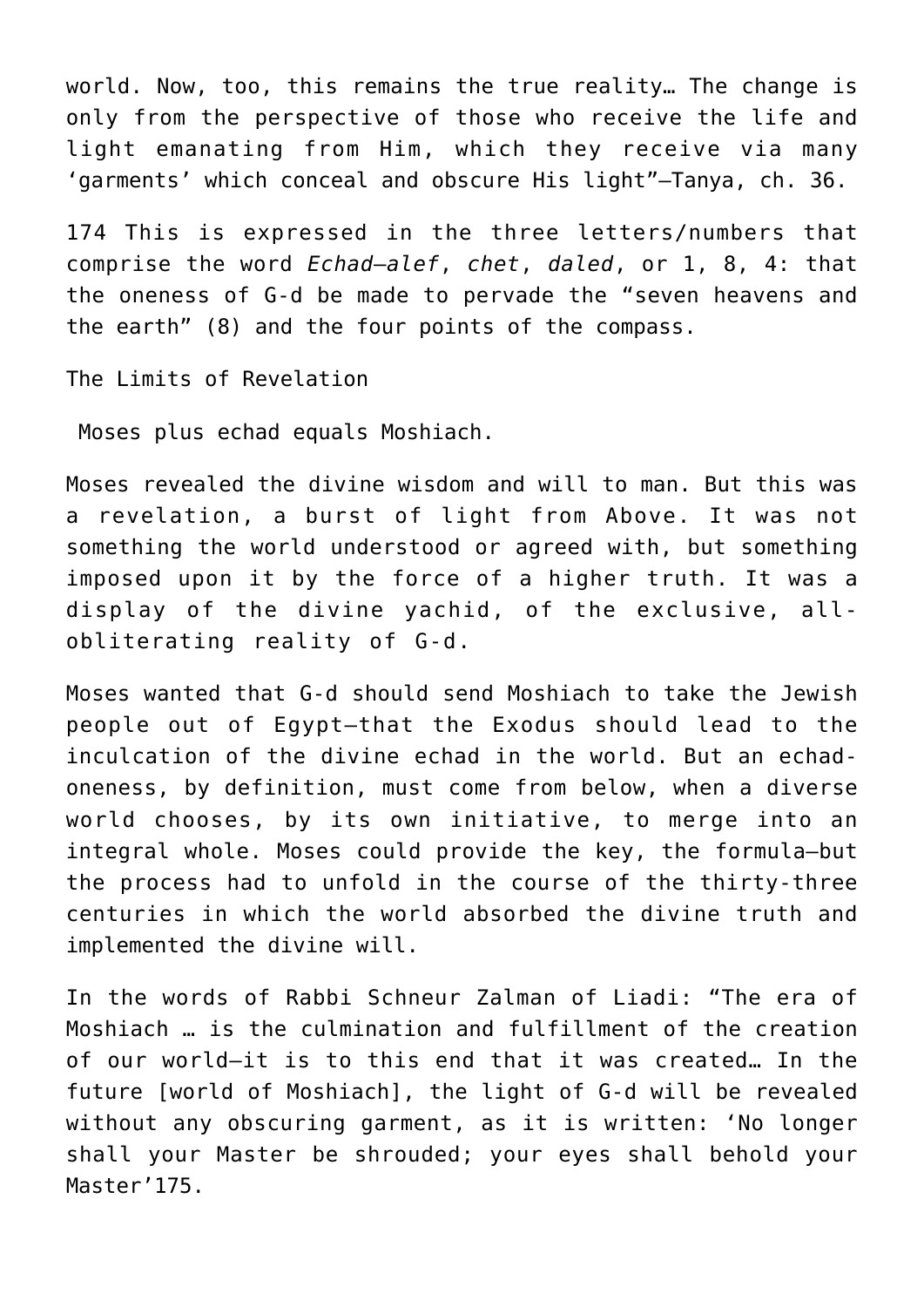world. Now, too, this remains the true reality… The change is only from the perspective of those who receive the life and light emanating from Him, which they receive via many 'garments' which conceal and obscure His light"—Tanya, ch. 36.

174 This is expressed in the three letters/numbers that comprise the word *Echad—alef*, *chet*, *daled*, or 1, 8, 4: that the oneness of G-d be made to pervade the "seven heavens and the earth" (8) and the four points of the compass.

## The Limits of Revelation

Moses plus echad equals Moshiach.

Moses revealed the divine wisdom and will to man. But this was a revelation, a burst of light from Above. It was not something the world understood or agreed with, but something imposed upon it by the force of a higher truth. It was a display of the divine yachid, of the exclusive, all-obliterating reality of G-d.

Moses wanted that G-d should send Moshiach to take the Jewish people out of Egypt—that the Exodus should lead to the inculcation of the divine echad in the world. But an echad-oneness, by definition, must come from below, when a diverse world chooses, by its own initiative, to merge into an integral whole. Moses could provide the key, the formula—but the process had to unfold in the course of the thirty-three centuries in which the world absorbed the divine truth and implemented the divine will.

In the words of Rabbi Schneur Zalman of Liadi: "The era of Moshiach … is the culmination and fulfillment of the creation of our world—it is to this end that it was created… In the future [world of Moshiach], the light of G-d will be revealed without any obscuring garment, as it is written: 'No longer shall your Master be shrouded; your eyes shall behold your Master'175.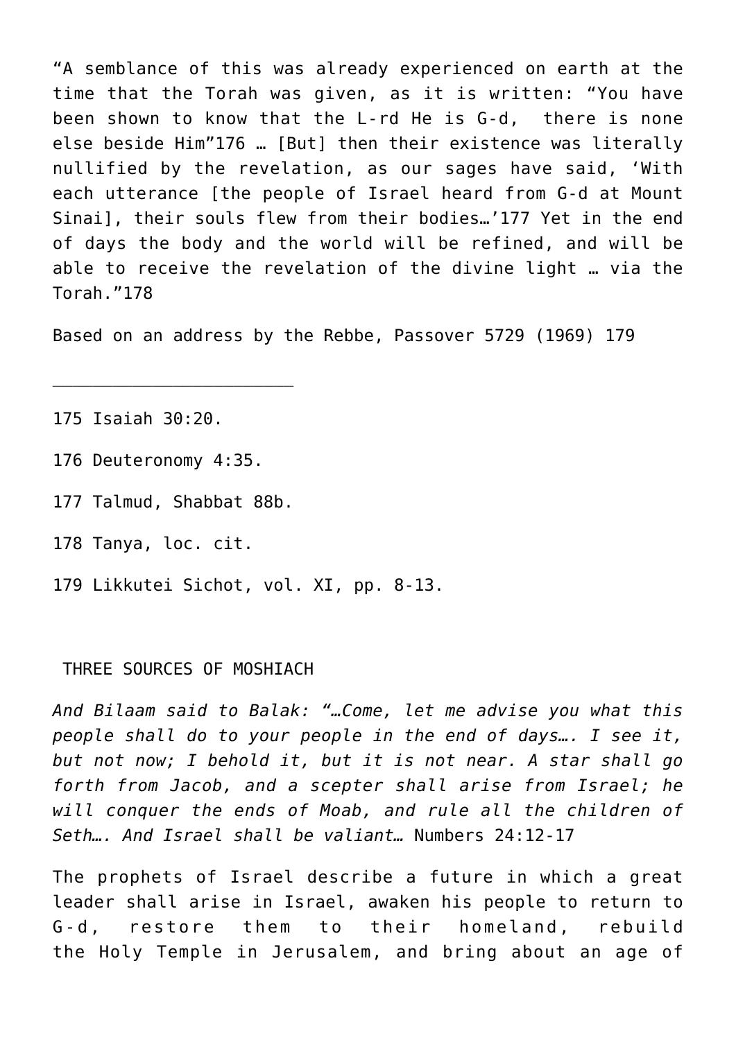"A semblance of this was already experienced on earth at the time that the Torah was given, as it is written: "You have been shown to know that the L-rd He is G-d, there is none else beside Him"[176] … [But] then their existence was literally nullified by the revelation, as our sages have said, 'With each utterance [the people of Israel heard from G-d at Mount Sinai], their souls flew from their bodies…'[177] Yet in the end of days the body and the world will be refined, and will be able to receive the revelation of the divine light … via the Torah."[178]

Based on an address by the Rebbe, Passover 5729 (1969) [179]

---

175 Isaiah 30:20.

176 Deuteronomy 4:35.

177 Talmud, Shabbat 88b.

178 Tanya, loc. cit.

179 Likkutei Sichot, vol. XI, pp. 8-13.

## THREE SOURCES OF MOSHIACH

*And Bilaam said to Balak: "…Come, let me advise you what this people shall do to your people in the end of days…. I see it, but not now; I behold it, but it is not near. A star shall go forth from Jacob, and a scepter shall arise from Israel; he will conquer the ends of Moab, and rule all the children of Seth…. And Israel shall be valiant…* Numbers 24:12-17

The prophets of Israel describe a future in which a great leader shall arise in Israel, awaken his people to return to G-d, restore them to their homeland, rebuild the Holy Temple in Jerusalem, and bring about an age of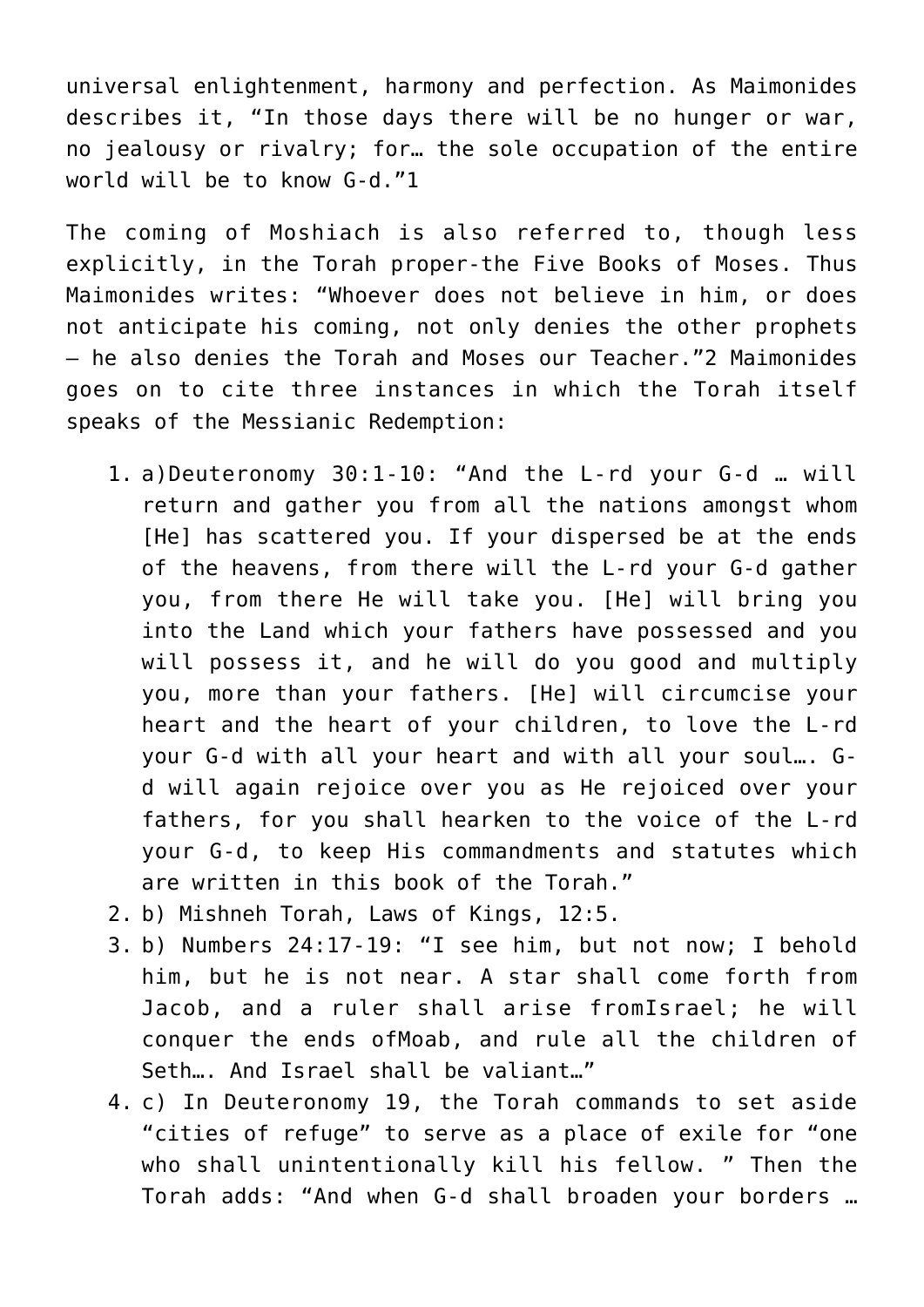universal enlightenment, harmony and perfection. As Maimonides describes it, "In those days there will be no hunger or war, no jealousy or rivalry; for… the sole occupation of the entire world will be to know G-d."1

The coming of Moshiach is also referred to, though less explicitly, in the Torah proper-the Five Books of Moses. Thus Maimonides writes: "Whoever does not believe in him, or does not anticipate his coming, not only denies the other prophets – he also denies the Torah and Moses our Teacher."2 Maimonides goes on to cite three instances in which the Torah itself speaks of the Messianic Redemption:

1. a)Deuteronomy 30:1-10: "And the L-rd your G-d … will return and gather you from all the nations amongst whom [He] has scattered you. If your dispersed be at the ends of the heavens, from there will the L-rd your G-d gather you, from there He will take you. [He] will bring you into the Land which your fathers have possessed and you will possess it, and he will do you good and multiply you, more than your fathers. [He] will circumcise your heart and the heart of your children, to love the L-rd your G-d with all your heart and with all your soul…. G-d will again rejoice over you as He rejoiced over your fathers, for you shall hearken to the voice of the L-rd your G-d, to keep His commandments and statutes which are written in this book of the Torah."
2. b) Mishneh Torah, Laws of Kings, 12:5.
3. b) Numbers 24:17-19: "I see him, but not now; I behold him, but he is not near. A star shall come forth from Jacob, and a ruler shall arise fromIsrael; he will conquer the ends ofMoab, and rule all the children of Seth…. And Israel shall be valiant…"
4. c) In Deuteronomy 19, the Torah commands to set aside "cities of refuge" to serve as a place of exile for "one who shall unintentionally kill his fellow. " Then the Torah adds: "And when G-d shall broaden your borders …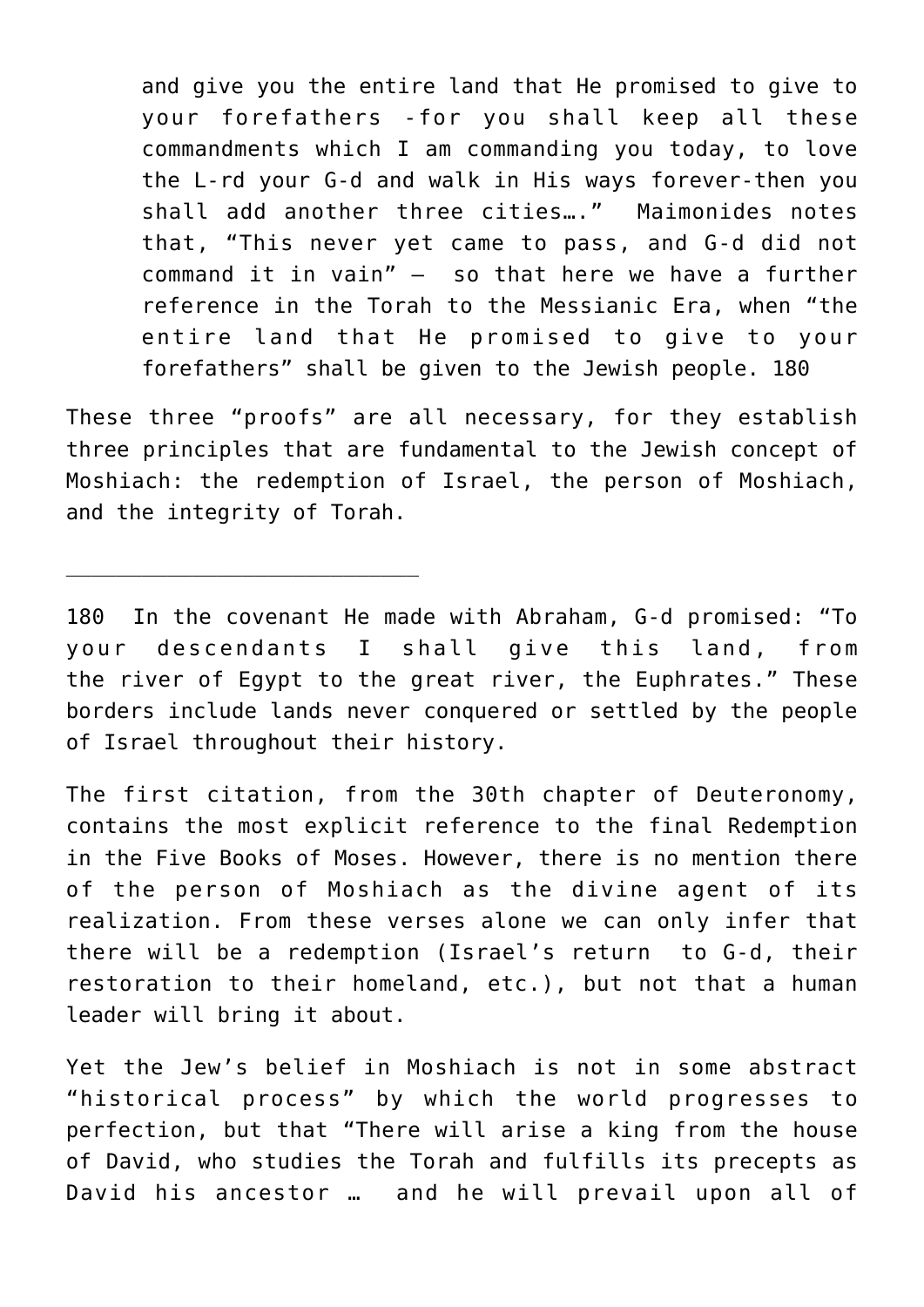> and give you the entire land that He promised to give to your forefathers -for you shall keep all these commandments which I am commanding you today, to love the L-rd your G-d and walk in His ways forever-then you shall add another three cities…." Maimonides notes that, "This never yet came to pass, and G-d did not command it in vain" – so that here we have a further reference in the Torah to the Messianic Era, when "the entire land that He promised to give to your forefathers" shall be given to the Jewish people. 180

These three "proofs" are all necessary, for they establish three principles that are fundamental to the Jewish concept of Moshiach: the redemption of Israel, the person of Moshiach, and the integrity of Torah.

---

180 In the covenant He made with Abraham, G-d promised: "To your descendants I shall give this land, from the river of Egypt to the great river, the Euphrates." These borders include lands never conquered or settled by the people of Israel throughout their history.

The first citation, from the 30th chapter of Deuteronomy, contains the most explicit reference to the final Redemption in the Five Books of Moses. However, there is no mention there of the person of Moshiach as the divine agent of its realization. From these verses alone we can only infer that there will be a redemption (Israel's return to G-d, their restoration to their homeland, etc.), but not that a human leader will bring it about.

Yet the Jew's belief in Moshiach is not in some abstract "historical process" by which the world progresses to perfection, but that "There will arise a king from the house of David, who studies the Torah and fulfills its precepts as David his ancestor … and he will prevail upon all of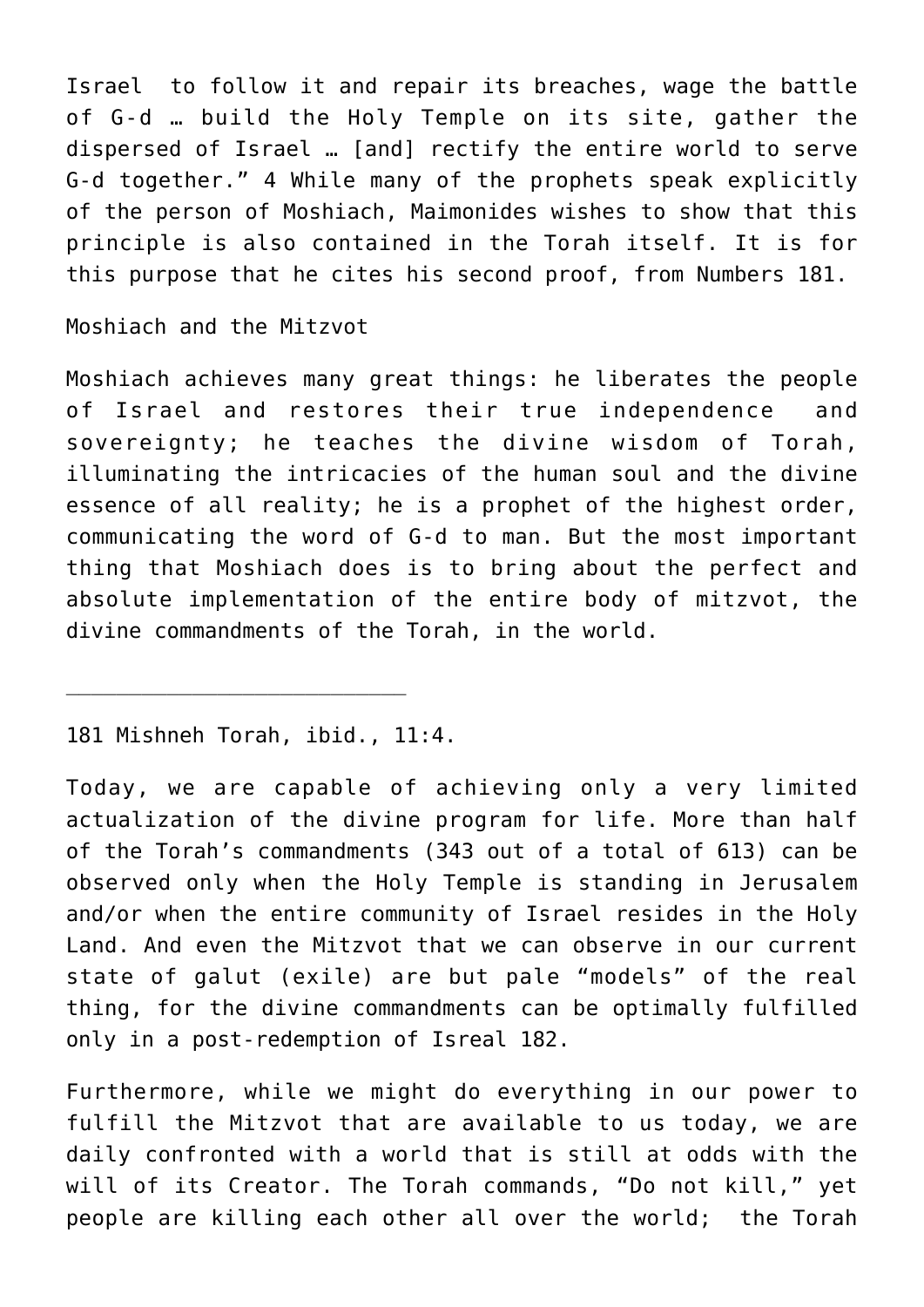Israel to follow it and repair its breaches, wage the battle of G-d … build the Holy Temple on its site, gather the dispersed of Israel … [and] rectify the entire world to serve G-d together.” 4 While many of the prophets speak explicitly of the person of Moshiach, Maimonides wishes to show that this principle is also contained in the Torah itself. It is for this purpose that he cites his second proof, from Numbers 181.

## Moshiach and the Mitzvot

Moshiach achieves many great things: he liberates the people of Israel and restores their true independence and sovereignty; he teaches the divine wisdom of Torah, illuminating the intricacies of the human soul and the divine essence of all reality; he is a prophet of the highest order, communicating the word of G-d to man. But the most important thing that Moshiach does is to bring about the perfect and absolute implementation of the entire body of mitzvot, the divine commandments of the Torah, in the world.

---

181 Mishneh Torah, ibid., 11:4.

Today, we are capable of achieving only a very limited actualization of the divine program for life. More than half of the Torah’s commandments (343 out of a total of 613) can be observed only when the Holy Temple is standing in Jerusalem and/or when the entire community of Israel resides in the Holy Land. And even the Mitzvot that we can observe in our current state of galut (exile) are but pale “models” of the real thing, for the divine commandments can be optimally fulfilled only in a post-redemption of Isreal 182.

Furthermore, while we might do everything in our power to fulfill the Mitzvot that are available to us today, we are daily confronted with a world that is still at odds with the will of its Creator. The Torah commands, “Do not kill,” yet people are killing each other all over the world; the Torah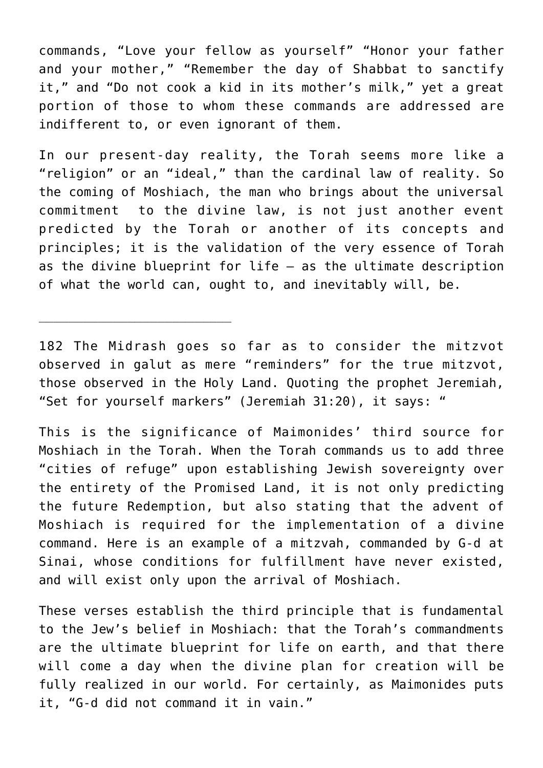commands, “Love your fellow as yourself” “Honor your father and your mother,” “Remember the day of Shabbat to sanctify it,” and “Do not cook a kid in its mother’s milk,” yet a great portion of those to whom these commands are addressed are indifferent to, or even ignorant of them.

In our present-day reality, the Torah seems more like a “religion” or an “ideal,” than the cardinal law of reality. So the coming of Moshiach, the man who brings about the universal commitment to the divine law, is not just another event predicted by the Torah or another of its concepts and principles; it is the validation of the very essence of Torah as the divine blueprint for life — as the ultimate description of what the world can, ought to, and inevitably will, be.

---

182 The Midrash goes so far as to consider the mitzvot observed in galut as mere “reminders” for the true mitzvot, those observed in the Holy Land. Quoting the prophet Jeremiah, “Set for yourself markers” (Jeremiah 31:20), it says: “

This is the significance of Maimonides’ third source for Moshiach in the Torah. When the Torah commands us to add three “cities of refuge” upon establishing Jewish sovereignty over the entirety of the Promised Land, it is not only predicting the future Redemption, but also stating that the advent of Moshiach is required for the implementation of a divine command. Here is an example of a mitzvah, commanded by G-d at Sinai, whose conditions for fulfillment have never existed, and will exist only upon the arrival of Moshiach.

These verses establish the third principle that is fundamental to the Jew’s belief in Moshiach: that the Torah’s commandments are the ultimate blueprint for life on earth, and that there will come a day when the divine plan for creation will be fully realized in our world. For certainly, as Maimonides puts it, “G-d did not command it in vain.”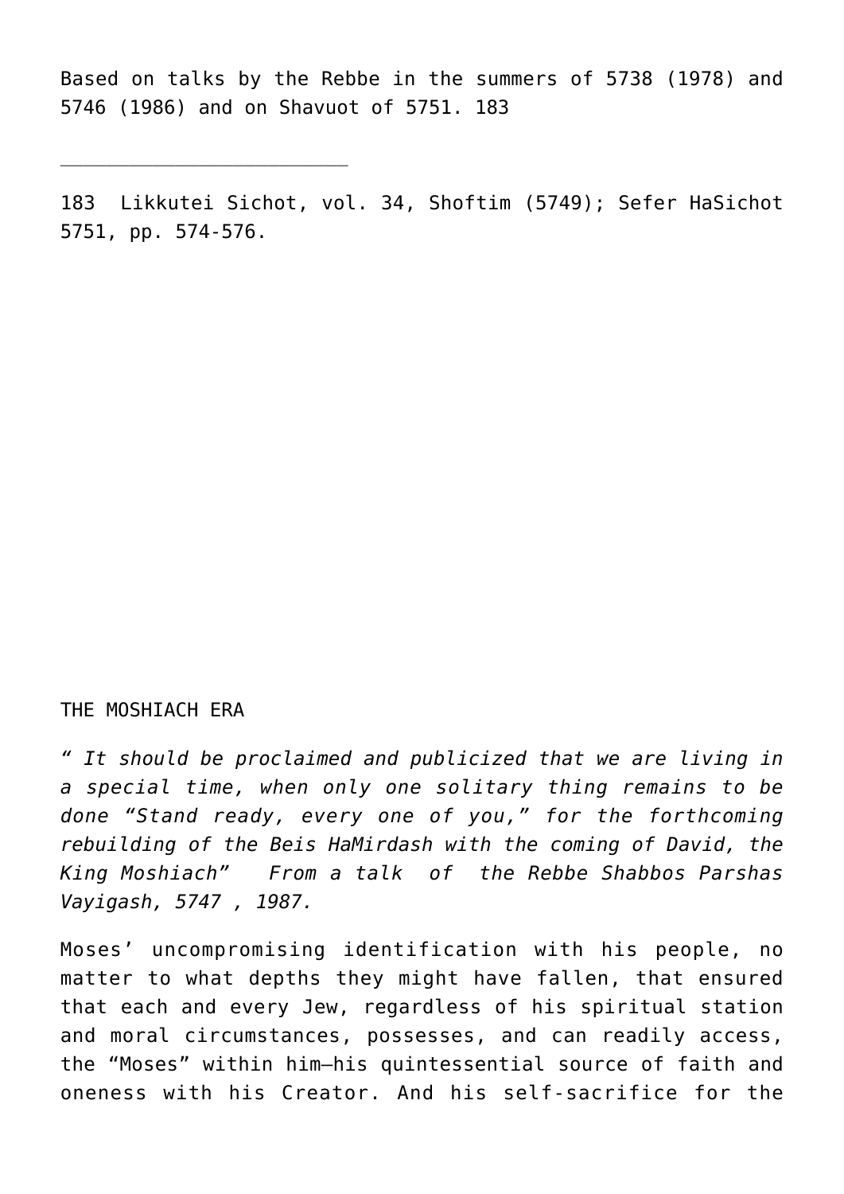Based on talks by the Rebbe in the summers of 5738 (1978) and 5746 (1986) and on Shavuot of 5751. [183]

---

[183] Likkutei Sichot, vol. 34, Shoftim (5749); Sefer HaSichot 5751, pp. 574-576.

## THE MOSHIACH ERA

*" It should be proclaimed and publicized that we are living in a special time, when only one solitary thing remains to be done "Stand ready, every one of you," for the forthcoming rebuilding of the Beis HaMirdash with the coming of David, the King Moshiach" From a talk of the Rebbe Shabbos Parshas Vayigash, 5747 , 1987.*

Moses' uncompromising identification with his people, no matter to what depths they might have fallen, that ensured that each and every Jew, regardless of his spiritual station and moral circumstances, possesses, and can readily access, the "Moses" within him—his quintessential source of faith and oneness with his Creator. And his self-sacrifice for the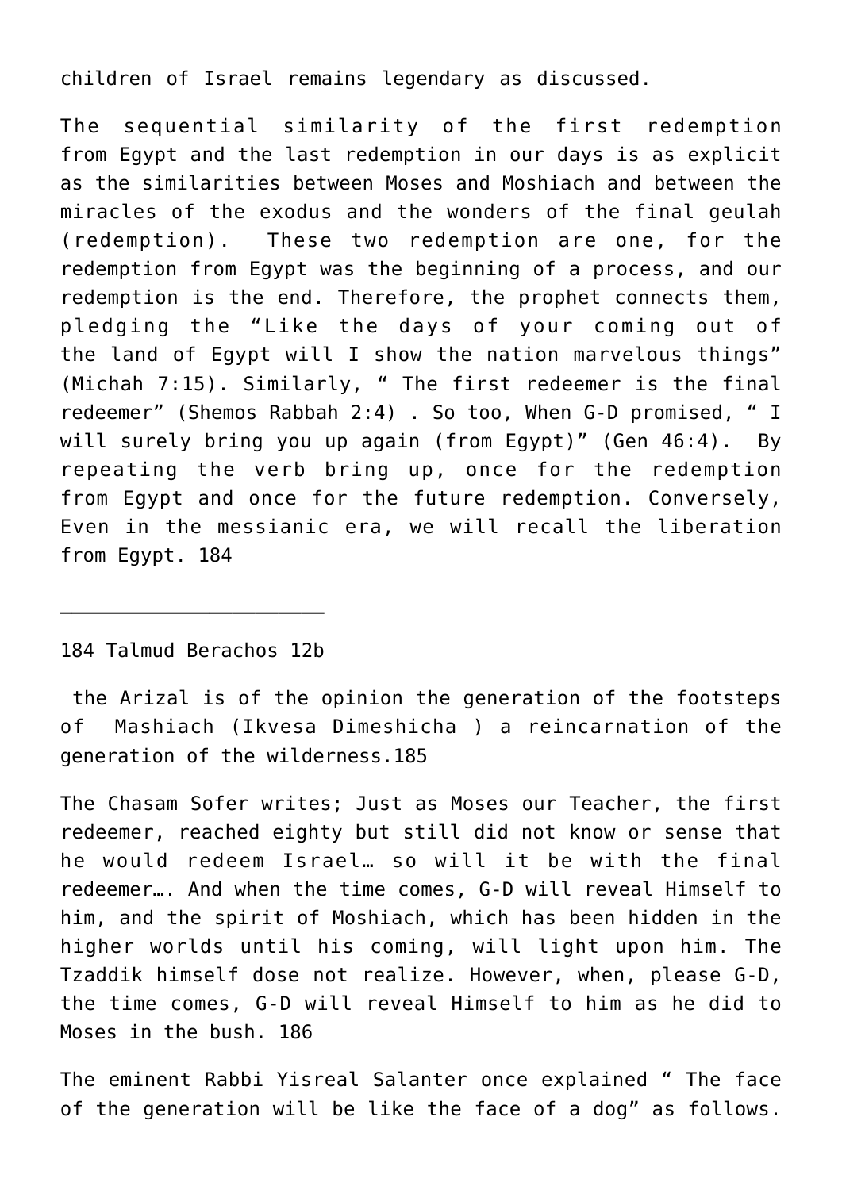children of Israel remains legendary as discussed.

The sequential similarity of the first redemption from Egypt and the last redemption in our days is as explicit as the similarities between Moses and Moshiach and between the miracles of the exodus and the wonders of the final geulah (redemption). These two redemption are one, for the redemption from Egypt was the beginning of a process, and our redemption is the end. Therefore, the prophet connects them, pledging the "Like the days of your coming out of the land of Egypt will I show the nation marvelous things" (Michah 7:15). Similarly, " The first redeemer is the final redeemer" (Shemos Rabbah 2:4) . So too, When G-D promised, " I will surely bring you up again (from Egypt)" (Gen 46:4). By repeating the verb bring up, once for the redemption from Egypt and once for the future redemption. Conversely, Even in the messianic era, we will recall the liberation from Egypt. 184

---

184 Talmud Berachos 12b

the Arizal is of the opinion the generation of the footsteps of Mashiach (Ikvesa Dimeshicha ) a reincarnation of the generation of the wilderness.185

The Chasam Sofer writes; Just as Moses our Teacher, the first redeemer, reached eighty but still did not know or sense that he would redeem Israel… so will it be with the final redeemer…. And when the time comes, G-D will reveal Himself to him, and the spirit of Moshiach, which has been hidden in the higher worlds until his coming, will light upon him. The Tzaddik himself dose not realize. However, when, please G-D, the time comes, G-D will reveal Himself to him as he did to Moses in the bush. 186

The eminent Rabbi Yisreal Salanter once explained " The face of the generation will be like the face of a dog" as follows.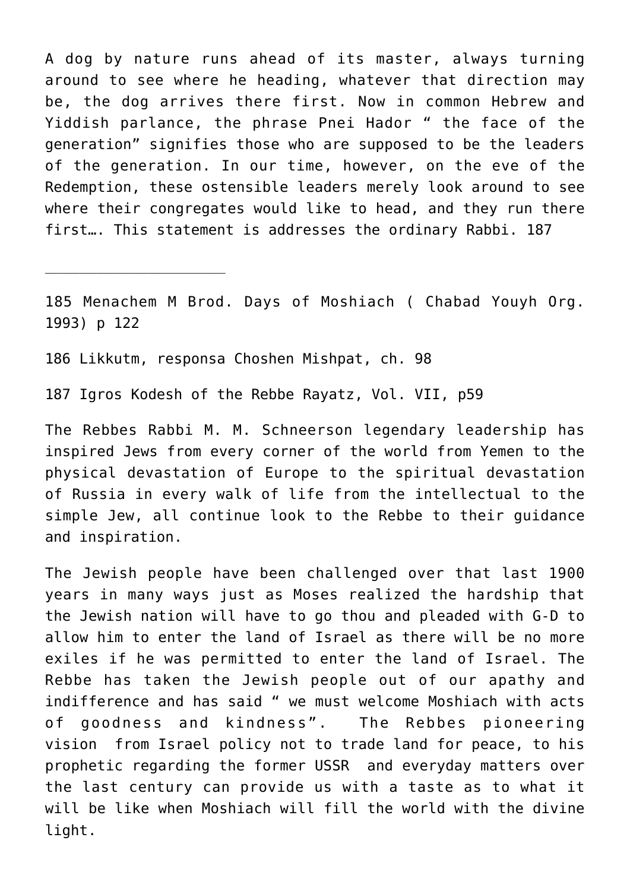A dog by nature runs ahead of its master, always turning around to see where he heading, whatever that direction may be, the dog arrives there first. Now in common Hebrew and Yiddish parlance, the phrase Pnei Hador " the face of the generation" signifies those who are supposed to be the leaders of the generation. In our time, however, on the eve of the Redemption, these ostensible leaders merely look around to see where their congregates would like to head, and they run there first…. This statement is addresses the ordinary Rabbi. 187

---

185 Menachem M Brod. Days of Moshiach ( Chabad Youyh Org. 1993) p 122

186 Likkutm, responsa Choshen Mishpat, ch. 98

187 Igros Kodesh of the Rebbe Rayatz, Vol. VII, p59

The Rebbes Rabbi M. M. Schneerson legendary leadership has inspired Jews from every corner of the world from Yemen to the physical devastation of Europe to the spiritual devastation of Russia in every walk of life from the intellectual to the simple Jew, all continue look to the Rebbe to their guidance and inspiration.

The Jewish people have been challenged over that last 1900 years in many ways just as Moses realized the hardship that the Jewish nation will have to go thou and pleaded with G-D to allow him to enter the land of Israel as there will be no more exiles if he was permitted to enter the land of Israel. The Rebbe has taken the Jewish people out of our apathy and indifference and has said " we must welcome Moshiach with acts of goodness and kindness". The Rebbes pioneering vision from Israel policy not to trade land for peace, to his prophetic regarding the former USSR and everyday matters over the last century can provide us with a taste as to what it will be like when Moshiach will fill the world with the divine light.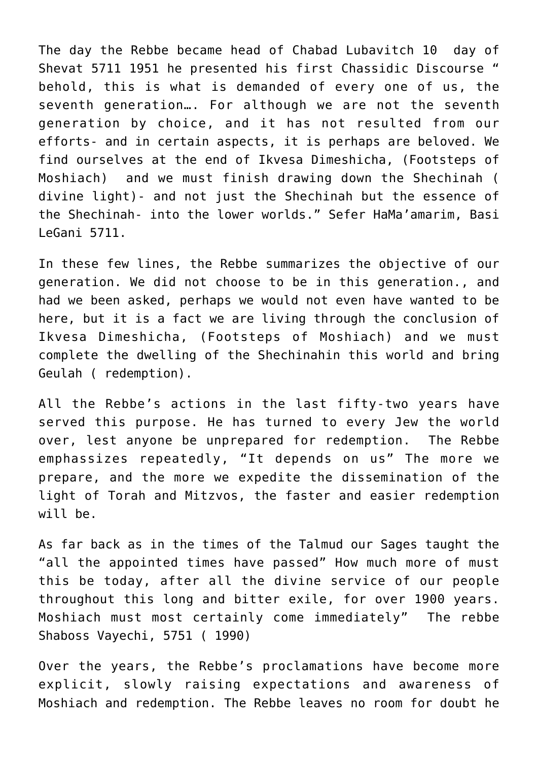The day the Rebbe became head of Chabad Lubavitch 10 day of Shevat 5711 1951 he presented his first Chassidic Discourse " behold, this is what is demanded of every one of us, the seventh generation…. For although we are not the seventh generation by choice, and it has not resulted from our efforts- and in certain aspects, it is perhaps are beloved. We find ourselves at the end of Ikvesa Dimeshicha, (Footsteps of Moshiach) and we must finish drawing down the Shechinah ( divine light)- and not just the Shechinah but the essence of the Shechinah- into the lower worlds." Sefer HaMa'amarim, Basi LeGani 5711.

In these few lines, the Rebbe summarizes the objective of our generation. We did not choose to be in this generation., and had we been asked, perhaps we would not even have wanted to be here, but it is a fact we are living through the conclusion of Ikvesa Dimeshicha, (Footsteps of Moshiach) and we must complete the dwelling of the Shechinahin this world and bring Geulah ( redemption).

All the Rebbe's actions in the last fifty-two years have served this purpose. He has turned to every Jew the world over, lest anyone be unprepared for redemption. The Rebbe emphassizes repeatedly, "It depends on us" The more we prepare, and the more we expedite the dissemination of the light of Torah and Mitzvos, the faster and easier redemption will be.

As far back as in the times of the Talmud our Sages taught the "all the appointed times have passed" How much more of must this be today, after all the divine service of our people throughout this long and bitter exile, for over 1900 years. Moshiach must most certainly come immediately" The rebbe Shaboss Vayechi, 5751 ( 1990)

Over the years, the Rebbe's proclamations have become more explicit, slowly raising expectations and awareness of Moshiach and redemption. The Rebbe leaves no room for doubt he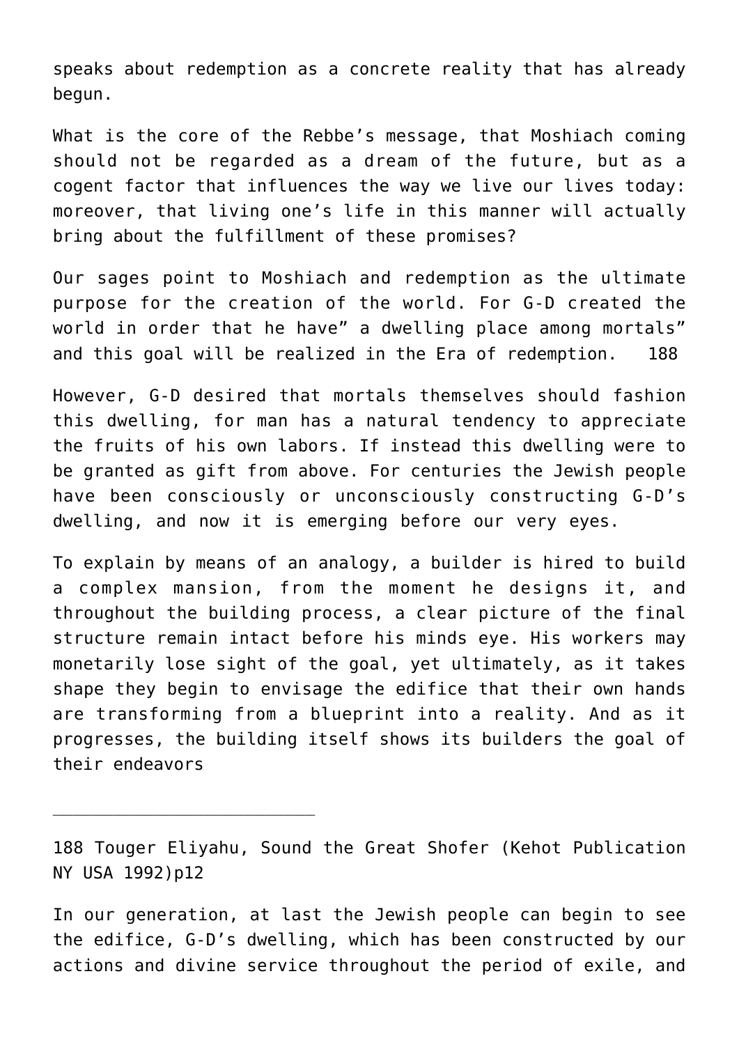speaks about redemption as a concrete reality that has already begun.

What is the core of the Rebbe's message, that Moshiach coming should not be regarded as a dream of the future, but as a cogent factor that influences the way we live our lives today: moreover, that living one's life in this manner will actually bring about the fulfillment of these promises?

Our sages point to Moshiach and redemption as the ultimate purpose for the creation of the world. For G-D created the world in order that he have" a dwelling place among mortals" and this goal will be realized in the Era of redemption. [188]

However, G-D desired that mortals themselves should fashion this dwelling, for man has a natural tendency to appreciate the fruits of his own labors. If instead this dwelling were to be granted as gift from above. For centuries the Jewish people have been consciously or unconsciously constructing G-D's dwelling, and now it is emerging before our very eyes.

To explain by means of an analogy, a builder is hired to build a complex mansion, from the moment he designs it, and throughout the building process, a clear picture of the final structure remain intact before his minds eye. His workers may monetarily lose sight of the goal, yet ultimately, as it takes shape they begin to envisage the edifice that their own hands are transforming from a blueprint into a reality. And as it progresses, the building itself shows its builders the goal of their endeavors

---

188 Touger Eliyahu, Sound the Great Shofer (Kehot Publication NY USA 1992)p12

In our generation, at last the Jewish people can begin to see the edifice, G-D's dwelling, which has been constructed by our actions and divine service throughout the period of exile, and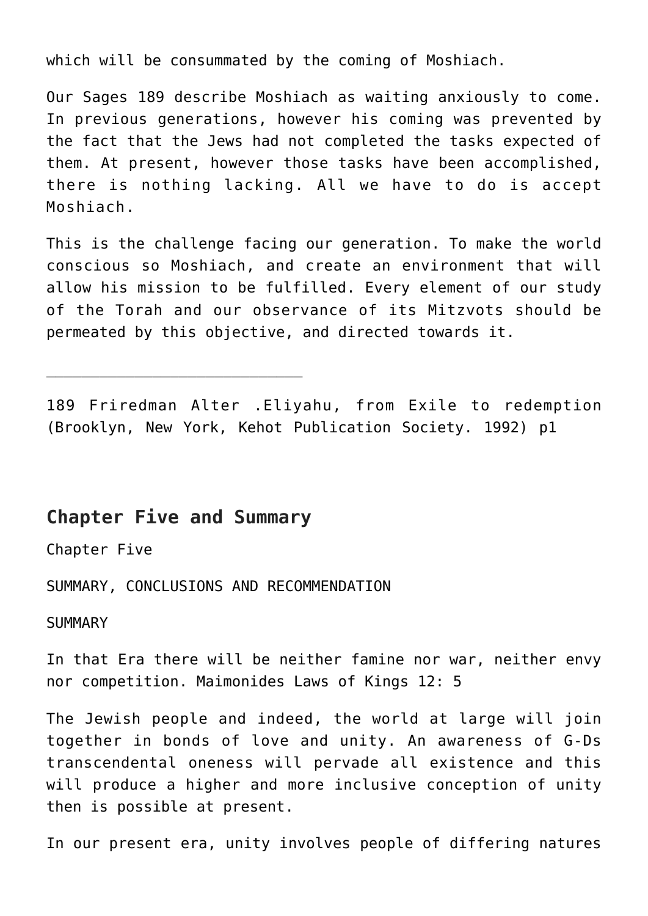which will be consummated by the coming of Moshiach.

Our Sages 189 describe Moshiach as waiting anxiously to come. In previous generations, however his coming was prevented by the fact that the Jews had not completed the tasks expected of them. At present, however those tasks have been accomplished, there is nothing lacking. All we have to do is accept Moshiach.

This is the challenge facing our generation. To make the world conscious so Moshiach, and create an environment that will allow his mission to be fulfilled. Every element of our study of the Torah and our observance of its Mitzvots should be permeated by this objective, and directed towards it.

---

189 Frieredman Alter .Eliyahu, from Exile to redemption (Brooklyn, New York, Kehot Publication Society. 1992) p1

## Chapter Five and Summary

Chapter Five

SUMMARY, CONCLUSIONS AND RECOMMENDATION

SUMMARY

In that Era there will be neither famine nor war, neither envy nor competition. Maimonides Laws of Kings 12: 5

The Jewish people and indeed, the world at large will join together in bonds of love and unity. An awareness of G-Ds transcendental oneness will pervade all existence and this will produce a higher and more inclusive conception of unity then is possible at present.

In our present era, unity involves people of differing natures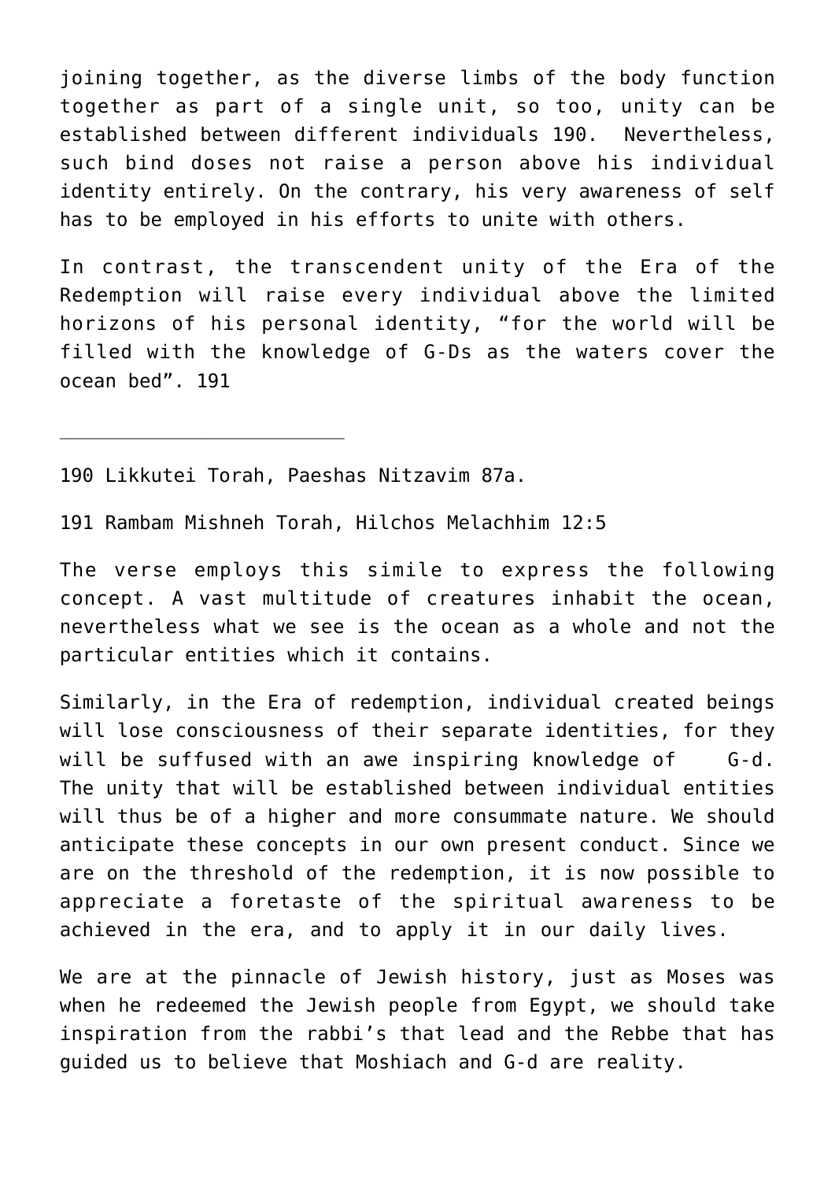joining together, as the diverse limbs of the body function together as part of a single unit, so too, unity can be established between different individuals 190. Nevertheless, such bind doses not raise a person above his individual identity entirely. On the contrary, his very awareness of self has to be employed in his efforts to unite with others.

In contrast, the transcendent unity of the Era of the Redemption will raise every individual above the limited horizons of his personal identity, “for the world will be filled with the knowledge of G-Ds as the waters cover the ocean bed”. 191

---

190 Likkutei Torah, Paeshas Nitzavim 87a.

191 Rambam Mishneh Torah, Hilchos Melachhim 12:5

The verse employs this simile to express the following concept. A vast multitude of creatures inhabit the ocean, nevertheless what we see is the ocean as a whole and not the particular entities which it contains.

Similarly, in the Era of redemption, individual created beings will lose consciousness of their separate identities, for they will be suffused with an awe inspiring knowledge of G-d. The unity that will be established between individual entities will thus be of a higher and more consummate nature. We should anticipate these concepts in our own present conduct. Since we are on the threshold of the redemption, it is now possible to appreciate a foretaste of the spiritual awareness to be achieved in the era, and to apply it in our daily lives.

We are at the pinnacle of Jewish history, just as Moses was when he redeemed the Jewish people from Egypt, we should take inspiration from the rabbi’s that lead and the Rebbe that has guided us to believe that Moshiach and G-d are reality.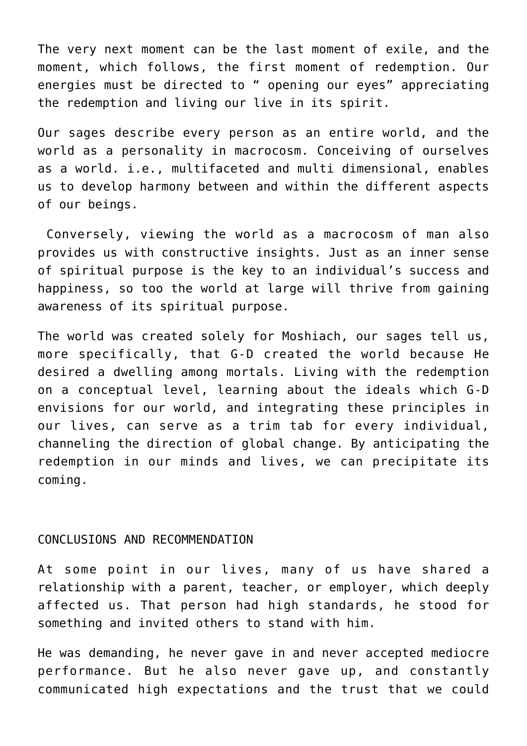The very next moment can be the last moment of exile, and the moment, which follows, the first moment of redemption. Our energies must be directed to " opening our eyes" appreciating the redemption and living our live in its spirit.

Our sages describe every person as an entire world, and the world as a personality in macrocosm. Conceiving of ourselves as a world. i.e., multifaceted and multi dimensional, enables us to develop harmony between and within the different aspects of our beings.

Conversely, viewing the world as a macrocosm of man also provides us with constructive insights. Just as an inner sense of spiritual purpose is the key to an individual's success and happiness, so too the world at large will thrive from gaining awareness of its spiritual purpose.

The world was created solely for Moshiach, our sages tell us, more specifically, that G-D created the world because He desired a dwelling among mortals. Living with the redemption on a conceptual level, learning about the ideals which G-D envisions for our world, and integrating these principles in our lives, can serve as a trim tab for every individual, channeling the direction of global change. By anticipating the redemption in our minds and lives, we can precipitate its coming.

## CONCLUSIONS AND RECOMMENDATION

At some point in our lives, many of us have shared a relationship with a parent, teacher, or employer, which deeply affected us. That person had high standards, he stood for something and invited others to stand with him.

He was demanding, he never gave in and never accepted mediocre performance. But he also never gave up, and constantly communicated high expectations and the trust that we could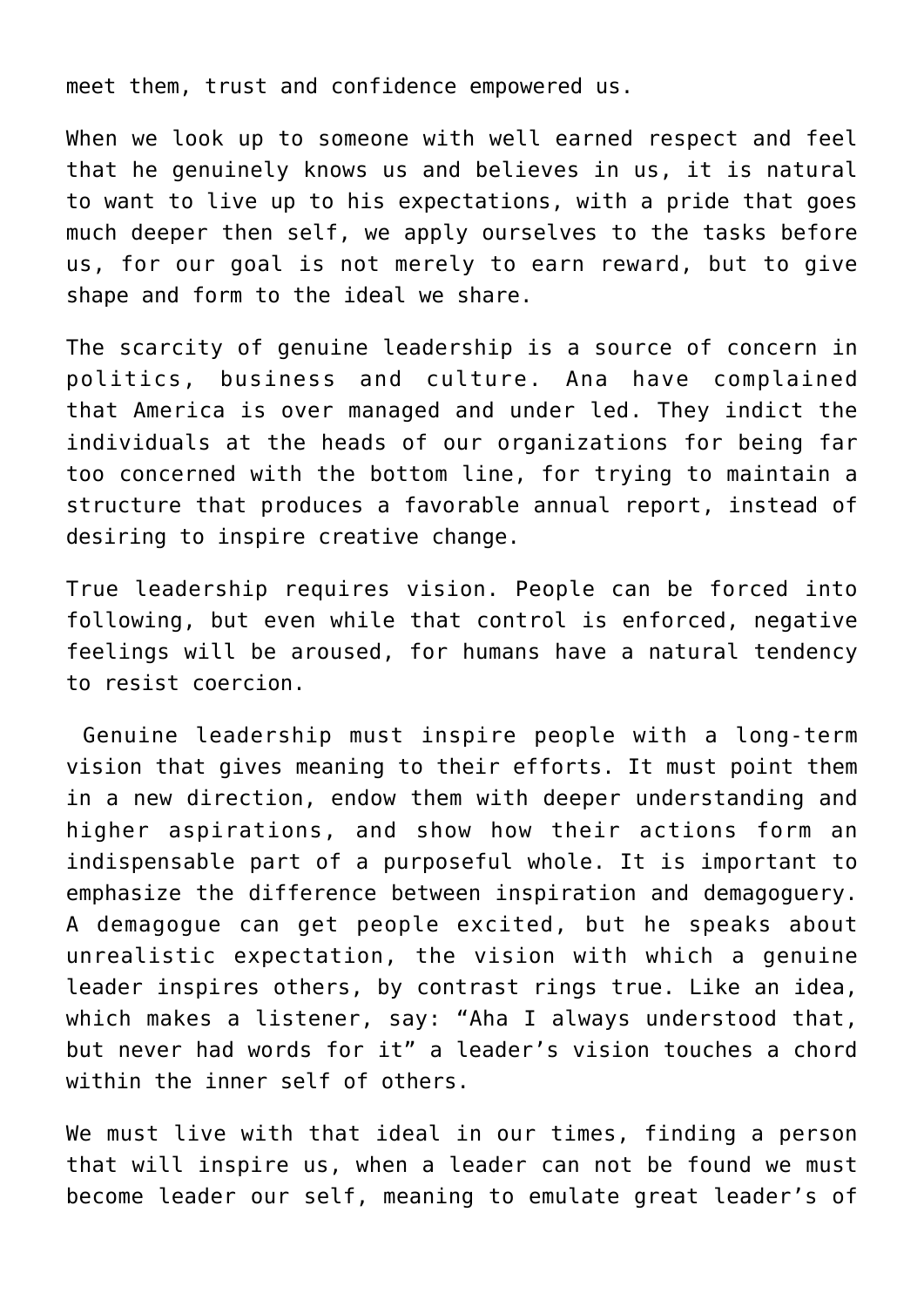meet them, trust and confidence empowered us.

When we look up to someone with well earned respect and feel that he genuinely knows us and believes in us, it is natural to want to live up to his expectations, with a pride that goes much deeper then self, we apply ourselves to the tasks before us, for our goal is not merely to earn reward, but to give shape and form to the ideal we share.

The scarcity of genuine leadership is a source of concern in politics, business and culture. Ana have complained that America is over managed and under led. They indict the individuals at the heads of our organizations for being far too concerned with the bottom line, for trying to maintain a structure that produces a favorable annual report, instead of desiring to inspire creative change.

True leadership requires vision. People can be forced into following, but even while that control is enforced, negative feelings will be aroused, for humans have a natural tendency to resist coercion.

Genuine leadership must inspire people with a long-term vision that gives meaning to their efforts. It must point them in a new direction, endow them with deeper understanding and higher aspirations, and show how their actions form an indispensable part of a purposeful whole. It is important to emphasize the difference between inspiration and demagoguery. A demagogue can get people excited, but he speaks about unrealistic expectation, the vision with which a genuine leader inspires others, by contrast rings true. Like an idea, which makes a listener, say: “Aha I always understood that, but never had words for it” a leader’s vision touches a chord within the inner self of others.

We must live with that ideal in our times, finding a person that will inspire us, when a leader can not be found we must become leader our self, meaning to emulate great leader’s of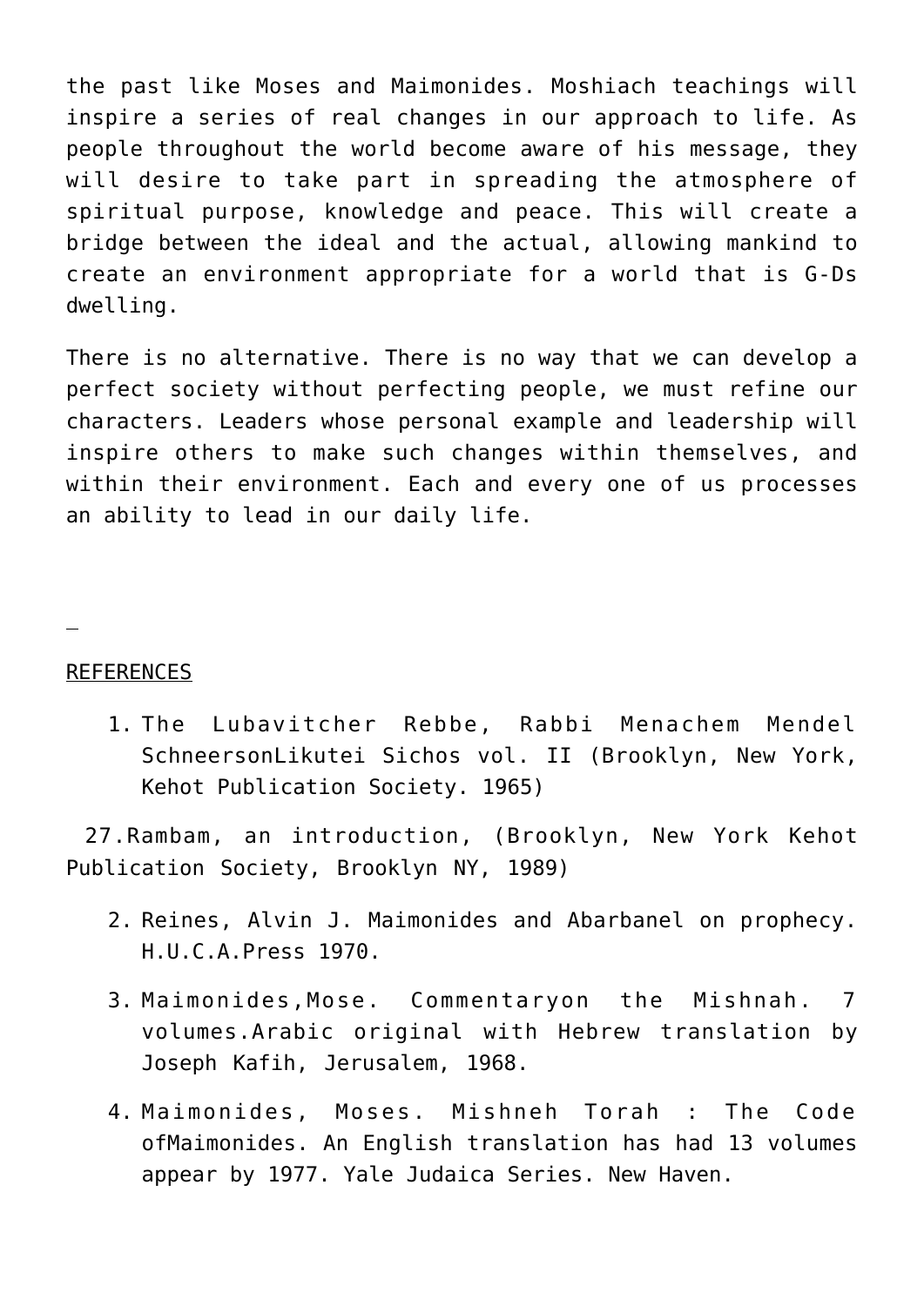the past like Moses and Maimonides. Moshiach teachings will inspire a series of real changes in our approach to life. As people throughout the world become aware of his message, they will desire to take part in spreading the atmosphere of spiritual purpose, knowledge and peace. This will create a bridge between the ideal and the actual, allowing mankind to create an environment appropriate for a world that is G-Ds dwelling.

There is no alternative. There is no way that we can develop a perfect society without perfecting people, we must refine our characters. Leaders whose personal example and leadership will inspire others to make such changes within themselves, and within their environment. Each and every one of us processes an ability to lead in our daily life.

<u>REFERENCES</u>

1. The Lubavitcher Rebbe, Rabbi Menachem Mendel SchneersonLikutei Sichos vol. II (Brooklyn, New York, Kehot Publication Society. 1965)

27.Rambam, an introduction, (Brooklyn, New York Kehot Publication Society, Brooklyn NY, 1989)

2. Reines, Alvin J. Maimonides and Abarbanel on prophecy. H.U.C.A.Press 1970.
3. Maimonides,Mose. Commentaryon the Mishnah. 7 volumes.Arabic original with Hebrew translation by Joseph Kafih, Jerusalem, 1968.
4. Maimonides, Moses. Mishneh Torah : The Code ofMaimonides. An English translation has had 13 volumes appear by 1977. Yale Judaica Series. New Haven.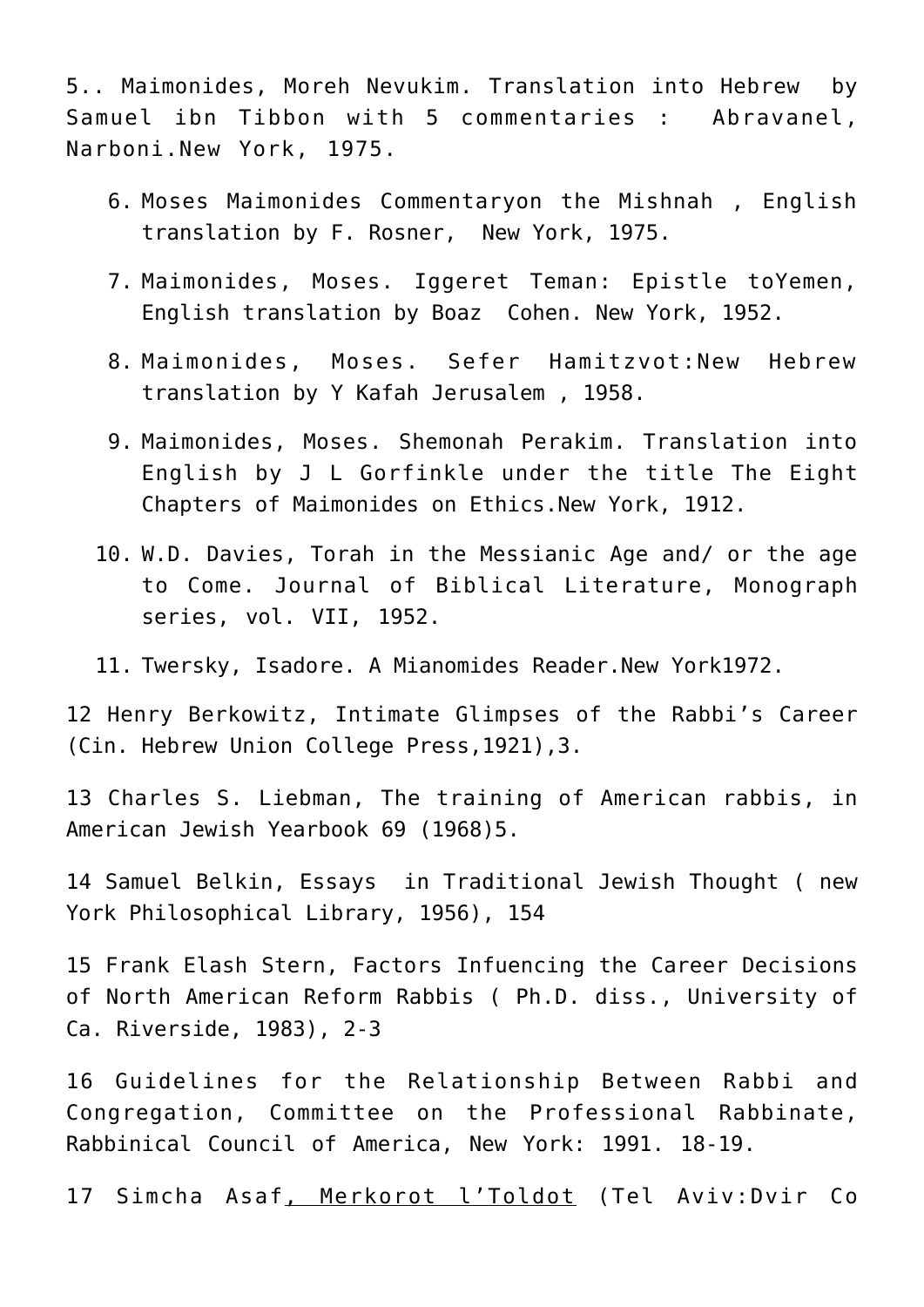5.. Maimonides, Moreh Nevukim. Translation into Hebrew by Samuel ibn Tibbon with 5 commentaries : Abravanel, Narboni.New York, 1975.

6. Moses Maimonides Commentaryon the Mishnah , English translation by F. Rosner, New York, 1975.
7. Maimonides, Moses. Iggeret Teman: Epistle toYemen, English translation by Boaz Cohen. New York, 1952.
8. Maimonides, Moses. Sefer Hamitzvot:New Hebrew translation by Y Kafah Jerusalem , 1958.
9. Maimonides, Moses. Shemonah Perakim. Translation into English by J L Gorfinkle under the title The Eight Chapters of Maimonides on Ethics.New York, 1912.
10. W.D. Davies, Torah in the Messianic Age and/ or the age to Come. Journal of Biblical Literature, Monograph series, vol. VII, 1952.
11. Twersky, Isadore. A Mianomides Reader.New York1972.

12 Henry Berkowitz, Intimate Glimpses of the Rabbi's Career (Cin. Hebrew Union College Press,1921),3.

13 Charles S. Liebman, The training of American rabbis, in American Jewish Yearbook 69 (1968)5.

14 Samuel Belkin, Essays in Traditional Jewish Thought ( new York Philosophical Library, 1956), 154

15 Frank Elash Stern, Factors Infuencing the Career Decisions of North American Reform Rabbis ( Ph.D. diss., University of Ca. Riverside, 1983), 2-3

16 Guidelines for the Relationship Between Rabbi and Congregation, Committee on the Professional Rabbinate, Rabbinical Council of America, New York: 1991. 18-19.

17 Simcha Asaf, Merkorot l'Toldot (Tel Aviv:Dvir Co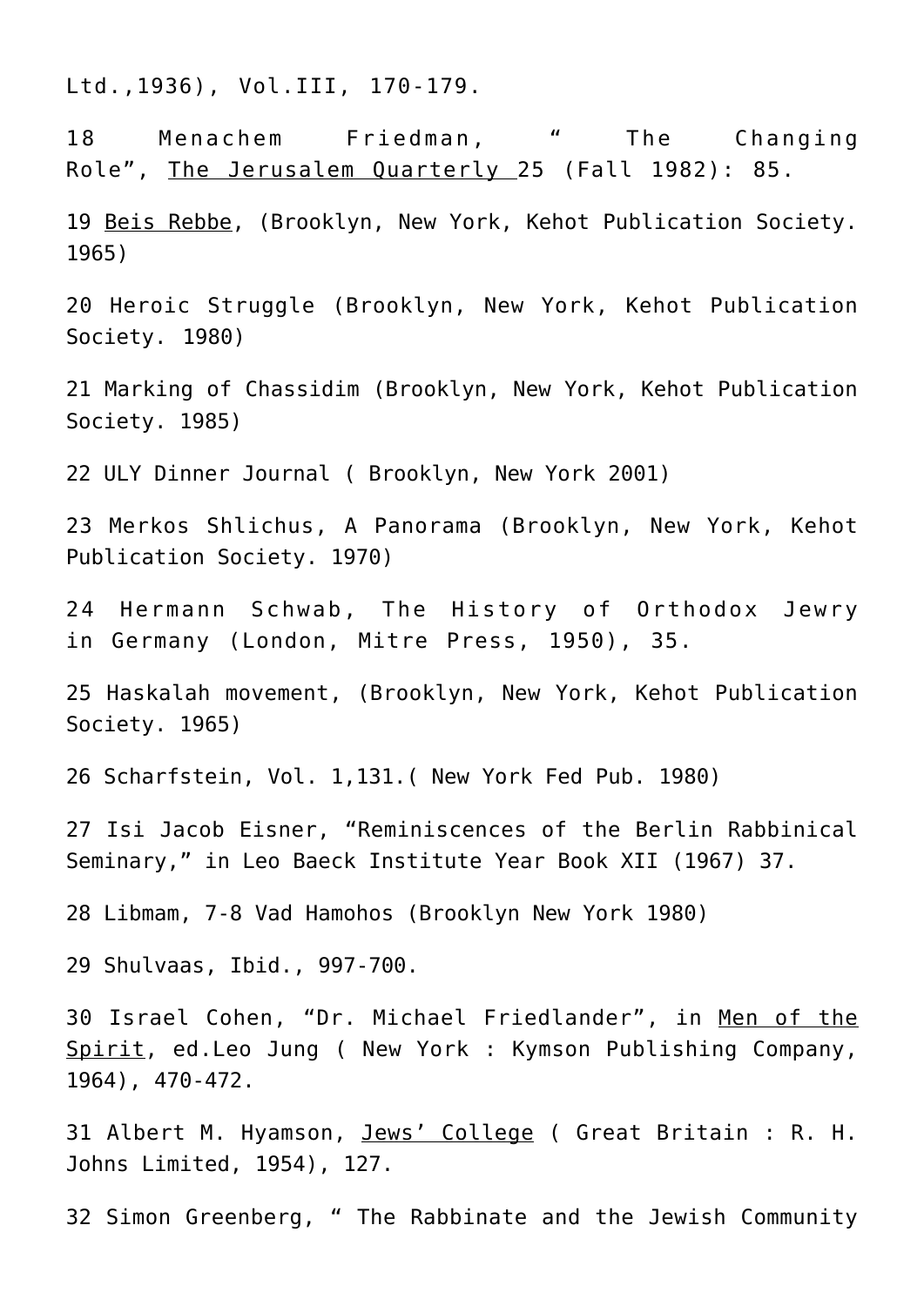Ltd.,1936), Vol.III, 170-179.

18 Menachem Friedman, " The Changing Role", The Jerusalem Quarterly 25 (Fall 1982): 85.

19 Beis Rebbe, (Brooklyn, New York, Kehot Publication Society. 1965)

20 Heroic Struggle (Brooklyn, New York, Kehot Publication Society. 1980)

21 Marking of Chassidim (Brooklyn, New York, Kehot Publication Society. 1985)

22 ULY Dinner Journal ( Brooklyn, New York 2001)

23 Merkos Shlichus, A Panorama (Brooklyn, New York, Kehot Publication Society. 1970)

24 Hermann Schwab, The History of Orthodox Jewry in Germany (London, Mitre Press, 1950), 35.

25 Haskalah movement, (Brooklyn, New York, Kehot Publication Society. 1965)

26 Scharfstein, Vol. 1,131.( New York Fed Pub. 1980)

27 Isi Jacob Eisner, "Reminiscences of the Berlin Rabbinical Seminary," in Leo Baeck Institute Year Book XII (1967) 37.

28 Libmam, 7-8 Vad Hamohos (Brooklyn New York 1980)

29 Shulvaas, Ibid., 997-700.

30 Israel Cohen, "Dr. Michael Friedlander", in Men of the Spirit, ed.Leo Jung ( New York : Kymson Publishing Company, 1964), 470-472.

31 Albert M. Hyamson, Jews' College ( Great Britain : R. H. Johns Limited, 1954), 127.

32 Simon Greenberg, " The Rabbinate and the Jewish Community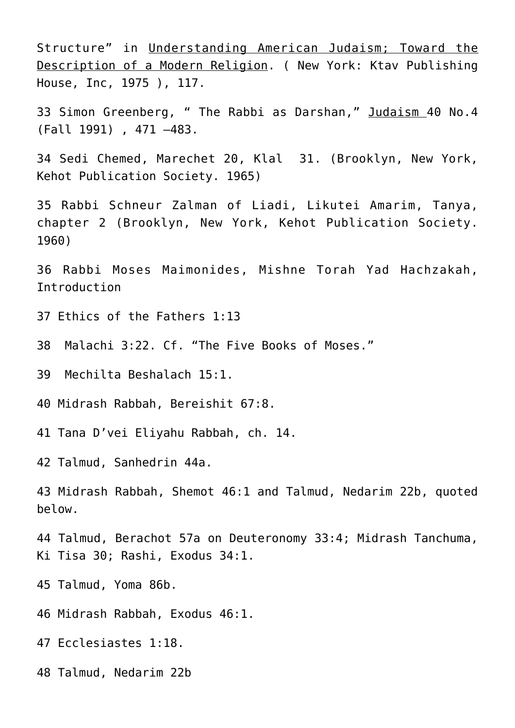Structure" in Understanding American Judaism; Toward the Description of a Modern Religion. ( New York: Ktav Publishing House, Inc, 1975 ), 117.

33 Simon Greenberg, " The Rabbi as Darshan," Judaism 40 No.4 (Fall 1991) , 471 –483.

34 Sedi Chemed, Marechet 20, Klal 31. (Brooklyn, New York, Kehot Publication Society. 1965)

35 Rabbi Schneur Zalman of Liadi, Likutei Amarim, Tanya, chapter 2 (Brooklyn, New York, Kehot Publication Society. 1960)

36 Rabbi Moses Maimonides, Mishne Torah Yad Hachzakah, Introduction

37 Ethics of the Fathers 1:13

38 Malachi 3:22. Cf. "The Five Books of Moses."

39 Mechilta Beshalach 15:1.

40 Midrash Rabbah, Bereishit 67:8.

41 Tana D'vei Eliyahu Rabbah, ch. 14.

42 Talmud, Sanhedrin 44a.

43 Midrash Rabbah, Shemot 46:1 and Talmud, Nedarim 22b, quoted below.

44 Talmud, Berachot 57a on Deuteronomy 33:4; Midrash Tanchuma, Ki Tisa 30; Rashi, Exodus 34:1.

45 Talmud, Yoma 86b.

46 Midrash Rabbah, Exodus 46:1.

47 Ecclesiastes 1:18.

48 Talmud, Nedarim 22b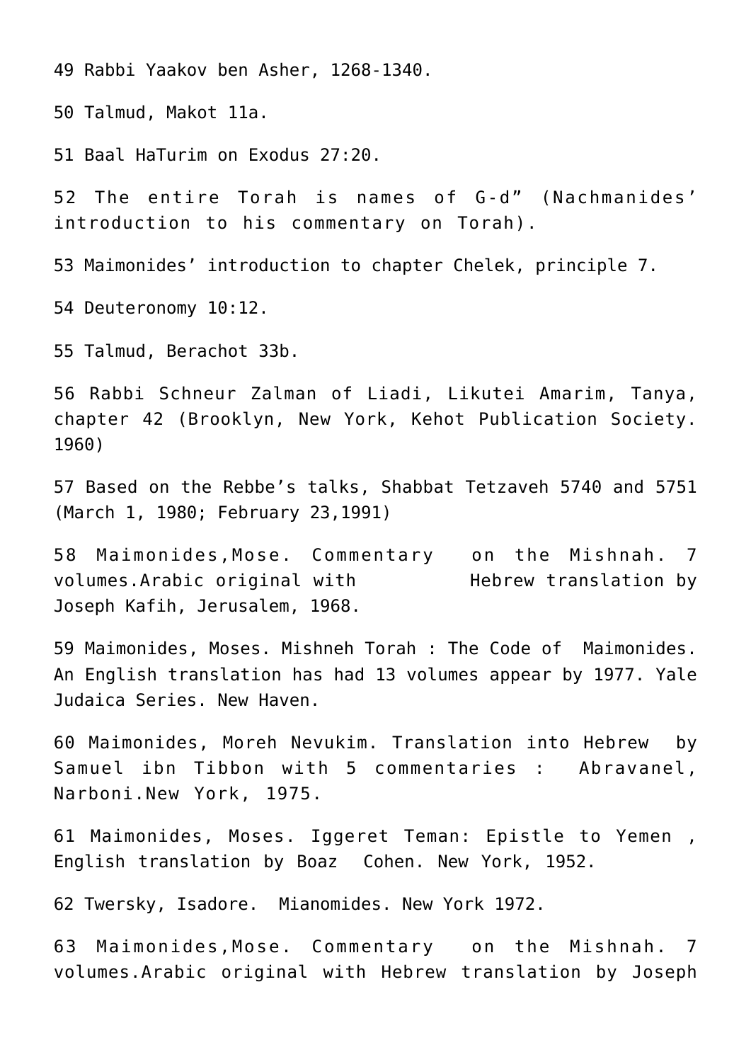49 Rabbi Yaakov ben Asher, 1268-1340.

50 Talmud, Makot 11a.

51 Baal HaTurim on Exodus 27:20.

52 The entire Torah is names of G-d" (Nachmanides' introduction to his commentary on Torah).

53 Maimonides' introduction to chapter Chelek, principle 7.

54 Deuteronomy 10:12.

55 Talmud, Berachot 33b.

56 Rabbi Schneur Zalman of Liadi, Likutei Amarim, Tanya, chapter 42 (Brooklyn, New York, Kehot Publication Society. 1960)

57 Based on the Rebbe's talks, Shabbat Tetzaveh 5740 and 5751 (March 1, 1980; February 23,1991)

58 Maimonides,Mose. Commentary on the Mishnah. 7 volumes.Arabic original with Hebrew translation by Joseph Kafih, Jerusalem, 1968.

59 Maimonides, Moses. Mishneh Torah : The Code of Maimonides. An English translation has had 13 volumes appear by 1977. Yale Judaica Series. New Haven.

60 Maimonides, Moreh Nevukim. Translation into Hebrew by Samuel ibn Tibbon with 5 commentaries : Abravanel, Narboni.New York, 1975.

61 Maimonides, Moses. Iggeret Teman: Epistle to Yemen , English translation by Boaz Cohen. New York, 1952.

62 Twersky, Isadore. Mianomides. New York 1972.

63 Maimonides,Mose. Commentary on the Mishnah. 7 volumes.Arabic original with Hebrew translation by Joseph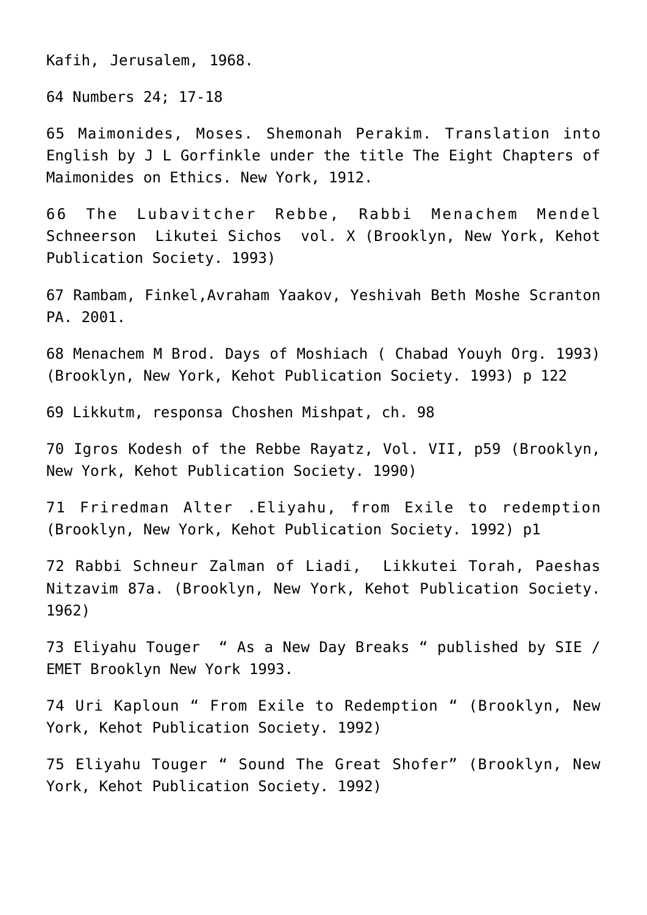Kafih, Jerusalem, 1968.

64 Numbers 24; 17-18

65 Maimonides, Moses. Shemonah Perakim. Translation into English by J L Gorfinkle under the title The Eight Chapters of Maimonides on Ethics. New York, 1912.

66 The Lubavitcher Rebbe, Rabbi Menachem Mendel Schneerson Likutei Sichos vol. X (Brooklyn, New York, Kehot Publication Society. 1993)

67 Rambam, Finkel,Avraham Yaakov, Yeshivah Beth Moshe Scranton PA. 2001.

68 Menachem M Brod. Days of Moshiach ( Chabad Youyh Org. 1993) (Brooklyn, New York, Kehot Publication Society. 1993) p 122

69 Likkutm, responsa Choshen Mishpat, ch. 98

70 Igros Kodesh of the Rebbe Rayatz, Vol. VII, p59 (Brooklyn, New York, Kehot Publication Society. 1990)

71 Friredman Alter .Eliyahu, from Exile to redemption (Brooklyn, New York, Kehot Publication Society. 1992) p1

72 Rabbi Schneur Zalman of Liadi, Likkutei Torah, Paeshas Nitzavim 87a. (Brooklyn, New York, Kehot Publication Society. 1962)

73 Eliyahu Touger " As a New Day Breaks " published by SIE / EMET Brooklyn New York 1993.

74 Uri Kaploun " From Exile to Redemption " (Brooklyn, New York, Kehot Publication Society. 1992)

75 Eliyahu Touger " Sound The Great Shofer" (Brooklyn, New York, Kehot Publication Society. 1992)